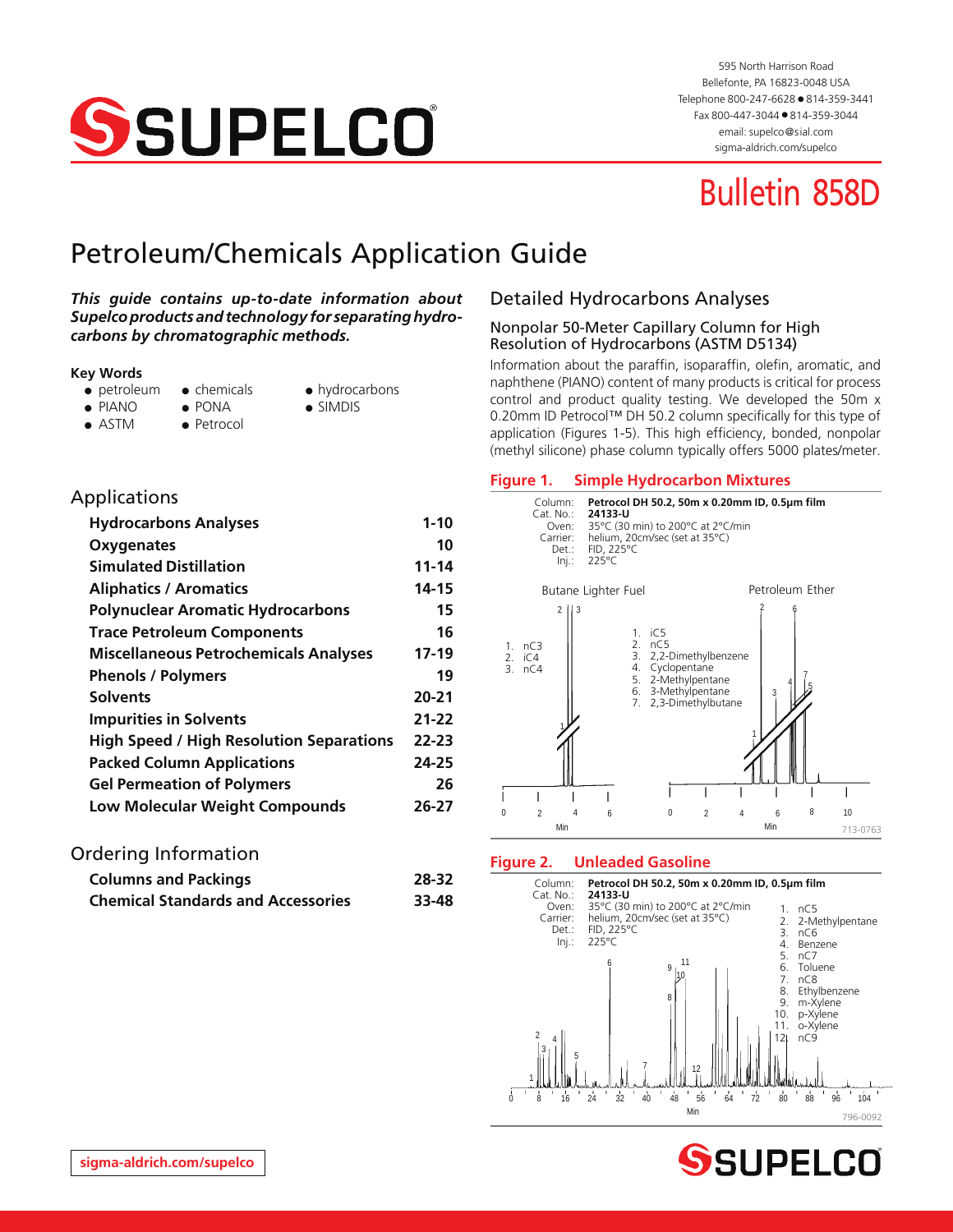# Bulletin 858D

# Petroleum/Chemicals Application Guide

***This guide contains up-to-date information about Supelco products and technology for separating hydrocarbons by chromatographic methods.***

**Key Words**

- petroleum
- PIANO
- ASTM
- chemicals
- PONA
- Petrocol
- hydrocarbons
- SIMDIS

## Applications

| | |
|---|---|
| **Hydrocarbons Analyses** | **1-10** |
| **Oxygenates** | **10** |
| **Simulated Distillation** | **11-14** |
| **Aliphatics / Aromatics** | **14-15** |
| **Polynuclear Aromatic Hydrocarbons** | **15** |
| **Trace Petroleum Components** | **16** |
| **Miscellaneous Petrochemicals Analyses** | **17-19** |
| **Phenols / Polymers** | **19** |
| **Solvents** | **20-21** |
| **Impurities in Solvents** | **21-22** |
| **High Speed / High Resolution Separations** | **22-23** |
| **Packed Column Applications** | **24-25** |
| **Gel Permeation of Polymers** | **26** |
| **Low Molecular Weight Compounds** | **26-27** |

## Ordering Information

| | |
|---|---|
| **Columns and Packings** | **28-32** |
| **Chemical Standards and Accessories** | **33-48** |

## Detailed Hydrocarbons Analyses

### Nonpolar 50-Meter Capillary Column for High Resolution of Hydrocarbons (ASTM D5134)

Information about the paraffin, isoparaffin, olefin, aromatic, and naphthene (PIANO) content of many products is critical for process control and product quality testing. We developed the 50m x 0.20mm ID Petrocol™ DH 50.2 column specifically for this type of application (Figures 1-5). This high efficiency, bonded, nonpolar (methyl silicone) phase column typically offers 5000 plates/meter.

**Figure 1. Simple Hydrocarbon Mixtures**

Column: **Petrocol DH 50.2, 50m x 0.20mm ID, 0.5µm film**
Cat. No.: **24133-U**
Oven: 35°C (30 min) to 200°C at 2°C/min
Carrier: helium, 20cm/sec (set at 35°C)
Det.: FID, 225°C
Inj.: 225°C

Butane Lighter Fuel

1. nC3
2. iC4
3. nC4

Petroleum Ether

1. iC5
2. nC5
3. 2,2-Dimethylbenzene
4. Cyclopentane
5. 2-Methylpentane
6. 3-Methylpentane
7. 2,3-Dimethylbutane

713-0763

**Figure 2. Unleaded Gasoline**

Column: **Petrocol DH 50.2, 50m x 0.20mm ID, 0.5µm film**
Cat. No.: **24133-U**
Oven: 35°C (30 min) to 200°C at 2°C/min
Carrier: helium, 20cm/sec (set at 35°C)
Det.: FID, 225°C
Inj.: 225°C

1. nC5
2. 2-Methylpentane
3. nC6
4. Benzene
5. nC7
6. Toluene
7. nC8
8. Ethylbenzene
9. m-Xylene
10. p-Xylene
11. o-Xylene
12. nC9

796-0092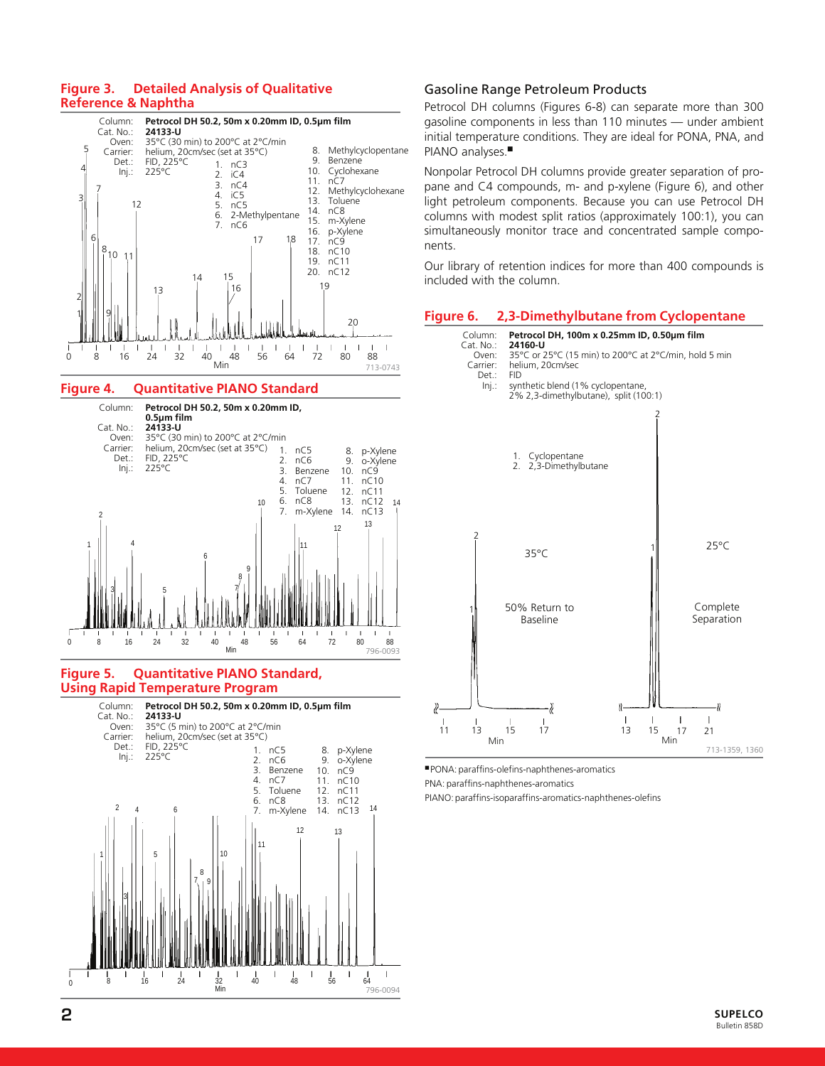## Figure 3. Detailed Analysis of Qualitative Reference & Naphtha

Column: **Petrocol DH 50.2, 50m x 0.20mm ID, 0.5µm film**
Cat. No.: **24133-U**
Oven: 35°C (30 min) to 200°C at 2°C/min
Carrier: helium, 20cm/sec (set at 35°C)
Det.: FID, 225°C
Inj.: 225°C

1. nC3
2. iC4
3. nC4
4. iC5
5. nC5
6. 2-Methylpentane
7. nC6
8. Methylcyclopentane
9. Benzene
10. Cyclohexane
11. nC7
12. Methylcyclohexane
13. Toluene
14. nC8
15. m-Xylene
16. p-Xylene
17. nC9
18. nC10
19. nC11
20. nC12

713-0743

## Figure 4. Quantitative PIANO Standard

Column: **Petrocol DH 50.2, 50m x 0.20mm ID, 0.5µm film**
Cat. No.: **24133-U**
Oven: 35°C (30 min) to 200°C at 2°C/min
Carrier: helium, 20cm/sec (set at 35°C)
Det.: FID, 225°C
Inj.: 225°C

1. nC5
2. nC6
3. Benzene
4. nC7
5. Toluene
6. nC8
7. m-Xylene
8. p-Xylene
9. o-Xylene
10. nC9
11. nC10
12. nC11
13. nC12
14. nC13

796-0093

## Figure 5. Quantitative PIANO Standard, Using Rapid Temperature Program

Column: **Petrocol DH 50.2, 50m x 0.20mm ID, 0.5µm film**
Cat. No.: **24133-U**
Oven: 35°C (5 min) to 200°C at 2°C/min
Carrier: helium, 20cm/sec (set at 35°C)
Det.: FID, 225°C
Inj.: 225°C

1. nC5
2. nC6
3. Benzene
4. nC7
5. Toluene
6. nC8
7. m-Xylene
8. p-Xylene
9. o-Xylene
10. nC9
11. nC10
12. nC11
13. nC12
14. nC13

796-0094

### Gasoline Range Petroleum Products

Petrocol DH columns (Figures 6-8) can separate more than 300 gasoline components in less than 110 minutes — under ambient initial temperature conditions. They are ideal for PONA, PNA, and PIANO analyses.■

Nonpolar Petrocol DH columns provide greater separation of propane and C4 compounds, m- and p-xylene (Figure 6), and other light petroleum components. Because you can use Petrocol DH columns with modest split ratios (approximately 100:1), you can simultaneously monitor trace and concentrated sample components.

Our library of retention indices for more than 400 compounds is included with the column.

## Figure 6. 2,3-Dimethylbutane from Cyclopentane

Column: **Petrocol DH, 100m x 0.25mm ID, 0.50µm film**
Cat. No.: **24160-U**
Oven: 35°C or 25°C (15 min) to 200°C at 2°C/min, hold 5 min
Carrier: helium, 20cm/sec
Det.: FID
Inj.: synthetic blend (1% cyclopentane, 2% 2,3-dimethylbutane), split (100:1)

1. Cyclopentane
2. 2,3-Dimethylbutane

35°C: 50% Return to Baseline

25°C: Complete Separation

713-1359, 1360

■PONA: paraffins-olefins-naphthenes-aromatics
PNA: paraffins-naphthenes-aromatics
PIANO: paraffins-isoparaffins-aromatics-naphthenes-olefins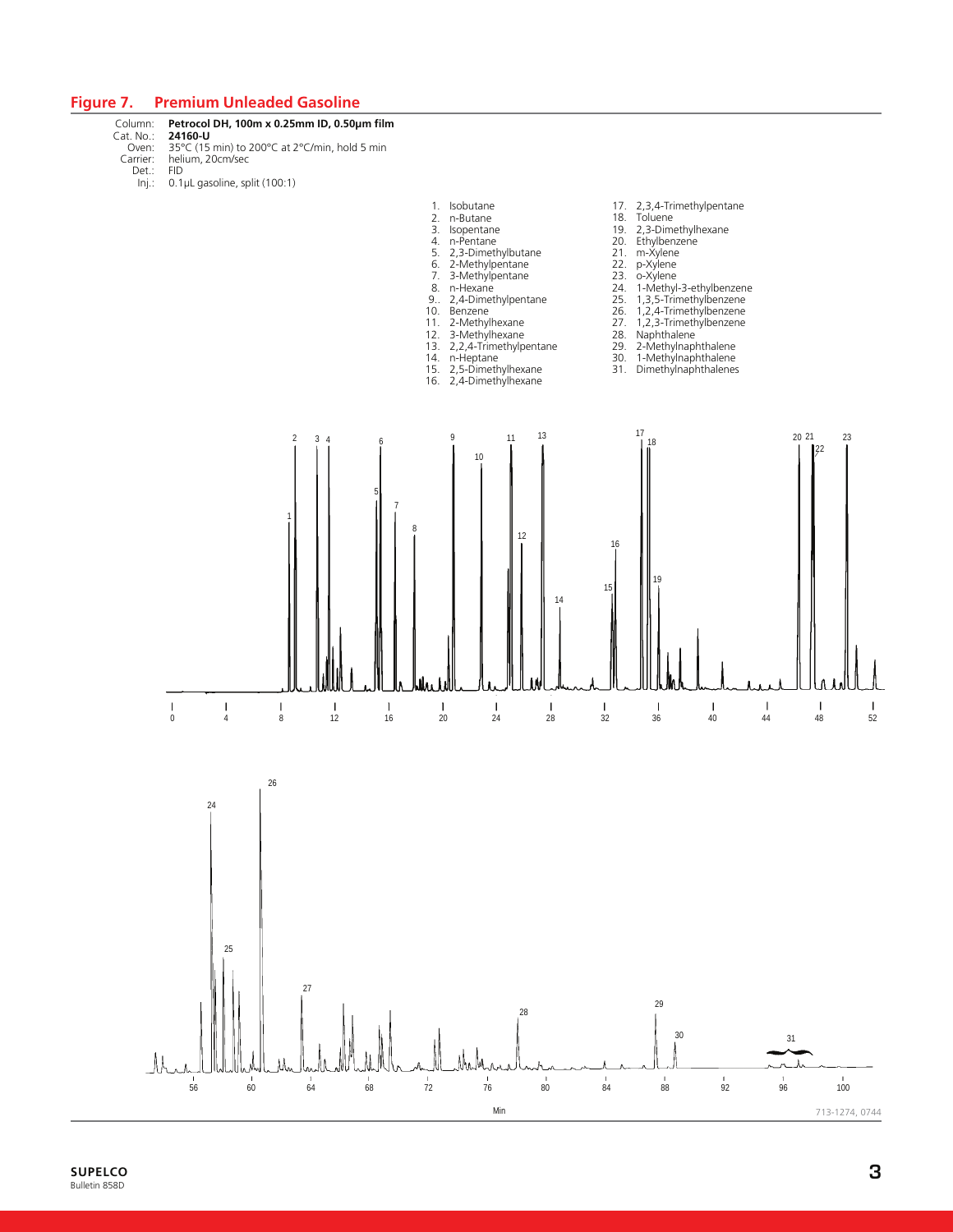## Figure 7. Premium Unleaded Gasoline

Column: **Petrocol DH, 100m x 0.25mm ID, 0.50µm film**
Cat. No.: **24160-U**
Oven: 35°C (15 min) to 200°C at 2°C/min, hold 5 min
Carrier: helium, 20cm/sec
Det.: FID
Inj.: 0.1µL gasoline, split (100:1)

1. Isobutane
2. n-Butane
3. Isopentane
4. n-Pentane
5. 2,3-Dimethylbutane
6. 2-Methylpentane
7. 3-Methylpentane
8. n-Hexane
9. 2,4-Dimethylpentane
10. Benzene
11. 2-Methylhexane
12. 3-Methylhexane
13. 2,2,4-Trimethylpentane
14. n-Heptane
15. 2,5-Dimethylhexane
16. 2,4-Dimethylhexane
17. 2,3,4-Trimethylpentane
18. Toluene
19. 2,3-Dimethylhexane
20. Ethylbenzene
21. m-Xylene
22. p-Xylene
23. o-Xylene
24. 1-Methyl-3-ethylbenzene
25. 1,3,5-Trimethylbenzene
26. 1,2,4-Trimethylbenzene
27. 1,2,3-Trimethylbenzene
28. Naphthalene
29. 2-Methylnaphthalene
30. 1-Methylnaphthalene
31. Dimethylnaphthalenes

Min

713-1274, 0744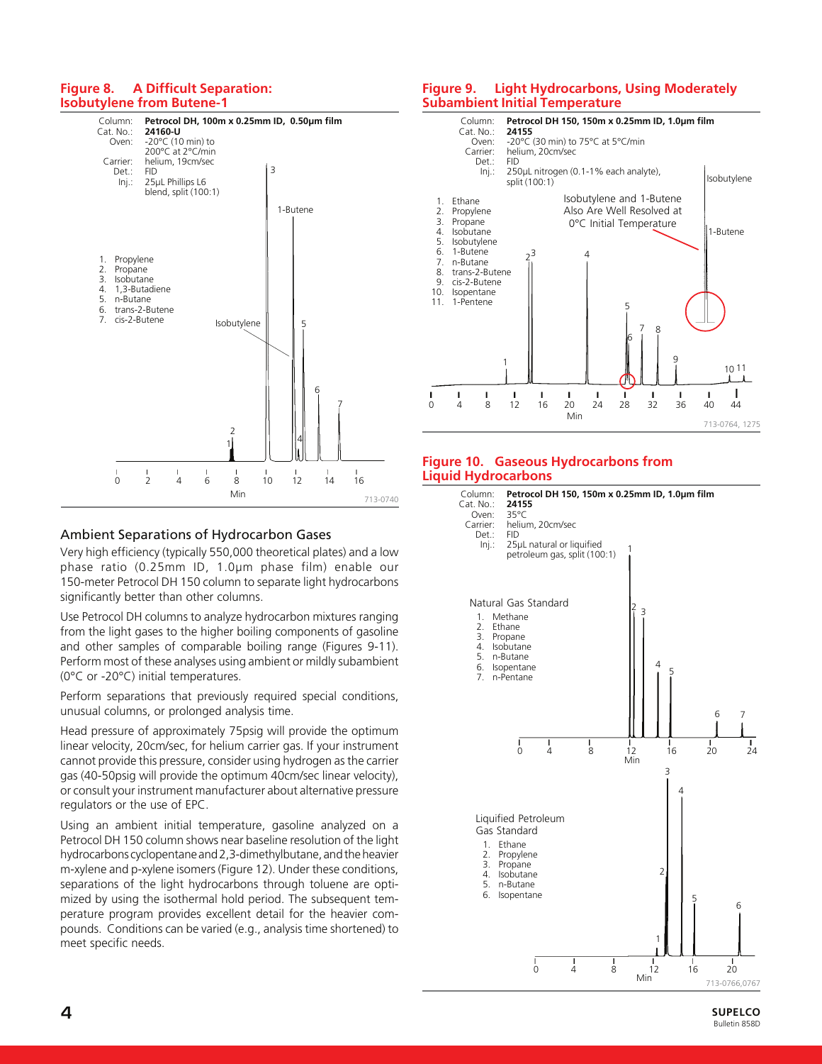## Figure 8. A Difficult Separation: Isobutylene from Butene-1

Column: **Petrocol DH, 100m x 0.25mm ID, 0.50µm film**
Cat. No.: **24160-U**
Oven: -20°C (10 min) to 200°C at 2°C/min
Carrier: helium, 19cm/sec
Det.: FID
Inj.: 25µL Phillips L6 blend, split (100:1)

1. Propylene
2. Propane
3. Isobutane
4. 1,3-Butadiene
5. n-Butane
6. trans-2-Butene
7. cis-2-Butene

713-0740

## Ambient Separations of Hydrocarbon Gases

Very high efficiency (typically 550,000 theoretical plates) and a low phase ratio (0.25mm ID, 1.0µm phase film) enable our 150-meter Petrocol DH 150 column to separate light hydrocarbons significantly better than other columns.

Use Petrocol DH columns to analyze hydrocarbon mixtures ranging from the light gases to the higher boiling components of gasoline and other samples of comparable boiling range (Figures 9-11). Perform most of these analyses using ambient or mildly subambient (0°C or -20°C) initial temperatures.

Perform separations that previously required special conditions, unusual columns, or prolonged analysis time.

Head pressure of approximately 75psig will provide the optimum linear velocity, 20cm/sec, for helium carrier gas. If your instrument cannot provide this pressure, consider using hydrogen as the carrier gas (40-50psig will provide the optimum 40cm/sec linear velocity), or consult your instrument manufacturer about alternative pressure regulators or the use of EPC.

Using an ambient initial temperature, gasoline analyzed on a Petrocol DH 150 column shows near baseline resolution of the light hydrocarbons cyclopentane and 2,3-dimethylbutane, and the heavier m-xylene and p-xylene isomers (Figure 12). Under these conditions, separations of the light hydrocarbons through toluene are optimized by using the isothermal hold period. The subsequent temperature program provides excellent detail for the heavier compounds. Conditions can be varied (e.g., analysis time shortened) to meet specific needs.

## Figure 9. Light Hydrocarbons, Using Moderately Subambient Initial Temperature

Column: **Petrocol DH 150, 150m x 0.25mm ID, 1.0µm film**
Cat. No.: **24155**
Oven: -20°C (30 min) to 75°C at 5°C/min
Carrier: helium, 20cm/sec
Det.: FID
Inj.: 250µL nitrogen (0.1-1% each analyte), split (100:1)

1. Ethane
2. Propylene
3. Propane
4. Isobutane
5. Isobutylene
6. 1-Butene
7. n-Butane
8. trans-2-Butene
9. cis-2-Butene
10. Isopentane
11. 1-Pentene

Isobutylene and 1-Butene Also Are Well Resolved at 0°C Initial Temperature

713-0764, 1275

## Figure 10. Gaseous Hydrocarbons from Liquid Hydrocarbons

Column: **Petrocol DH 150, 150m x 0.25mm ID, 1.0µm film**
Cat. No.: **24155**
Oven: 35°C
Carrier: helium, 20cm/sec
Det.: FID
Inj.: 25µL natural or liquified petroleum gas, split (100:1)

Natural Gas Standard

1. Methane
2. Ethane
3. Propane
4. Isobutane
5. n-Butane
6. Isopentane
7. n-Pentane

Liquified Petroleum Gas Standard

1. Ethane
2. Propylene
3. Propane
4. Isobutane
5. n-Butane
6. Isopentane

713-0766,0767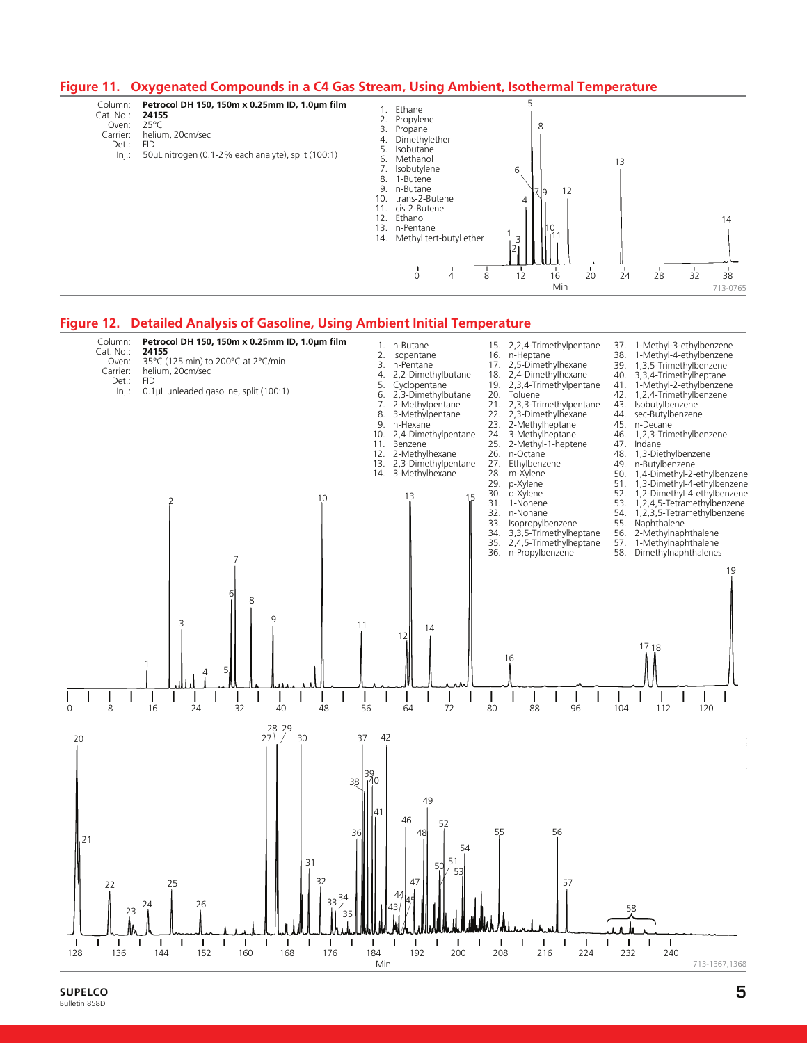## Figure 11. Oxygenated Compounds in a C4 Gas Stream, Using Ambient, Isothermal Temperature

Column: **Petrocol DH 150, 150m x 0.25mm ID, 1.0µm film**
Cat. No.: **24155**
Oven: 25°C
Carrier: helium, 20cm/sec
Det.: FID
Inj.: 50µL nitrogen (0.1-2% each analyte), split (100:1)

1. Ethane
2. Propylene
3. Propane
4. Dimethylether
5. Isobutane
6. Methanol
7. Isobutylene
8. 1-Butene
9. n-Butane
10. trans-2-Butene
11. cis-2-Butene
12. Ethanol
13. n-Pentane
14. Methyl tert-butyl ether

713-0765

## Figure 12. Detailed Analysis of Gasoline, Using Ambient Initial Temperature

Column: **Petrocol DH 150, 150m x 0.25mm ID, 1.0µm film**
Cat. No.: **24155**
Oven: 35°C (125 min) to 200°C at 2°C/min
Carrier: helium, 20cm/sec
Det.: FID
Inj.: 0.1µL unleaded gasoline, split (100:1)

1. n-Butane
2. Isopentane
3. n-Pentane
4. 2,2-Dimethylbutane
5. Cyclopentane
6. 2,3-Dimethylbutane
7. 2-Methylpentane
8. 3-Methylpentane
9. n-Hexane
10. 2,4-Dimethylpentane
11. Benzene
12. 2-Methylhexane
13. 2,3-Dimethylpentane
14. 3-Methylhexane
15. 2,2,4-Trimethylpentane
16. n-Heptane
17. 2,5-Dimethylhexane
18. 2,4-Dimethylhexane
19. 2,3,4-Trimethylpentane
20. Toluene
21. 2,3,3-Trimethylpentane
22. 2,3-Dimethylhexane
23. 2-Methylheptane
24. 3-Methylheptane
25. 2-Methyl-1-heptene
26. n-Octane
27. Ethylbenzene
28. m-Xylene
29. p-Xylene
30. o-Xylene
31. 1-Nonene
32. n-Nonane
33. Isopropylbenzene
34. 3,3,5-Trimethylheptane
35. 2,4,5-Trimethylheptane
36. n-Propylbenzene
37. 1-Methyl-3-ethylbenzene
38. 1-Methyl-4-ethylbenzene
39. 1,3,5-Trimethylbenzene
40. 3,3,4-Trimethylheptane
41. 1-Methyl-2-ethylbenzene
42. 1,2,4-Trimethylbenzene
43. Isobutylbenzene
44. sec-Butylbenzene
45. n-Decane
46. 1,2,3-Trimethylbenzene
47. Indane
48. 1,3-Diethylbenzene
49. n-Butylbenzene
50. 1,4-Dimethyl-2-ethylbenzene
51. 1,3-Dimethyl-4-ethylbenzene
52. 1,2-Dimethyl-4-ethylbenzene
53. 1,2,4,5-Tetramethylbenzene
54. 1,2,3,5-Tetramethylbenzene
55. Naphthalene
56. 2-Methylnaphthalene
57. 1-Methylnaphthalene
58. Dimethylnaphthalenes

713-1367,1368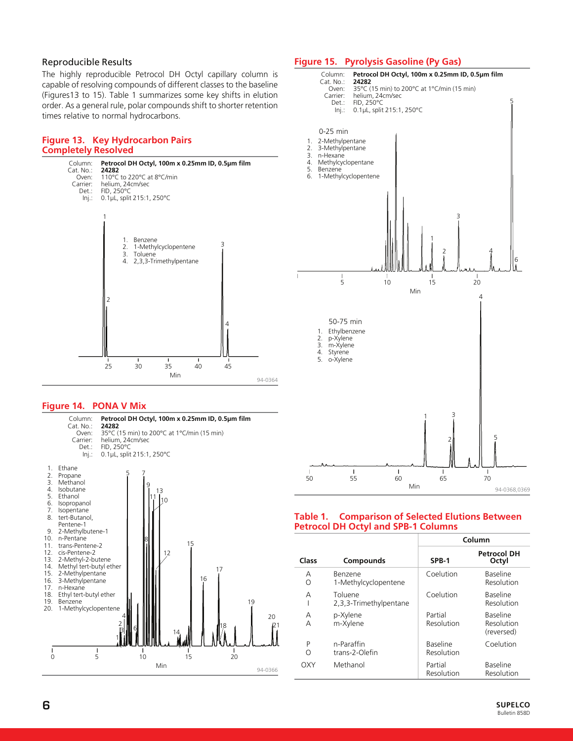### Reproducible Results

The highly reproducible Petrocol DH Octyl capillary column is capable of resolving compounds of different classes to the baseline (Figures13 to 15). Table 1 summarizes some key shifts in elution order. As a general rule, polar compounds shift to shorter retention times relative to normal hydrocarbons.

## Figure 13. Key Hydrocarbon Pairs Completely Resolved

Column: **Petrocol DH Octyl, 100m x 0.25mm ID, 0.5µm film**
Cat. No.: **24282**
Oven: 110°C to 220°C at 8°C/min
Carrier: helium, 24cm/sec
Det.: FID, 250°C
Inj.: 0.1µL, split 215:1, 250°C

1. Benzene
2. 1-Methylcyclopentene
3. Toluene
4. 2,3,3-Trimethylpentane

94-0364

## Figure 14. PONA V Mix

Column: **Petrocol DH Octyl, 100m x 0.25mm ID, 0.5µm film**
Cat. No.: **24282**
Oven: 35°C (15 min) to 200°C at 1°C/min (15 min)
Carrier: helium, 24cm/sec
Det.: FID, 250°C
Inj.: 0.1µL, split 215:1, 250°C

1. Ethane
2. Propane
3. Methanol
4. Isobutane
5. Ethanol
6. Isopropanol
7. Isopentane
8. tert-Butanol, Pentene-1
9. 2-Methylbutene-1
10. n-Pentane
11. trans-Pentene-2
12. cis-Pentene-2
13. 2-Methyl-2-butene
14. Methyl tert-butyl ether
15. 2-Methylpentane
16. 3-Methylpentane
17. n-Hexane
18. Ethyl tert-butyl ether
19. Benzene
20. 1-Methylcyclopentene

94-0366

## Figure 15. Pyrolysis Gasoline (Py Gas)

Column: **Petrocol DH Octyl, 100m x 0.25mm ID, 0.5µm film**
Cat. No.: **24282**
Oven: 35°C (15 min) to 200°C at 1°C/min (15 min)
Carrier: helium, 24cm/sec
Det.: FID, 250°C
Inj.: 0.1µL, split 215:1, 250°C

0-25 min

1. 2-Methylpentane
2. 3-Methylpentane
3. n-Hexane
4. Methylcyclopentane
5. Benzene
6. 1-Methylcyclopentene

50-75 min

1. Ethylbenzene
2. p-Xylene
3. m-Xylene
4. Styrene
5. o-Xylene

94-0368,0369

## Table 1. Comparison of Selected Elutions Between Petrocol DH Octyl and SPB-1 Columns

| | | Column | |
|---|---|---|---|
| **Class** | **Compounds** | **SPB-1** | **Petrocol DH Octyl** |
| A<br>O | Benzene<br>1-Methylcyclopentene | Coelution | Baseline Resolution |
| A<br>I | Toluene<br>2,3,3-Trimethylpentane | Coelution | Baseline Resolution |
| A<br>A | p-Xylene<br>m-Xylene | Partial Resolution | Baseline Resolution (reversed) |
| P<br>O | n-Paraffin<br>trans-2-Olefin | Baseline Resolution | Coelution |
| OXY | Methanol | Partial Resolution | Baseline Resolution |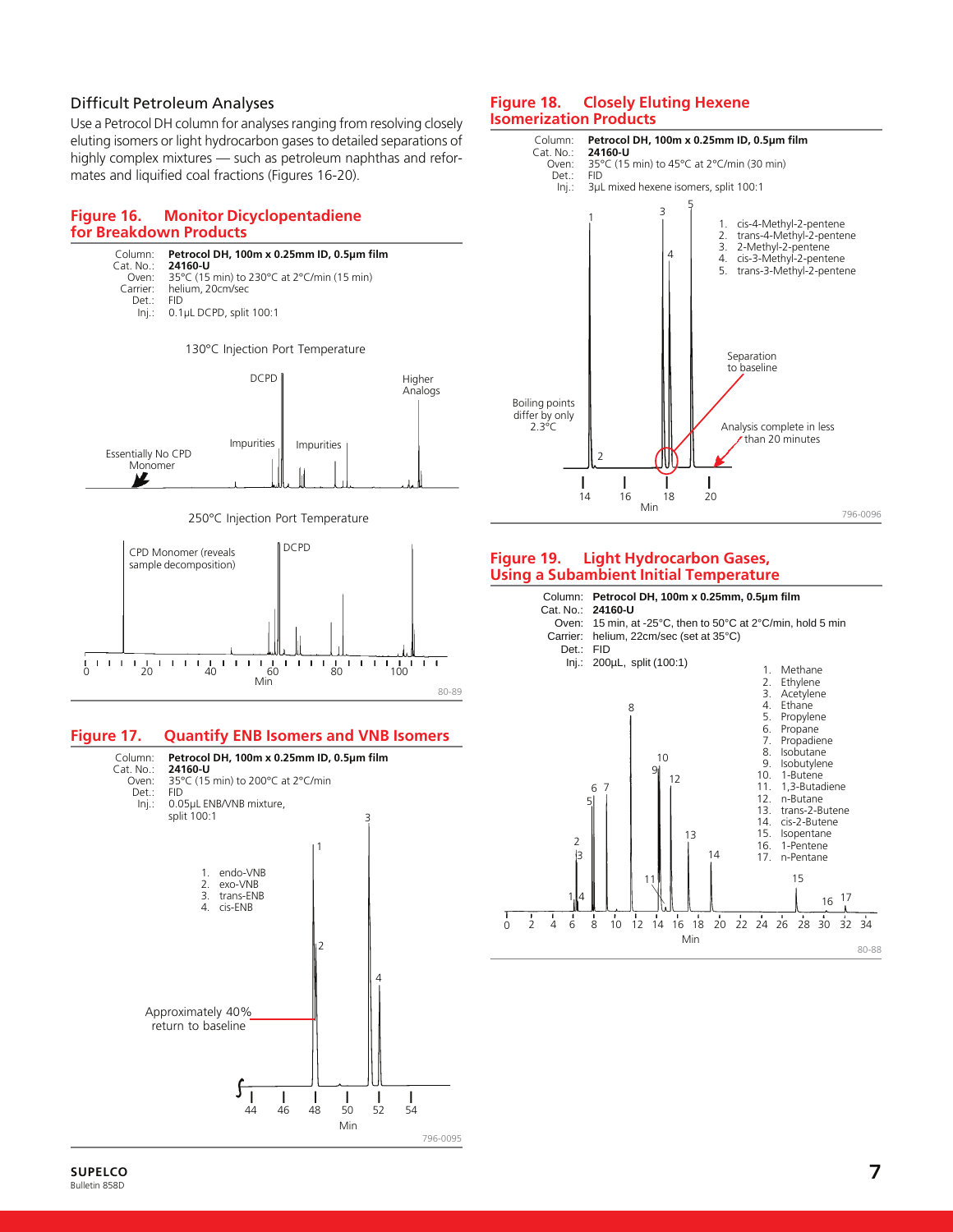## Difficult Petroleum Analyses

Use a Petrocol DH column for analyses ranging from resolving closely eluting isomers or light hydrocarbon gases to detailed separations of highly complex mixtures — such as petroleum naphthas and reformates and liquified coal fractions (Figures 16-20).

### Figure 16. Monitor Dicyclopentadiene for Breakdown Products

Column: **Petrocol DH, 100m x 0.25mm ID, 0.5µm film**
Cat. No.: **24160-U**
Oven: 35°C (15 min) to 230°C at 2°C/min (15 min)
Carrier: helium, 20cm/sec
Det.: FID
Inj.: 0.1µL DCPD, split 100:1

130°C Injection Port Temperature

DCPD; Higher Analogs; Impurities; Impurities; Essentially No CPD Monomer

250°C Injection Port Temperature

CPD Monomer (reveals sample decomposition); DCPD

Min: 0, 20, 40, 60, 80, 100

80-89

### Figure 17. Quantify ENB Isomers and VNB Isomers

Column: **Petrocol DH, 100m x 0.25mm ID, 0.5µm film**
Cat. No.: **24160-U**
Oven: 35°C (15 min) to 200°C at 2°C/min
Det.: FID
Inj.: 0.05µL ENB/VNB mixture, split 100:1

1. endo-VNB
2. exo-VNB
3. trans-ENB
4. cis-ENB

Approximately 40% return to baseline

Min: 44, 46, 48, 50, 52, 54

796-0095

### Figure 18. Closely Eluting Hexene Isomerization Products

Column: **Petrocol DH, 100m x 0.25mm ID, 0.5µm film**
Cat. No.: **24160-U**
Oven: 35°C (15 min) to 45°C at 2°C/min (30 min)
Det.: FID
Inj.: 3µL mixed hexene isomers, split 100:1

1. cis-4-Methyl-2-pentene
2. trans-4-Methyl-2-pentene
3. 2-Methyl-2-pentene
4. cis-3-Methyl-2-pentene
5. trans-3-Methyl-2-pentene

Separation to baseline

Boiling points differ by only 2.3°C

Analysis complete in less than 20 minutes

Min: 14, 16, 18, 20

796-0096

### Figure 19. Light Hydrocarbon Gases, Using a Subambient Initial Temperature

Column: **Petrocol DH, 100m x 0.25mm, 0.5µm film**
Cat. No.: **24160-U**
Oven: 15 min, at -25°C, then to 50°C at 2°C/min, hold 5 min
Carrier: helium, 22cm/sec (set at 35°C)
Det.: FID
Inj.: 200µL, split (100:1)

1. Methane
2. Ethylene
3. Acetylene
4. Ethane
5. Propylene
6. Propane
7. Propadiene
8. Isobutane
9. Isobutylene
10. 1-Butene
11. 1,3-Butadiene
12. n-Butane
13. trans-2-Butene
14. cis-2-Butene
15. Isopentane
16. 1-Pentene
17. n-Pentane

Min: 0, 2, 4, 6, 8, 10, 12, 14, 16, 18, 20, 22, 24, 26, 28, 30, 32, 34

80-88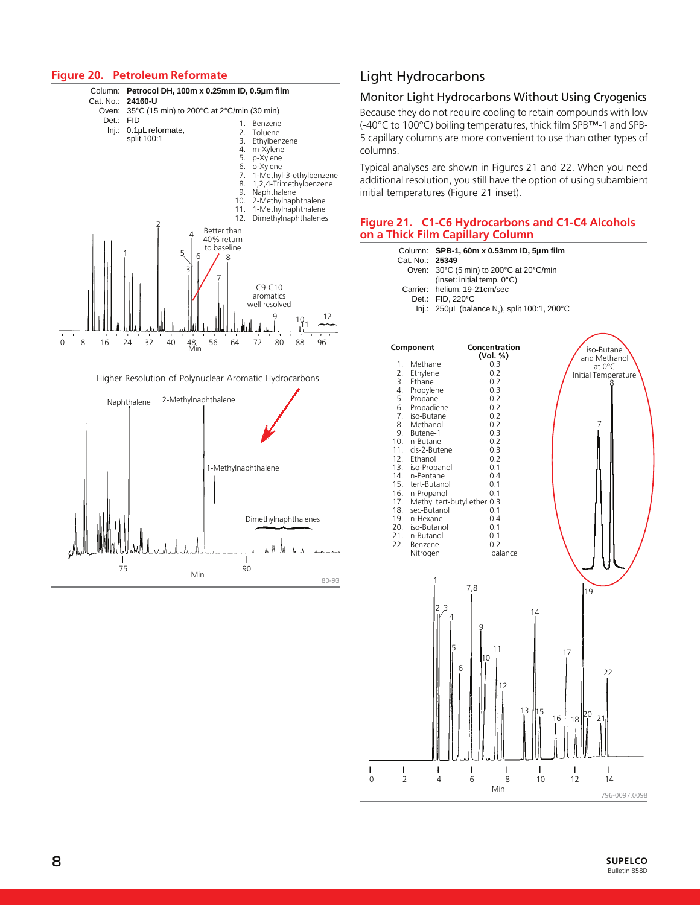## Figure 20. Petroleum Reformate

Column: **Petrocol DH, 100m x 0.25mm ID, 0.5µm film**
Cat. No.: **24160-U**
Oven: 35°C (15 min) to 200°C at 2°C/min (30 min)
Det.: FID
Inj.: 0.1µL reformate, split 100:1

1. Benzene
2. Toluene
3. Ethylbenzene
4. m-Xylene
5. p-Xylene
6. o-Xylene
7. 1-Methyl-3-ethylbenzene
8. 1,2,4-Trimethylbenzene
9. Naphthalene
10. 2-Methylnaphthalene
11. 1-Methylnaphthalene
12. Dimethylnaphthalenes

Better than 40% return to baseline

C9-C10 aromatics well resolved

Higher Resolution of Polynuclear Aromatic Hydrocarbons

80-93

# Light Hydrocarbons

## Monitor Light Hydrocarbons Without Using Cryogenics

Because they do not require cooling to retain compounds with low (-40°C to 100°C) boiling temperatures, thick film SPB™-1 and SPB-5 capillary columns are more convenient to use than other types of columns.

Typical analyses are shown in Figures 21 and 22. When you need additional resolution, you still have the option of using subambient initial temperatures (Figure 21 inset).

## Figure 21. C1-C6 Hydrocarbons and C1-C4 Alcohols on a Thick Film Capillary Column

Column: **SPB-1, 60m x 0.53mm ID, 5µm film**
Cat. No.: **25349**
Oven: 30°C (5 min) to 200°C at 20°C/min (inset: initial temp. 0°C)
Carrier: helium, 19-21cm/sec
Det.: FID, 220°C
Inj.: 250µL (balance $N_2$), split 100:1, 200°C

| | Component | Concentration (Vol. %) |
|---|---|---|
| 1. | Methane | 0.3 |
| 2. | Ethylene | 0.2 |
| 3. | Ethane | 0.2 |
| 4. | Propylene | 0.3 |
| 5. | Propane | 0.2 |
| 6. | Propadiene | 0.2 |
| 7. | iso-Butane | 0.2 |
| 8. | Methanol | 0.2 |
| 9. | Butene-1 | 0.3 |
| 10. | n-Butane | 0.2 |
| 11. | cis-2-Butene | 0.3 |
| 12. | Ethanol | 0.2 |
| 13. | iso-Propanol | 0.1 |
| 14. | n-Pentane | 0.4 |
| 15. | tert-Butanol | 0.1 |
| 16. | n-Propanol | 0.1 |
| 17. | Methyl tert-butyl ether | 0.3 |
| 18. | sec-Butanol | 0.1 |
| 19. | n-Hexane | 0.4 |
| 20. | iso-Butanol | 0.1 |
| 21. | n-Butanol | 0.1 |
| 22. | Benzene | 0.2 |
| | Nitrogen | balance |

iso-Butane and Methanol at 0°C Initial Temperature

796-0097,0098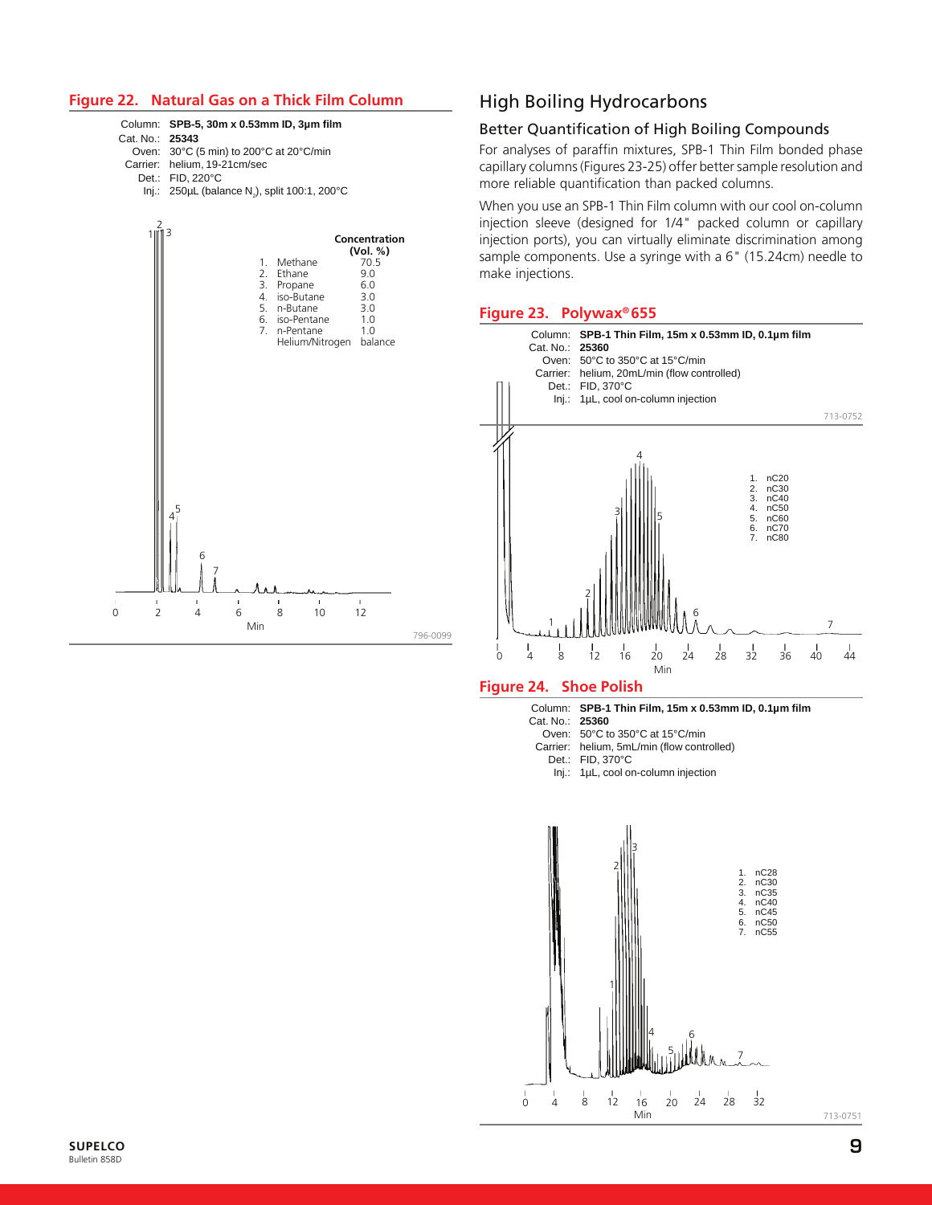## Figure 22. Natural Gas on a Thick Film Column

Column: **SPB-5, 30m x 0.53mm ID, 3µm film**
Cat. No.: **25343**
Oven: 30°C (5 min) to 200°C at 20°C/min
Carrier: helium, 19-21cm/sec
Det.: FID, 220°C
Inj.: 250µL (balance $N_2$), split 100:1, 200°C

| | | Concentration (Vol. %) |
|---|---|---|
| 1. | Methane | 70.5 |
| 2. | Ethane | 9.0 |
| 3. | Propane | 6.0 |
| 4. | iso-Butane | 3.0 |
| 5. | n-Butane | 3.0 |
| 6. | iso-Pentane | 1.0 |
| 7. | n-Pentane | 1.0 |
| | Helium/Nitrogen | balance |

796-0099

# High Boiling Hydrocarbons

## Better Quantification of High Boiling Compounds

For analyses of paraffin mixtures, SPB-1 Thin Film bonded phase capillary columns (Figures 23-25) offer better sample resolution and more reliable quantification than packed columns.

When you use an SPB-1 Thin Film column with our cool on-column injection sleeve (designed for 1/4" packed column or capillary injection ports), you can virtually eliminate discrimination among sample components. Use a syringe with a 6" (15.24cm) needle to make injections.

## Figure 23. Polywax® 655

Column: **SPB-1 Thin Film, 15m x 0.53mm ID, 0.1µm film**
Cat. No.: **25360**
Oven: 50°C to 350°C at 15°C/min
Carrier: helium, 20mL/min (flow controlled)
Det.: FID, 370°C
Inj.: 1µL, cool on-column injection

1. nC20
2. nC30
3. nC40
4. nC50
5. nC60
6. nC70
7. nC80

713-0752

## Figure 24. Shoe Polish

Column: **SPB-1 Thin Film, 15m x 0.53mm ID, 0.1µm film**
Cat. No.: **25360**
Oven: 50°C to 350°C at 15°C/min
Carrier: helium, 5mL/min (flow controlled)
Det.: FID, 370°C
Inj.: 1µL, cool on-column injection

1. nC28
2. nC30
3. nC35
4. nC40
5. nC45
6. nC50
7. nC55

713-0751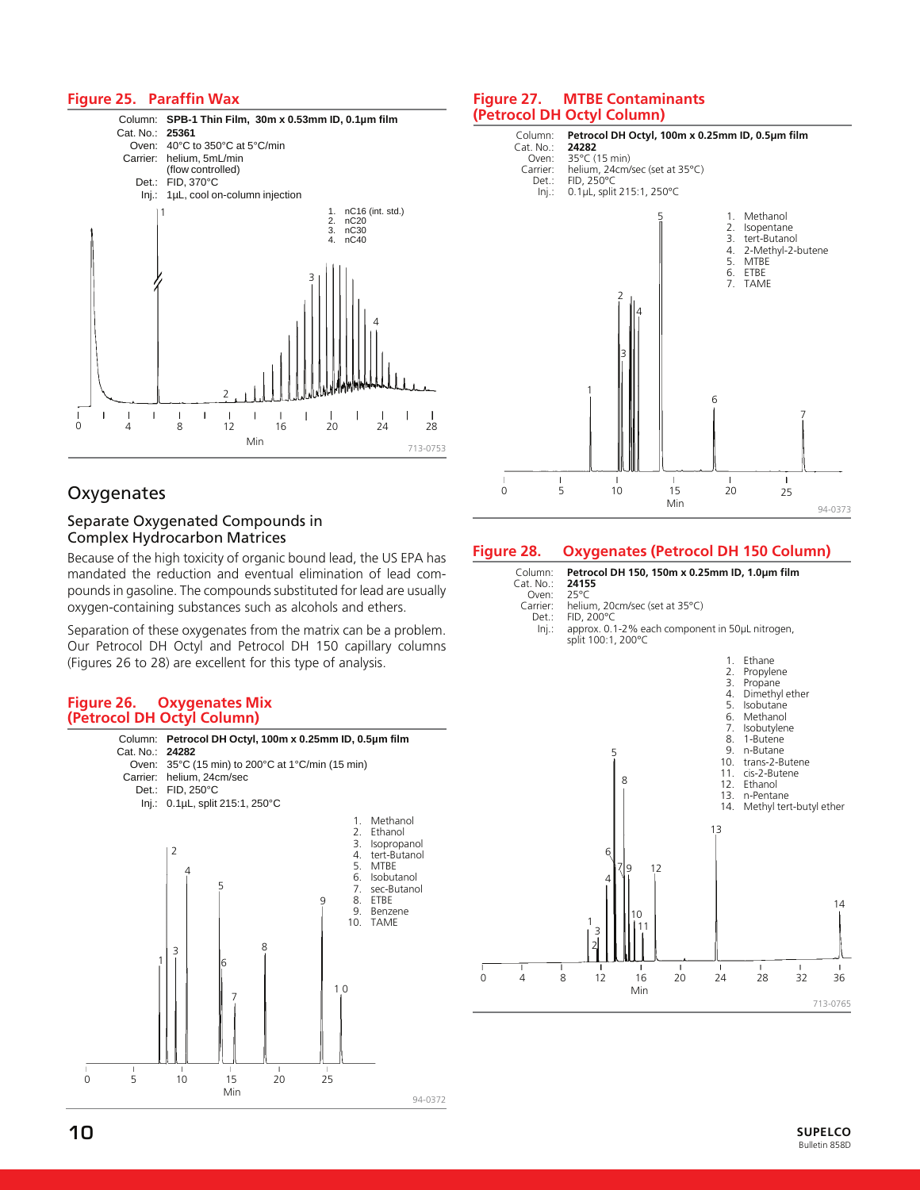### Figure 25. Paraffin Wax

Column: **SPB-1 Thin Film, 30m x 0.53mm ID, 0.1µm film**
Cat. No.: **25361**
Oven: 40°C to 350°C at 5°C/min
Carrier: helium, 5mL/min (flow controlled)
Det.: FID, 370°C
Inj.: 1µL, cool on-column injection

1. nC16 (int. std.)
2. nC20
3. nC30
4. nC40

713-0753

## Oxygenates

### Separate Oxygenated Compounds in Complex Hydrocarbon Matrices

Because of the high toxicity of organic bound lead, the US EPA has mandated the reduction and eventual elimination of lead compounds in gasoline. The compounds substituted for lead are usually oxygen-containing substances such as alcohols and ethers.

Separation of these oxygenates from the matrix can be a problem. Our Petrocol DH Octyl and Petrocol DH 150 capillary columns (Figures 26 to 28) are excellent for this type of analysis.

### Figure 26. Oxygenates Mix (Petrocol DH Octyl Column)

Column: **Petrocol DH Octyl, 100m x 0.25mm ID, 0.5µm film**
Cat. No.: **24282**
Oven: 35°C (15 min) to 200°C at 1°C/min (15 min)
Carrier: helium, 24cm/sec
Det.: FID, 250°C
Inj.: 0.1µL, split 215:1, 250°C

1. Methanol
2. Ethanol
3. Isopropanol
4. tert-Butanol
5. MTBE
6. Isobutanol
7. sec-Butanol
8. ETBE
9. Benzene
10. TAME

94-0372

### Figure 27. MTBE Contaminants (Petrocol DH Octyl Column)

Column: **Petrocol DH Octyl, 100m x 0.25mm ID, 0.5µm film**
Cat. No.: **24282**
Oven: 35°C (15 min)
Carrier: helium, 24cm/sec (set at 35°C)
Det.: FID, 250°C
Inj.: 0.1µL, split 215:1, 250°C

1. Methanol
2. Isopentane
3. tert-Butanol
4. 2-Methyl-2-butene
5. MTBE
6. ETBE
7. TAME

94-0373

### Figure 28. Oxygenates (Petrocol DH 150 Column)

Column: **Petrocol DH 150, 150m x 0.25mm ID, 1.0µm film**
Cat. No.: **24155**
Oven: 25°C
Carrier: helium, 20cm/sec (set at 35°C)
Det.: FID, 200°C
Inj.: approx. 0.1-2% each component in 50µL nitrogen, split 100:1, 200°C

1. Ethane
2. Propylene
3. Propane
4. Dimethyl ether
5. Isobutane
6. Methanol
7. Isobutylene
8. 1-Butene
9. n-Butane
10. trans-2-Butene
11. cis-2-Butene
12. Ethanol
13. n-Pentane
14. Methyl tert-butyl ether

713-0765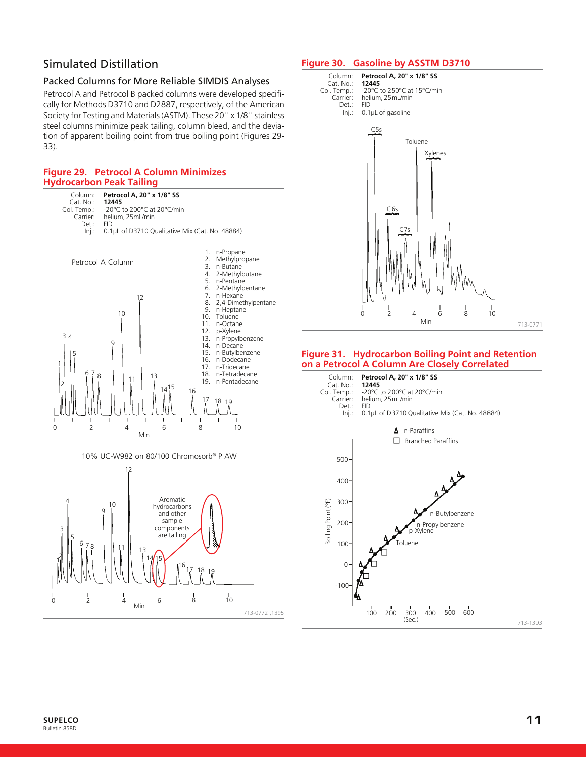## Simulated Distillation

### Packed Columns for More Reliable SIMDIS Analyses

Petrocol A and Petrocol B packed columns were developed specifically for Methods D3710 and D2887, respectively, of the American Society for Testing and Materials (ASTM). These 20" x 1/8" stainless steel columns minimize peak tailing, column bleed, and the deviation of apparent boiling point from true boiling point (Figures 29-33).

### Figure 29. Petrocol A Column Minimizes Hydrocarbon Peak Tailing

Column: **Petrocol A, 20" x 1/8" SS**
Cat. No.: **12445**
Col. Temp.: -20°C to 200°C at 20°C/min
Carrier: helium, 25mL/min
Det.: FID
Inj.: 0.1µL of D3710 Qualitative Mix (Cat. No. 48884)

Petrocol A Column

1. n-Propane
2. Methylpropane
3. n-Butane
4. 2-Methylbutane
5. n-Pentane
6. 2-Methylpentane
7. n-Hexane
8. 2,4-Dimethylpentane
9. n-Heptane
10. Toluene
11. n-Octane
12. p-Xylene
13. n-Propylbenzene
14. n-Decane
15. n-Butylbenzene
16. n-Dodecane
17. n-Tridecane
18. n-Tetradecane
19. n-Pentadecane

10% UC-W982 on 80/100 Chromosorb® P AW

Aromatic hydrocarbons and other sample components are tailing

713-0772 ,1395

### Figure 30. Gasoline by ASSTM D3710

Column: **Petrocol A, 20" x 1/8" SS**
Cat. No.: **12445**
Col. Temp.: -20°C to 250°C at 15°C/min
Carrier: helium, 25mL/min
Det.: FID
Inj.: 0.1µL of gasoline

713-0771

### Figure 31. Hydrocarbon Boiling Point and Retention on a Petrocol A Column Are Closely Correlated

Column: **Petrocol A, 20" x 1/8" SS**
Cat. No.: **12445**
Col. Temp.: -20°C to 200°C at 20°C/min
Carrier: helium, 25mL/min
Det.: FID
Inj.: 0.1µL of D3710 Qualitative Mix (Cat. No. 48884)

713-1393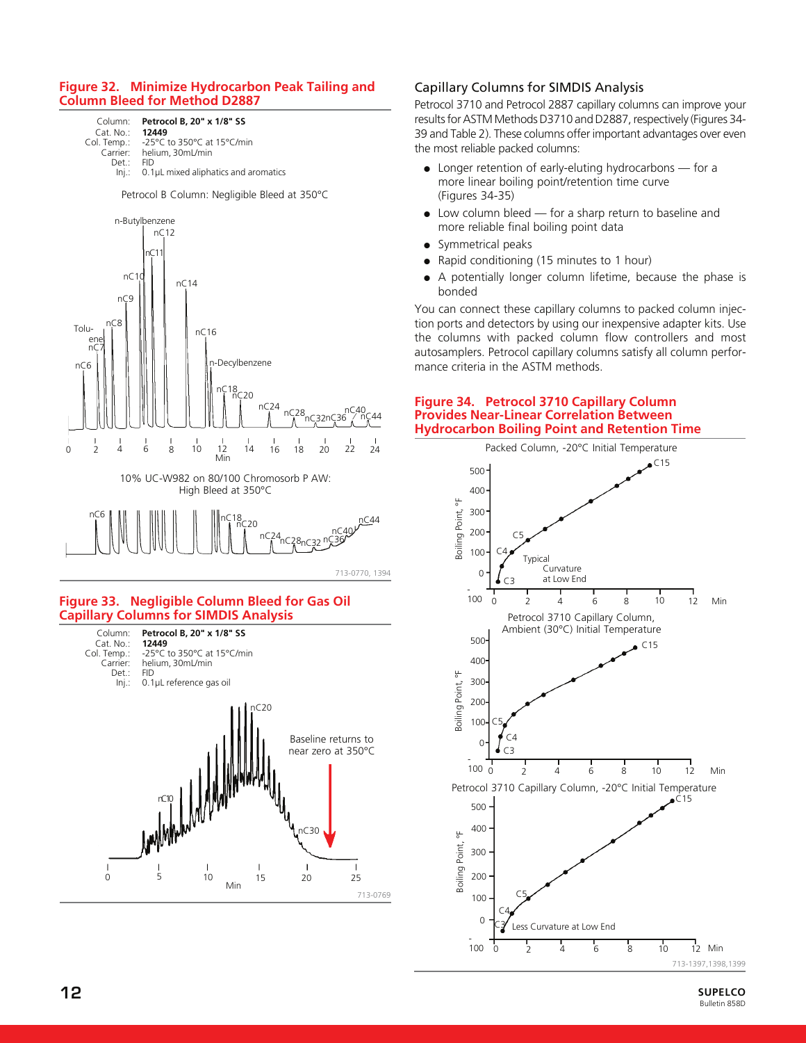## Figure 32. Minimize Hydrocarbon Peak Tailing and Column Bleed for Method D2887

Column: **Petrocol B, 20" x 1/8" SS**
Cat. No.: **12449**
Col. Temp.: -25°C to 350°C at 15°C/min
Carrier: helium, 30mL/min
Det.: FID
Inj.: 0.1µL mixed aliphatics and aromatics

Petrocol B Column: Negligible Bleed at 350°C

10% UC-W982 on 80/100 Chromosorb P AW: High Bleed at 350°C

713-0770, 1394

## Figure 33. Negligible Column Bleed for Gas Oil Capillary Columns for SIMDIS Analysis

Column: **Petrocol B, 20" x 1/8" SS**
Cat. No.: **12449**
Col. Temp.: -25°C to 350°C at 15°C/min
Carrier: helium, 30mL/min
Det.: FID
Inj.: 0.1µL reference gas oil

Baseline returns to near zero at 350°C

713-0769

## Capillary Columns for SIMDIS Analysis

Petrocol 3710 and Petrocol 2887 capillary columns can improve your results for ASTM Methods D3710 and D2887, respectively (Figures 34-39 and Table 2). These columns offer important advantages over even the most reliable packed columns:

- Longer retention of early-eluting hydrocarbons — for a more linear boiling point/retention time curve (Figures 34-35)
- Low column bleed — for a sharp return to baseline and more reliable final boiling point data
- Symmetrical peaks
- Rapid conditioning (15 minutes to 1 hour)
- A potentially longer column lifetime, because the phase is bonded

You can connect these capillary columns to packed column injection ports and detectors by using our inexpensive adapter kits. Use the columns with packed column flow controllers and most autosamplers. Petrocol capillary columns satisfy all column performance criteria in the ASTM methods.

## Figure 34. Petrocol 3710 Capillary Column Provides Near-Linear Correlation Between Hydrocarbon Boiling Point and Retention Time

Packed Column, -20°C Initial Temperature

Typical Curvature at Low End

Petrocol 3710 Capillary Column, Ambient (30°C) Initial Temperature

Petrocol 3710 Capillary Column, -20°C Initial Temperature

Less Curvature at Low End

713-1397,1398,1399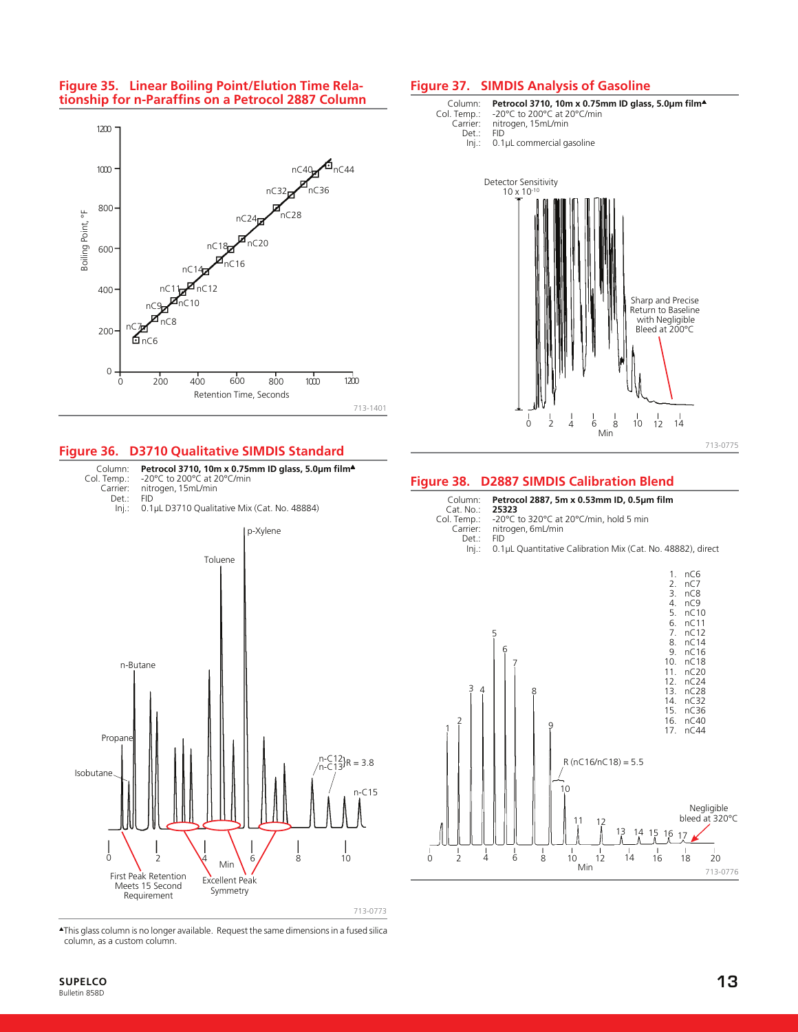### Figure 35. Linear Boiling Point/Elution Time Relationship for n-Paraffins on a Petrocol 2887 Column

713-1401

### Figure 36. D3710 Qualitative SIMDIS Standard

Column: **Petrocol 3710, 10m x 0.75mm ID glass, 5.0µm film▲**
Col. Temp.: -20°C to 200°C at 20°C/min
Carrier: nitrogen, 15mL/min
Det.: FID
Inj.: 0.1µL D3710 Qualitative Mix (Cat. No. 48884)

713-0773

▲This glass column is no longer available. Request the same dimensions in a fused silica column, as a custom column.

### Figure 37. SIMDIS Analysis of Gasoline

Column: **Petrocol 3710, 10m x 0.75mm ID glass, 5.0µm film▲**
Col. Temp.: -20°C to 200°C at 20°C/min
Carrier: nitrogen, 15mL/min
Det.: FID
Inj.: 0.1µL commercial gasoline

713-0775

### Figure 38. D2887 SIMDIS Calibration Blend

Column: **Petrocol 2887, 5m x 0.53mm ID, 0.5µm film**
Cat. No.: **25323**
Col. Temp.: -20°C to 320°C at 20°C/min, hold 5 min
Carrier: nitrogen, 6mL/min
Det.: FID
Inj.: 0.1µL Quantitative Calibration Mix (Cat. No. 48882), direct

1. nC6
2. nC7
3. nC8
4. nC9
5. nC10
6. nC11
7. nC12
8. nC14
9. nC16
10. nC18
11. nC20
12. nC24
13. nC28
14. nC32
15. nC36
16. nC40
17. nC44

713-0776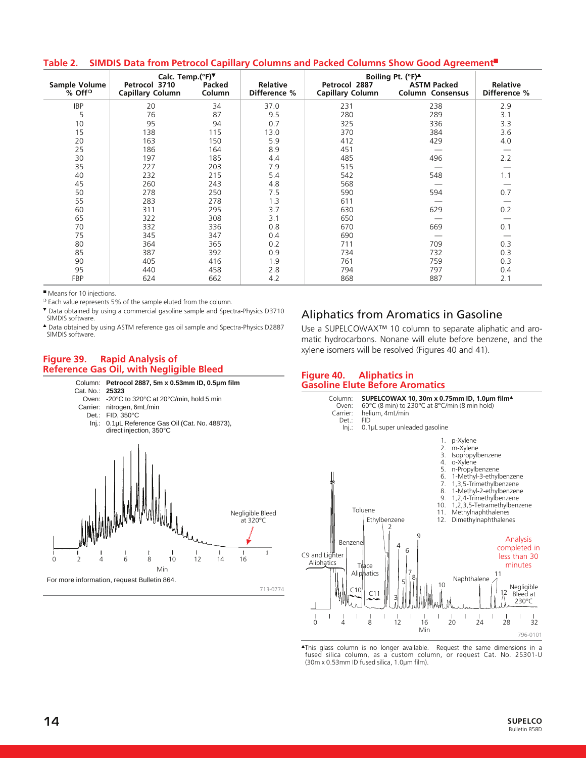## Table 2. SIMDIS Data from Petrocol Capillary Columns and Packed Columns Show Good Agreement■

| Sample Volume % Off○ | Calc. Temp.(°F)▼ Petrocol 3710 Capillary Column | Packed Column | Relative Difference % | Boiling Pt. (°F)▲ Petrocol 2887 Capillary Column | ASTM Packed Column Consensus | Relative Difference % |
|---|---|---|---|---|---|---|
| IBP | 20 | 34 | 37.0 | 231 | 238 | 2.9 |
| 5 | 76 | 87 | 9.5 | 280 | 289 | 3.1 |
| 10 | 95 | 94 | 0.7 | 325 | 336 | 3.3 |
| 15 | 138 | 115 | 13.0 | 370 | 384 | 3.6 |
| 20 | 163 | 150 | 5.9 | 412 | 429 | 4.0 |
| 25 | 186 | 164 | 8.9 | 451 | — | — |
| 30 | 197 | 185 | 4.4 | 485 | 496 | 2.2 |
| 35 | 227 | 203 | 7.9 | 515 | — | — |
| 40 | 232 | 215 | 5.4 | 542 | 548 | 1.1 |
| 45 | 260 | 243 | 4.8 | 568 | — | — |
| 50 | 278 | 250 | 7.5 | 590 | 594 | 0.7 |
| 55 | 283 | 278 | 1.3 | 611 | — | — |
| 60 | 311 | 295 | 3.7 | 630 | 629 | 0.2 |
| 65 | 322 | 308 | 3.1 | 650 | — | — |
| 70 | 332 | 336 | 0.8 | 670 | 669 | 0.1 |
| 75 | 345 | 347 | 0.4 | 690 | — | — |
| 80 | 364 | 365 | 0.2 | 711 | 709 | 0.3 |
| 85 | 387 | 392 | 0.9 | 734 | 732 | 0.3 |
| 90 | 405 | 416 | 1.9 | 761 | 759 | 0.3 |
| 95 | 440 | 458 | 2.8 | 794 | 797 | 0.4 |
| FBP | 624 | 662 | 4.2 | 868 | 887 | 2.1 |

■ Means for 10 injections.
○ Each value represents 5% of the sample eluted from the column.
▼ Data obtained by using a commercial gasoline sample and Spectra-Physics D3710 SIMDIS software.
▲ Data obtained by using ASTM reference gas oil sample and Spectra-Physics D2887 SIMDIS software.

## Figure 39. Rapid Analysis of Reference Gas Oil, with Negligible Bleed

Column: **Petrocol 2887, 5m x 0.53mm ID, 0.5µm film**
Cat. No.: **25323**
Oven: -20°C to 320°C at 20°C/min, hold 5 min
Carrier: nitrogen, 6mL/min
Det.: FID, 350°C
Inj.: 0.1µL Reference Gas Oil (Cat. No. 48873), direct injection, 350°C

Negligible Bleed at 320°C

Min

For more information, request Bulletin 864.

713-0774

## Aliphatics from Aromatics in Gasoline

Use a SUPELCOWAX™ 10 column to separate aliphatic and aromatic hydrocarbons. Nonane will elute before benzene, and the xylene isomers will be resolved (Figures 40 and 41).

## Figure 40. Aliphatics in Gasoline Elute Before Aromatics

Column: **SUPELCOWAX 10, 30m x 0.75mm ID, 1.0µm film▲**
Oven: 60°C (8 min) to 230°C at 8°C/min (8 min hold)
Carrier: helium, 4mL/min
Det.: FID
Inj.: 0.1µL super unleaded gasoline

1. p-Xylene
2. m-Xylene
3. Isopropylbenzene
4. o-Xylene
5. n-Propylbenzene
6. 1-Methyl-3-ethylbenzene
7. 1,3,5-Trimethylbenzene
8. 1-Methyl-2-ethylbenzene
9. 1,2,4-Trimethylbenzene
10. 1,2,3,5-Tetramethylbenzene
11. Methylnaphthalenes
12. Dimethylnaphthalenes

Analysis completed in less than 30 minutes

Min

796-0101

▲This glass column is no longer available. Request the same dimensions in a fused silica column, as a custom column, or request Cat. No. 25301-U (30m x 0.53mm ID fused silica, 1.0µm film).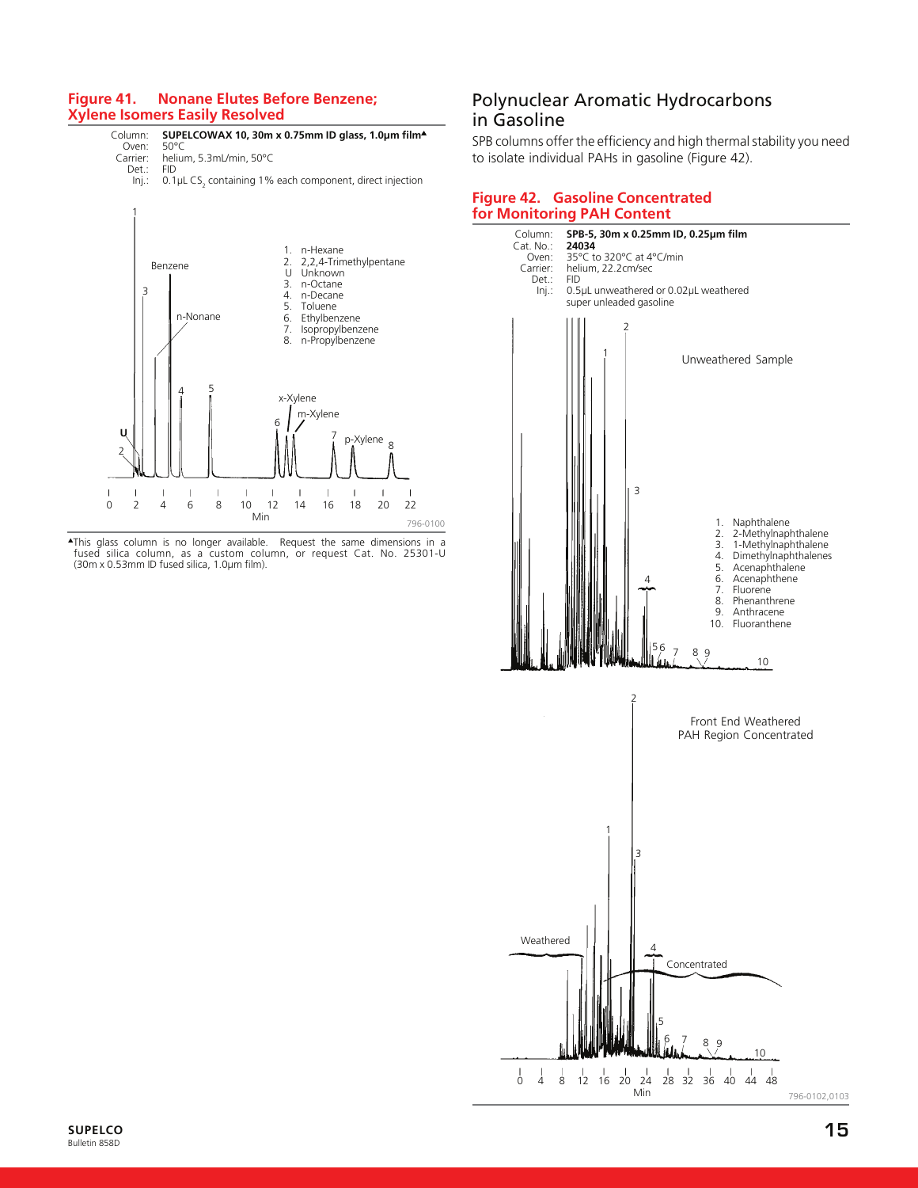### Figure 41. Nonane Elutes Before Benzene; Xylene Isomers Easily Resolved

Column: **SUPELCOWAX 10, 30m x 0.75mm ID glass, 1.0µm film▲**
Oven: 50°C
Carrier: helium, 5.3mL/min, 50°C
Det.: FID
Inj.: 0.1µL $CS_2$ containing 1% each component, direct injection

1. n-Hexane
2. 2,2,4-Trimethylpentane
U Unknown
3. n-Octane
4. n-Decane
5. Toluene
6. Ethylbenzene
7. Isopropylbenzene
8. n-Propylbenzene

796-0100

▲This glass column is no longer available. Request the same dimensions in a fused silica column, as a custom column, or request Cat. No. 25301-U (30m x 0.53mm ID fused silica, 1.0µm film).

## Polynuclear Aromatic Hydrocarbons in Gasoline

SPB columns offer the efficiency and high thermal stability you need to isolate individual PAHs in gasoline (Figure 42).

### Figure 42. Gasoline Concentrated for Monitoring PAH Content

Column: **SPB-5, 30m x 0.25mm ID, 0.25µm film**
Cat. No.: **24034**
Oven: 35°C to 320°C at 4°C/min
Carrier: helium, 22.2cm/sec
Det.: FID
Inj.: 0.5µL unweathered or 0.02µL weathered super unleaded gasoline

1. Naphthalene
2. 2-Methylnaphthalene
3. 1-Methylnaphthalene
4. Dimethylnaphthalenes
5. Acenaphthalene
6. Acenaphthene
7. Fluorene
8. Phenanthrene
9. Anthracene
10. Fluoranthene

796-0102,0103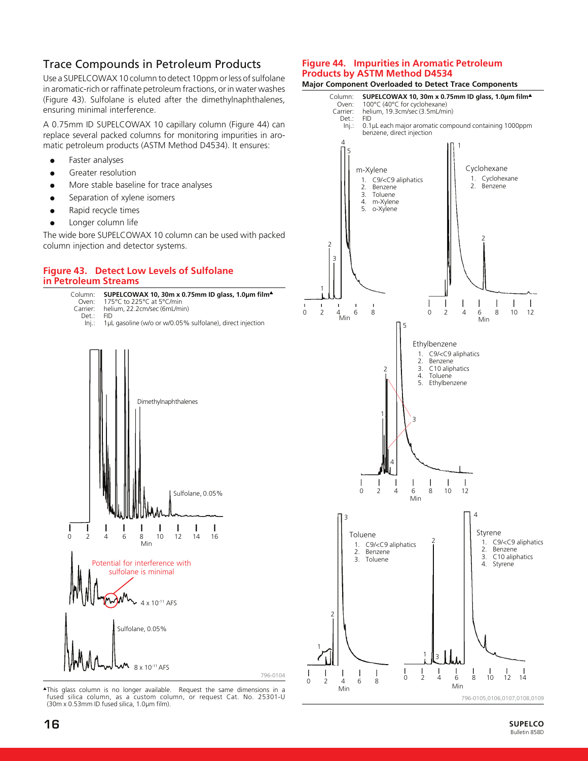## Trace Compounds in Petroleum Products

Use a SUPELCOWAX 10 column to detect 10ppm or less of sulfolane in aromatic-rich or raffinate petroleum fractions, or in water washes (Figure 43). Sulfolane is eluted after the dimethylnaphthalenes, ensuring minimal interference.

A 0.75mm ID SUPELCOWAX 10 capillary column (Figure 44) can replace several packed columns for monitoring impurities in aromatic petroleum products (ASTM Method D4534). It ensures:

- Faster analyses
- Greater resolution
- More stable baseline for trace analyses
- Separation of xylene isomers
- Rapid recycle times
- Longer column life

The wide bore SUPELCOWAX 10 column can be used with packed column injection and detector systems.

### Figure 43. Detect Low Levels of Sulfolane in Petroleum Streams

Column: **SUPELCOWAX 10, 30m x 0.75mm ID glass, 1.0µm film▲**
Oven: 175°C to 225°C at 5°C/min
Carrier: helium, 22.2cm/sec (6mL/min)
Det.: FID
Inj.: 1µL gasoline (w/o or w/0.05% sulfolane), direct injection

Dimethylnaphthalenes

Sulfolane, 0.05%

Min

Potential for interference with sulfolane is minimal

$4 \times 10^{-11}$ AFS

Sulfolane, 0.05%

$8 \times 10^{-11}$ AFS

796-0104

▲This glass column is no longer available. Request the same dimensions in a fused silica column, as a custom column, or request Cat. No. 25301-U (30m x 0.53mm ID fused silica, 1.0µm film).

### Figure 44. Impurities in Aromatic Petroleum Products by ASTM Method D4534

**Major Component Overloaded to Detect Trace Components**

Column: **SUPELCOWAX 10, 30m x 0.75mm ID glass, 1.0µm film▲**
Oven: 100°C (40°C for cyclohexane)
Carrier: helium, 19.3cm/sec (3.5mL/min)
Det.: FID
Inj.: 0.1µL each major aromatic compound containing 1000ppm benzene, direct injection

m-Xylene
1. C9/<C9 aliphatics
2. Benzene
3. Toluene
4. m-Xylene
5. o-Xylene

Cyclohexane
1. Cyclohexane
2. Benzene

Ethylbenzene
1. C9/<C9 aliphatics
2. Benzene
3. C10 aliphatics
4. Toluene
5. Ethylbenzene

Toluene
1. C9/<C9 aliphatics
2. Benzene
3. Toluene

Styrene
1. C9/<C9 aliphatics
2. Benzene
3. C10 aliphatics
4. Styrene

796-0105,0106,0107,0108,0109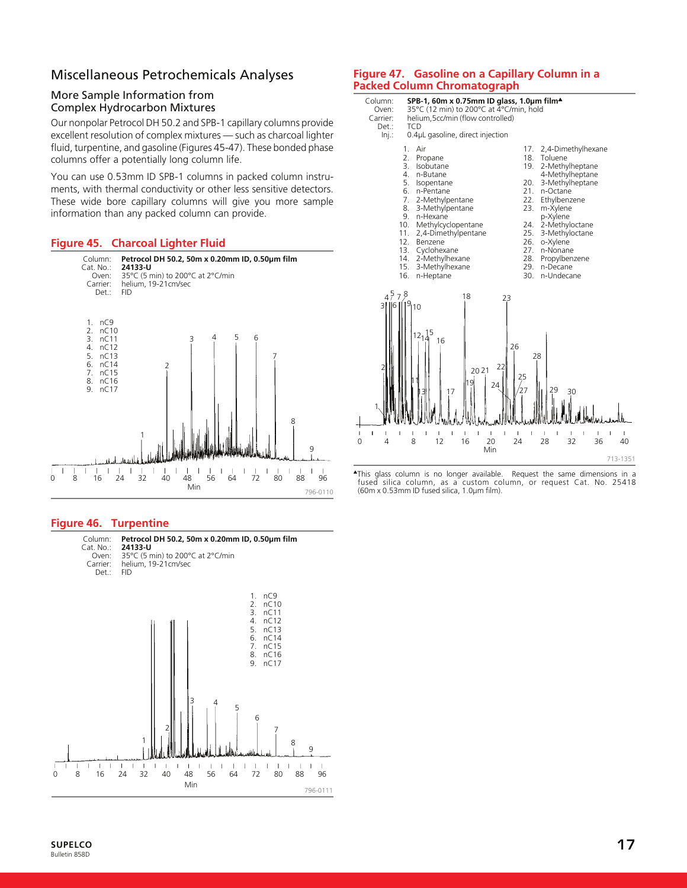## Miscellaneous Petrochemicals Analyses

### More Sample Information from Complex Hydrocarbon Mixtures

Our nonpolar Petrocol DH 50.2 and SPB-1 capillary columns provide excellent resolution of complex mixtures — such as charcoal lighter fluid, turpentine, and gasoline (Figures 45-47). These bonded phase columns offer a potentially long column life.

You can use 0.53mm ID SPB-1 columns in packed column instruments, with thermal conductivity or other less sensitive detectors. These wide bore capillary columns will give you more sample information than any packed column can provide.

### Figure 45. Charcoal Lighter Fluid

Column: **Petrocol DH 50.2, 50m x 0.20mm ID, 0.50µm film**
Cat. No.: **24133-U**
Oven: 35°C (5 min) to 200°C at 2°C/min
Carrier: helium, 19-21cm/sec
Det.: FID

1. nC9
2. nC10
3. nC11
4. nC12
5. nC13
6. nC14
7. nC15
8. nC16
9. nC17

796-0110

### Figure 46. Turpentine

Column: **Petrocol DH 50.2, 50m x 0.20mm ID, 0.50µm film**
Cat. No.: **24133-U**
Oven: 35°C (5 min) to 200°C at 2°C/min
Carrier: helium, 19-21cm/sec
Det.: FID

1. nC9
2. nC10
3. nC11
4. nC12
5. nC13
6. nC14
7. nC15
8. nC16
9. nC17

796-0111

### Figure 47. Gasoline on a Capillary Column in a Packed Column Chromatograph

Column: **SPB-1, 60m x 0.75mm ID glass, 1.0µm film**▲
Oven: 35°C (12 min) to 200°C at 4°C/min, hold
Carrier: helium, 5cc/min (flow controlled)
Det.: TCD
Inj.: 0.4µL gasoline, direct injection

1. Air
2. Propane
3. Isobutane
4. n-Butane
5. Isopentane
6. n-Pentane
7. 2-Methylpentane
8. 3-Methylpentane
9. n-Hexane
10. Methylcyclopentane
11. 2,4-Dimethylpentane
12. Benzene
13. Cyclohexane
14. 2-Methylhexane
15. 3-Methylhexane
16. n-Heptane
17. 2,4-Dimethylhexane
18. Toluene
19. 2-Methylheptane, 4-Methylheptane
20. 3-Methylheptane
21. n-Octane
22. Ethylbenzene
23. m-Xylene, p-Xylene
24. 2-Methyloctane
25. 3-Methyloctane
26. o-Xylene
27. n-Nonane
28. Propylbenzene
29. n-Decane
30. n-Undecane

713-1351

▲This glass column is no longer available. Request the same dimensions in a fused silica column, as a custom column, or request Cat. No. 25418 (60m x 0.53mm ID fused silica, 1.0µm film).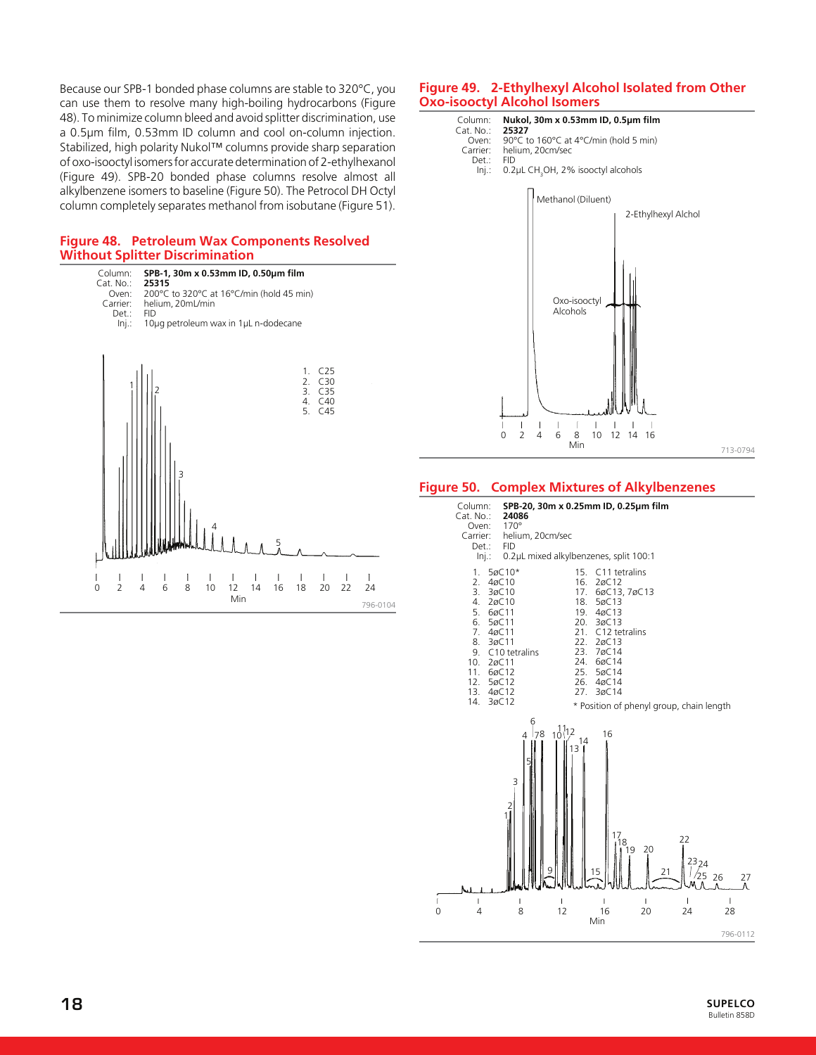Because our SPB-1 bonded phase columns are stable to 320°C, you can use them to resolve many high-boiling hydrocarbons (Figure 48). To minimize column bleed and avoid splitter discrimination, use a 0.5μm film, 0.53mm ID column and cool on-column injection. Stabilized, high polarity Nukol™ columns provide sharp separation of oxo-isooctyl isomers for accurate determination of 2-ethylhexanol (Figure 49). SPB-20 bonded phase columns resolve almost all alkylbenzene isomers to baseline (Figure 50). The Petrocol DH Octyl column completely separates methanol from isobutane (Figure 51).

### Figure 48. Petroleum Wax Components Resolved Without Splitter Discrimination

Column: **SPB-1, 30m x 0.53mm ID, 0.50μm film**
Cat. No.: **25315**
Oven: 200°C to 320°C at 16°C/min (hold 45 min)
Carrier: helium, 20mL/min
Det.: FID
Inj.: 10μg petroleum wax in 1μL n-dodecane

1. C25
2. C30
3. C35
4. C40
5. C45

796-0104

### Figure 49. 2-Ethylhexyl Alcohol Isolated from Other Oxo-isooctyl Alcohol Isomers

Column: **Nukol, 30m x 0.53mm ID, 0.5μm film**
Cat. No.: **25327**
Oven: 90°C to 160°C at 4°C/min (hold 5 min)
Carrier: helium, 20cm/sec
Det.: FID
Inj.: 0.2μL $CH_3OH$, 2% isooctyl alcohols

Methanol (Diluent)
2-Ethylhexyl Alchol
Oxo-isooctyl Alcohols

713-0794

### Figure 50. Complex Mixtures of Alkylbenzenes

Column: **SPB-20, 30m x 0.25mm ID, 0.25μm film**
Cat. No.: **24086**
Oven: 170°
Carrier: helium, 20cm/sec
Det.: FID
Inj.: 0.2μL mixed alkylbenzenes, split 100:1

1. 5øC10*
2. 4øC10
3. 3øC10
4. 2øC10
5. 6øC11
6. 5øC11
7. 4øC11
8. 3øC11
9. C10 tetralins
10. 2øC11
11. 6øC12
12. 5øC12
13. 4øC12
14. 3øC12
15. C11 tetralins
16. 2øC12
17. 6øC13, 7øC13
18. 5øC13
19. 4øC13
20. 3øC13
21. C12 tetralins
22. 2øC13
23. 7øC14
24. 6øC14
25. 5øC14
26. 4øC14
27. 3øC14

\* Position of phenyl group, chain length

796-0112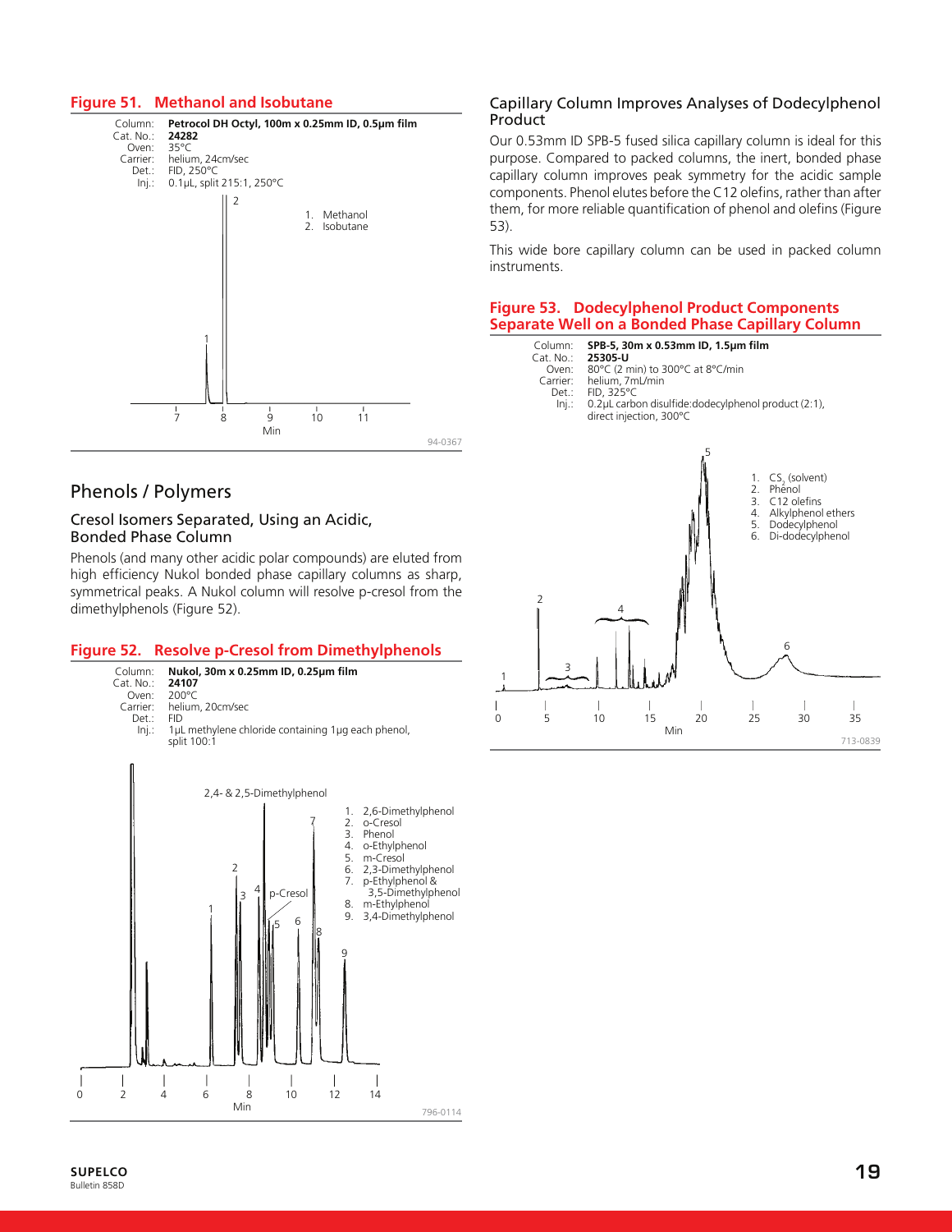### Figure 51. Methanol and Isobutane

Column: **Petrocol DH Octyl, 100m x 0.25mm ID, 0.5µm film**
Cat. No.: **24282**
Oven: 35°C
Carrier: helium, 24cm/sec
Det.: FID, 250°C
Inj.: 0.1µL, split 215:1, 250°C

1. Methanol
2. Isobutane

94-0367

## Phenols / Polymers

### Cresol Isomers Separated, Using an Acidic, Bonded Phase Column

Phenols (and many other acidic polar compounds) are eluted from high efficiency Nukol bonded phase capillary columns as sharp, symmetrical peaks. A Nukol column will resolve p-cresol from the dimethylphenols (Figure 52).

### Figure 52. Resolve p-Cresol from Dimethylphenols

Column: **Nukol, 30m x 0.25mm ID, 0.25µm film**
Cat. No.: **24107**
Oven: 200°C
Carrier: helium, 20cm/sec
Det.: FID
Inj.: 1µL methylene chloride containing 1µg each phenol, split 100:1

1. 2,6-Dimethylphenol
2. o-Cresol
3. Phenol
4. o-Ethylphenol
5. m-Cresol
6. 2,3-Dimethylphenol
7. p-Ethylphenol & 3,5-Dimethylphenol
8. m-Ethylphenol
9. 3,4-Dimethylphenol

796-0114

### Capillary Column Improves Analyses of Dodecylphenol Product

Our 0.53mm ID SPB-5 fused silica capillary column is ideal for this purpose. Compared to packed columns, the inert, bonded phase capillary column improves peak symmetry for the acidic sample components. Phenol elutes before the C12 olefins, rather than after them, for more reliable quantification of phenol and olefins (Figure 53).

This wide bore capillary column can be used in packed column instruments.

### Figure 53. Dodecylphenol Product Components Separate Well on a Bonded Phase Capillary Column

Column: **SPB-5, 30m x 0.53mm ID, 1.5µm film**
Cat. No.: **25305-U**
Oven: 80°C (2 min) to 300°C at 8°C/min
Carrier: helium, 7mL/min
Det.: FID, 325°C
Inj.: 0.2µL carbon disulfide:dodecylphenol product (2:1), direct injection, 300°C

1. $CS_2$ (solvent)
2. Phenol
3. C12 olefins
4. Alkylphenol ethers
5. Dodecylphenol
6. Di-dodecylphenol

713-0839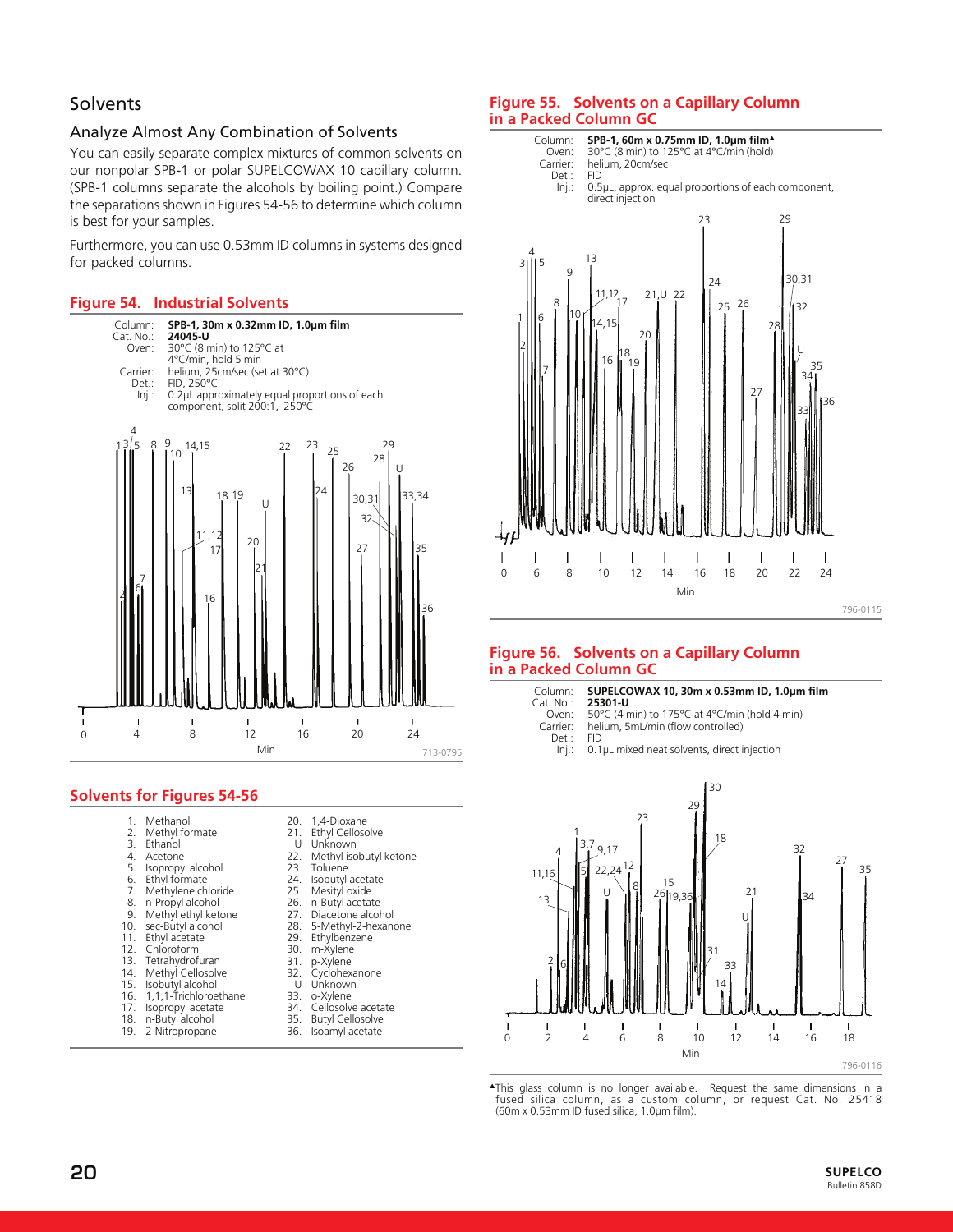# Solvents

## Analyze Almost Any Combination of Solvents

You can easily separate complex mixtures of common solvents on our nonpolar SPB-1 or polar SUPELCOWAX 10 capillary column. (SPB-1 columns separate the alcohols by boiling point.) Compare the separations shown in Figures 54-56 to determine which column is best for your samples.

Furthermore, you can use 0.53mm ID columns in systems designed for packed columns.

### Figure 54. Industrial Solvents

Column: **SPB-1, 30m x 0.32mm ID, 1.0µm film**
Cat. No.: **24045-U**
Oven: 30°C (8 min) to 125°C at 4°C/min, hold 5 min
Carrier: helium, 25cm/sec (set at 30°C)
Det.: FID, 250°C
Inj.: 0.2µL approximately equal proportions of each component, split 200:1, 250°C

713-0795

### Solvents for Figures 54-56

1. Methanol
2. Methyl formate
3. Ethanol
4. Acetone
5. Isopropyl alcohol
6. Ethyl formate
7. Methylene chloride
8. n-Propyl alcohol
9. Methyl ethyl ketone
10. sec-Butyl alcohol
11. Ethyl acetate
12. Chloroform
13. Tetrahydrofuran
14. Methyl Cellosolve
15. Isobutyl alcohol
16. 1,1,1-Trichloroethane
17. Isopropyl acetate
18. n-Butyl alcohol
19. 2-Nitropropane
20. 1,4-Dioxane
21. Ethyl Cellosolve
U. Unknown
22. Methyl isobutyl ketone
23. Toluene
24. Isobutyl acetate
25. Mesityl oxide
26. n-Butyl acetate
27. Diacetone alcohol
28. 5-Methyl-2-hexanone
29. Ethylbenzene
30. m-Xylene
31. p-Xylene
32. Cyclohexanone
U. Unknown
33. o-Xylene
34. Cellosolve acetate
35. Butyl Cellosolve
36. Isoamyl acetate

### Figure 55. Solvents on a Capillary Column in a Packed Column GC

Column: **SPB-1, 60m x 0.75mm ID, 1.0µm film▲**
Oven: 30°C (8 min) to 125°C at 4°C/min (hold)
Carrier: helium, 20cm/sec
Det.: FID
Inj.: 0.5µL, approx. equal proportions of each component, direct injection

796-0115

### Figure 56. Solvents on a Capillary Column in a Packed Column GC

Column: **SUPELCOWAX 10, 30m x 0.53mm ID, 1.0µm film**
Cat. No.: **25301-U**
Oven: 50°C (4 min) to 175°C at 4°C/min (hold 4 min)
Carrier: helium, 5mL/min (flow controlled)
Det.: FID
Inj.: 0.1µL mixed neat solvents, direct injection

796-0116

▲This glass column is no longer available. Request the same dimensions in a fused silica column, as a custom column, or request Cat. No. 25418 (60m x 0.53mm ID fused silica, 1.0µm film).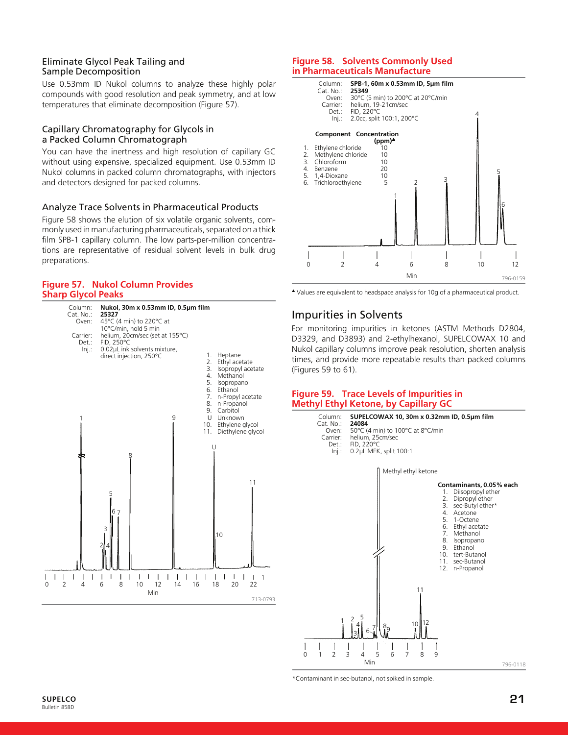## Eliminate Glycol Peak Tailing and Sample Decomposition

Use 0.53mm ID Nukol columns to analyze these highly polar compounds with good resolution and peak symmetry, and at low temperatures that eliminate decomposition (Figure 57).

## Capillary Chromatography for Glycols in a Packed Column Chromatograph

You can have the inertness and high resolution of capillary GC without using expensive, specialized equipment. Use 0.53mm ID Nukol columns in packed column chromatographs, with injectors and detectors designed for packed columns.

## Analyze Trace Solvents in Pharmaceutical Products

Figure 58 shows the elution of six volatile organic solvents, commonly used in manufacturing pharmaceuticals, separated on a thick film SPB-1 capillary column. The low parts-per-million concentrations are representative of residual solvent levels in bulk drug preparations.

### Figure 57. Nukol Column Provides Sharp Glycol Peaks

Column: **Nukol, 30m x 0.53mm ID, 0.5µm film**
Cat. No.: **25327**
Oven: 45°C (4 min) to 220°C at 10°C/min, hold 5 min
Carrier: helium, 20cm/sec (set at 155°C)
Det.: FID, 250°C
Inj.: 0.02µL ink solvents mixture, direct injection, 250°C

1. Heptane
2. Ethyl acetate
3. Isopropyl acetate
4. Methanol
5. Isopropanol
6. Ethanol
7. n-Propyl acetate
8. n-Propanol
9. Carbitol
U. Unknown
10. Ethylene glycol
11. Diethylene glycol

713-0793

### Figure 58. Solvents Commonly Used in Pharmaceuticals Manufacture

Column: **SPB-1, 60m x 0.53mm ID, 5µm film**
Cat. No.: **25349**
Oven: 30°C (5 min) to 200°C at 20°C/min
Carrier: helium, 19-21cm/sec
Det.: FID, 220°C
Inj.: 2.0cc, split 100:1, 200°C

| Component | Concentration (ppm)▲ |
|---|---|
| 1. Ethylene chloride | 10 |
| 2. Methylene chloride | 10 |
| 3. Chloroform | 10 |
| 4. Benzene | 20 |
| 5. 1,4-Dioxane | 10 |
| 6. Trichloroethylene | 5 |

796-0159

▲ Values are equivalent to headspace analysis for 10g of a pharmaceutical product.

## Impurities in Solvents

For monitoring impurities in ketones (ASTM Methods D2804, D3329, and D3893) and 2-ethylhexanol, SUPELCOWAX 10 and Nukol capillary columns improve peak resolution, shorten analysis times, and provide more repeatable results than packed columns (Figures 59 to 61).

### Figure 59. Trace Levels of Impurities in Methyl Ethyl Ketone, by Capillary GC

Column: **SUPELCOWAX 10, 30m x 0.32mm ID, 0.5µm film**
Cat. No.: **24084**
Oven: 50°C (4 min) to 100°C at 8°C/min
Carrier: helium, 25cm/sec
Det.: FID, 220°C
Inj.: 0.2µL MEK, split 100:1

Methyl ethyl ketone

**Contaminants, 0.05% each**

1. Diisopropyl ether
2. Dipropyl ether
3. sec-Butyl ether*
4. Acetone
5. 1-Octene
6. Ethyl acetate
7. Methanol
8. Isopropanol
9. Ethanol
10. tert-Butanol
11. sec-Butanol
12. n-Propanol

796-0118

*Contaminant in sec-butanol, not spiked in sample.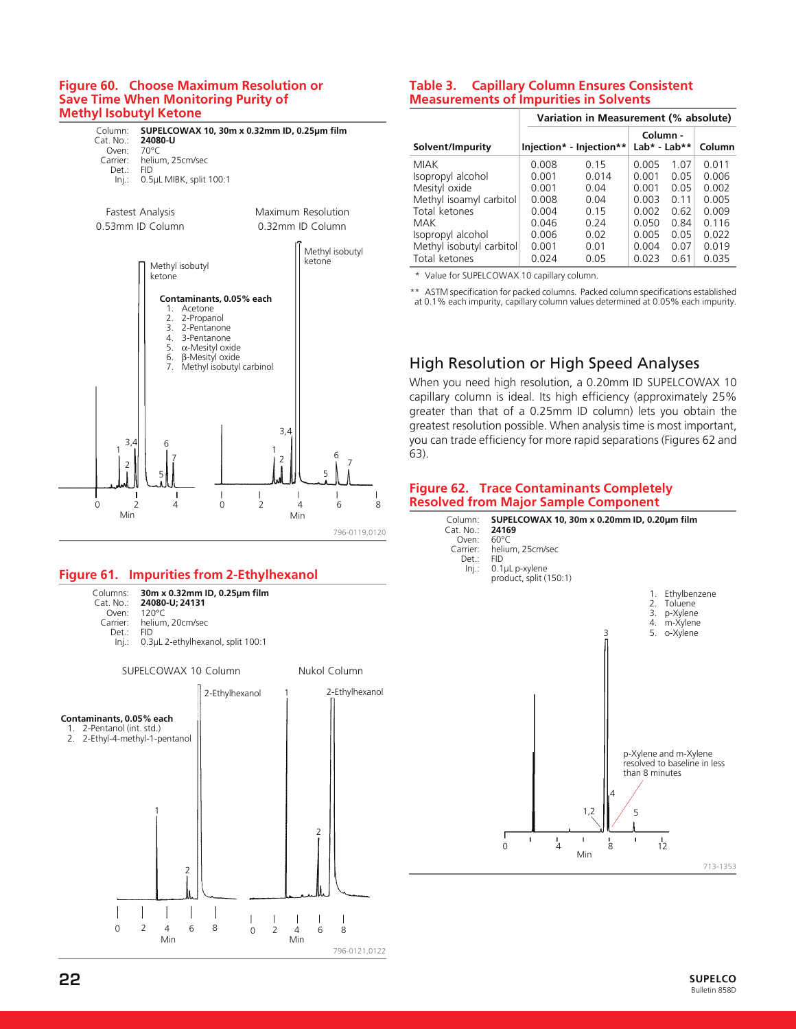## Figure 60. Choose Maximum Resolution or Save Time When Monitoring Purity of Methyl Isobutyl Ketone

Column: **SUPELCOWAX 10, 30m x 0.32mm ID, 0.25µm film**
Cat. No.: **24080-U**
Oven: 70°C
Carrier: helium, 25cm/sec
Det.: FID
Inj.: 0.5µL MIBK, split 100:1

Fastest Analysis 0.53mm ID Column — Maximum Resolution 0.32mm ID Column

**Contaminants, 0.05% each**
1. Acetone
2. 2-Propanol
3. 2-Pentanone
4. 3-Pentanone
5. α-Mesityl oxide
6. β-Mesityl oxide
7. Methyl isobutyl carbinol

796-0119,0120

## Figure 61. Impurities from 2-Ethylhexanol

Columns: **30m x 0.32mm ID, 0.25µm film**
Cat. No.: **24080-U; 24131**
Oven: 120°C
Carrier: helium, 20cm/sec
Det.: FID
Inj.: 0.3µL 2-ethylhexanol, split 100:1

SUPELCOWAX 10 Column — Nukol Column

**Contaminants, 0.05% each**
1. 2-Pentanol (int. std.)
2. 2-Ethyl-4-methyl-1-pentanol

796-0121,0122

## Table 3. Capillary Column Ensures Consistent Measurements of Impurities in Solvents

| Solvent/Impurity | Variation in Measurement (% absolute) | | | | |
|---|---|---|---|---|---|
| | Injection* - Injection** | | Column - Lab* - Lab** | | Column |
| MIAK | 0.008 | 0.15 | 0.005 | 1.07 | 0.011 |
| Isopropyl alcohol | 0.001 | 0.014 | 0.001 | 0.05 | 0.006 |
| Mesityl oxide | 0.001 | 0.04 | 0.001 | 0.05 | 0.002 |
| Methyl isoamyl carbitol | 0.008 | 0.04 | 0.003 | 0.11 | 0.005 |
| Total ketones | 0.004 | 0.15 | 0.002 | 0.62 | 0.009 |
| MAK | 0.046 | 0.24 | 0.050 | 0.84 | 0.116 |
| Isopropyl alcohol | 0.006 | 0.02 | 0.005 | 0.05 | 0.022 |
| Methyl isobutyl carbitol | 0.001 | 0.01 | 0.004 | 0.07 | 0.019 |
| Total ketones | 0.024 | 0.05 | 0.023 | 0.61 | 0.035 |

\* Value for SUPELCOWAX 10 capillary column.

\*\* ASTM specification for packed columns. Packed column specifications established at 0.1% each impurity, capillary column values determined at 0.05% each impurity.

## High Resolution or High Speed Analyses

When you need high resolution, a 0.20mm ID SUPELCOWAX 10 capillary column is ideal. Its high efficiency (approximately 25% greater than that of a 0.25mm ID column) lets you obtain the greatest resolution possible. When analysis time is most important, you can trade efficiency for more rapid separations (Figures 62 and 63).

## Figure 62. Trace Contaminants Completely Resolved from Major Sample Component

Column: **SUPELCOWAX 10, 30m x 0.20mm ID, 0.20µm film**
Cat. No.: **24169**
Oven: 60°C
Carrier: helium, 25cm/sec
Det.: FID
Inj.: 0.1µL p-xylene product, split (150:1)

1. Ethylbenzene
2. Toluene
3. p-Xylene
4. m-Xylene
5. o-Xylene

p-Xylene and m-Xylene resolved to baseline in less than 8 minutes

713-1353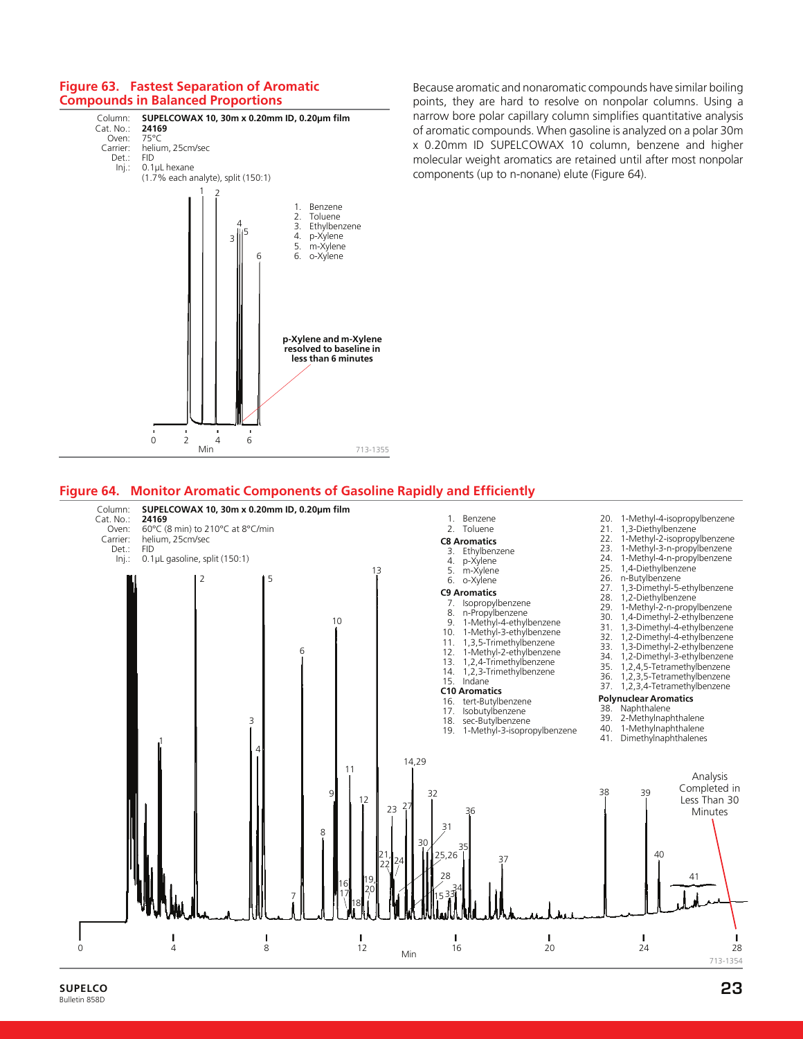### Figure 63. Fastest Separation of Aromatic Compounds in Balanced Proportions

Column: **SUPELCOWAX 10, 30m x 0.20mm ID, 0.20µm film**
Cat. No.: **24169**
Oven: 75°C
Carrier: helium, 25cm/sec
Det.: FID
Inj.: 0.1µL hexane (1.7% each analyte), split (150:1)

1. Benzene
2. Toluene
3. Ethylbenzene
4. p-Xylene
5. m-Xylene
6. o-Xylene

**p-Xylene and m-Xylene resolved to baseline in less than 6 minutes**

713-1355

Because aromatic and nonaromatic compounds have similar boiling points, they are hard to resolve on nonpolar columns. Using a narrow bore polar capillary column simplifies quantitative analysis of aromatic compounds. When gasoline is analyzed on a polar 30m x 0.20mm ID SUPELCOWAX 10 column, benzene and higher molecular weight aromatics are retained until after most nonpolar components (up to n-nonane) elute (Figure 64).

### Figure 64. Monitor Aromatic Components of Gasoline Rapidly and Efficiently

Column: **SUPELCOWAX 10, 30m x 0.20mm ID, 0.20µm film**
Cat. No.: **24169**
Oven: 60°C (8 min) to 210°C at 8°C/min
Carrier: helium, 25cm/sec
Det.: FID
Inj.: 0.1µL gasoline, split (150:1)

1. Benzene

**C8 Aromatics**

3. Ethylbenzene
4. p-Xylene
5. m-Xylene
6. o-Xylene

**C9 Aromatics**

7. Isopropylbenzene
8. n-Propylbenzene
9. 1-Methyl-4-ethylbenzene
10. 1-Methyl-3-ethylbenzene
11. 1,3,5-Trimethylbenzene
12. 1-Methyl-2-ethylbenzene
13. 1,2,4-Trimethylbenzene
14. 1,2,3-Trimethylbenzene
15. Indane

**C10 Aromatics**

16. tert-Butylbenzene
17. Isobutylbenzene
18. sec-Butylbenzene
19. 1-Methyl-3-isopropylbenzene
20. 1-Methyl-4-isopropylbenzene
21. 1,3-Diethylbenzene
22. 1-Methyl-2-isopropylbenzene
23. 1-Methyl-3-n-propylbenzene
24. 1-Methyl-4-n-propylbenzene
25. 1,4-Diethylbenzene
26. n-Butylbenzene
27. 1,3-Dimethyl-5-ethylbenzene
28. 1,2-Diethylbenzene
29. 1-Methyl-2-n-propylbenzene
30. 1,4-Dimethyl-2-ethylbenzene
31. 1,3-Dimethyl-4-ethylbenzene
32. 1,2-Dimethyl-4-ethylbenzene
33. 1,3-Dimethyl-2-ethylbenzene
34. 1,2-Dimethyl-3-ethylbenzene
35. 1,2,4,5-Tetramethylbenzene
36. 1,2,3,5-Tetramethylbenzene
37. 1,2,3,4-Tetramethylbenzene

**Polynuclear Aromatics**

38. Naphthalene
39. 2-Methylnaphthalene
40. 1-Methylnaphthalene
41. Dimethylnaphthalenes

Analysis Completed in Less Than 30 Minutes

713-1354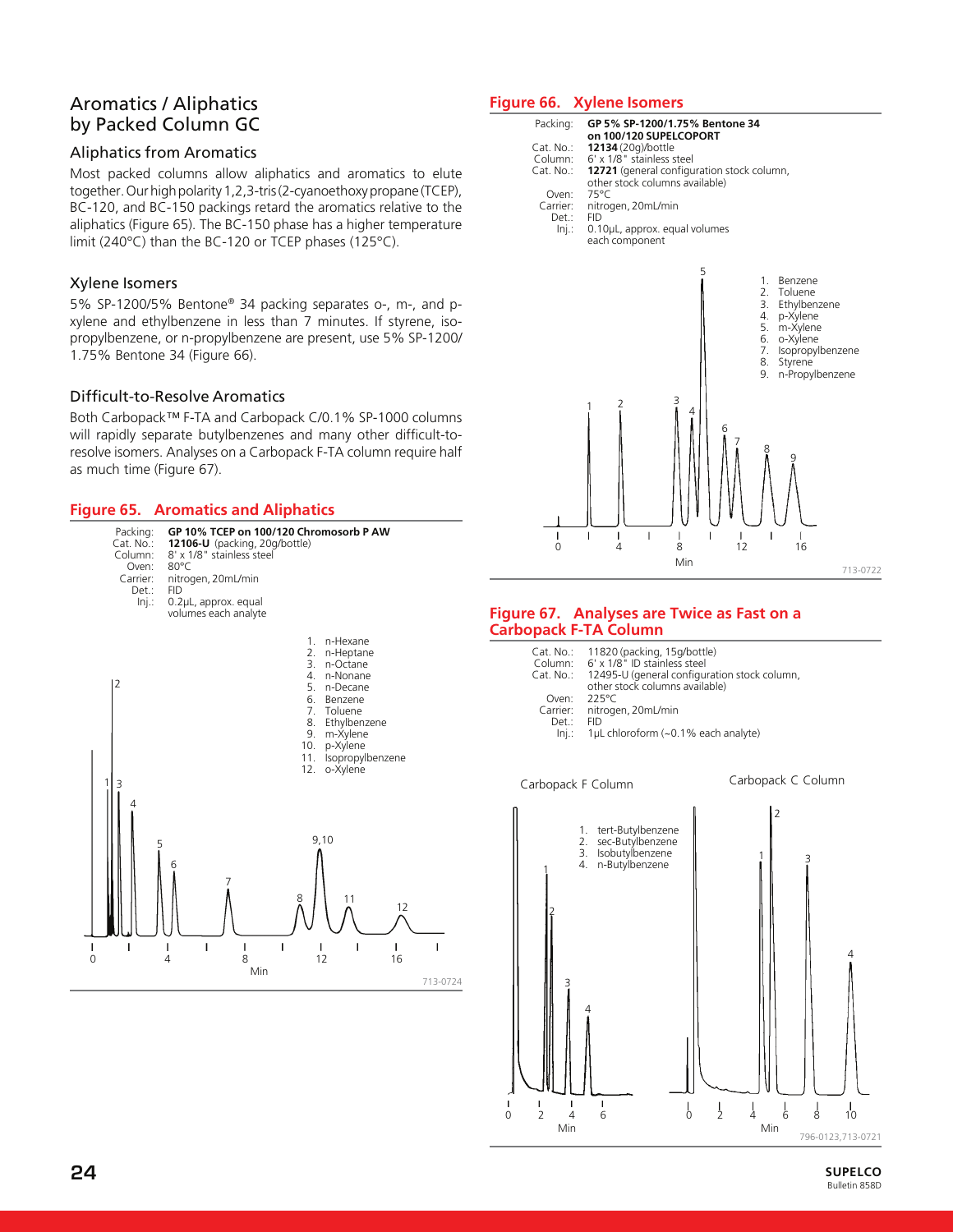# Aromatics / Aliphatics by Packed Column GC

## Aliphatics from Aromatics

Most packed columns allow aliphatics and aromatics to elute together. Our high polarity 1,2,3-tris(2-cyanoethoxy propane (TCEP), BC-120, and BC-150 packings retard the aromatics relative to the aliphatics (Figure 65). The BC-150 phase has a higher temperature limit (240°C) than the BC-120 or TCEP phases (125°C).

## Xylene Isomers

5% SP-1200/5% Bentone® 34 packing separates o-, m-, and p-xylene and ethylbenzene in less than 7 minutes. If styrene, isopropylbenzene, or n-propylbenzene are present, use 5% SP-1200/1.75% Bentone 34 (Figure 66).

## Difficult-to-Resolve Aromatics

Both Carbopack™ F-TA and Carbopack C/0.1% SP-1000 columns will rapidly separate butylbenzenes and many other difficult-to-resolve isomers. Analyses on a Carbopack F-TA column require half as much time (Figure 67).

### Figure 65. Aromatics and Aliphatics

Packing: **GP 10% TCEP on 100/120 Chromosorb P AW**
Cat. No.: **12106-U** (packing, 20g/bottle)
Column: 8' x 1/8" stainless steel
Oven: 80°C
Carrier: nitrogen, 20mL/min
Det.: FID
Inj.: 0.2µL, approx. equal volumes each analyte

1. n-Hexane
2. n-Heptane
3. n-Octane
4. n-Nonane
5. n-Decane
6. Benzene
7. Toluene
8. Ethylbenzene
9. m-Xylene
10. p-Xylene
11. Isopropylbenzene
12. o-Xylene

713-0724

### Figure 66. Xylene Isomers

Packing: **GP 5% SP-1200/1.75% Bentone 34 on 100/120 SUPELCOPORT**
Cat. No.: **12134** (20g)/bottle
Column: 6' x 1/8" stainless steel
Cat. No.: **12721** (general configuration stock column, other stock columns available)
Oven: 75°C
Carrier: nitrogen, 20mL/min
Det.: FID
Inj.: 0.10µL, approx. equal volumes each component

1. Benzene
2. Toluene
3. Ethylbenzene
4. p-Xylene
5. m-Xylene
6. o-Xylene
7. Isopropylbenzene
8. Styrene
9. n-Propylbenzene

713-0722

### Figure 67. Analyses are Twice as Fast on a Carbopack F-TA Column

Cat. No.: 11820 (packing, 15g/bottle)
Column: 6' x 1/8" ID stainless steel
Cat. No.: 12495-U (general configuration stock column, other stock columns available)
Oven: 225°C
Carrier: nitrogen, 20mL/min
Det.: FID
Inj.: 1µL chloroform (~0.1% each analyte)

Carbopack F Column — Carbopack C Column

1. tert-Butylbenzene
2. sec-Butylbenzene
3. Isobutylbenzene
4. n-Butylbenzene

796-0123,713-0721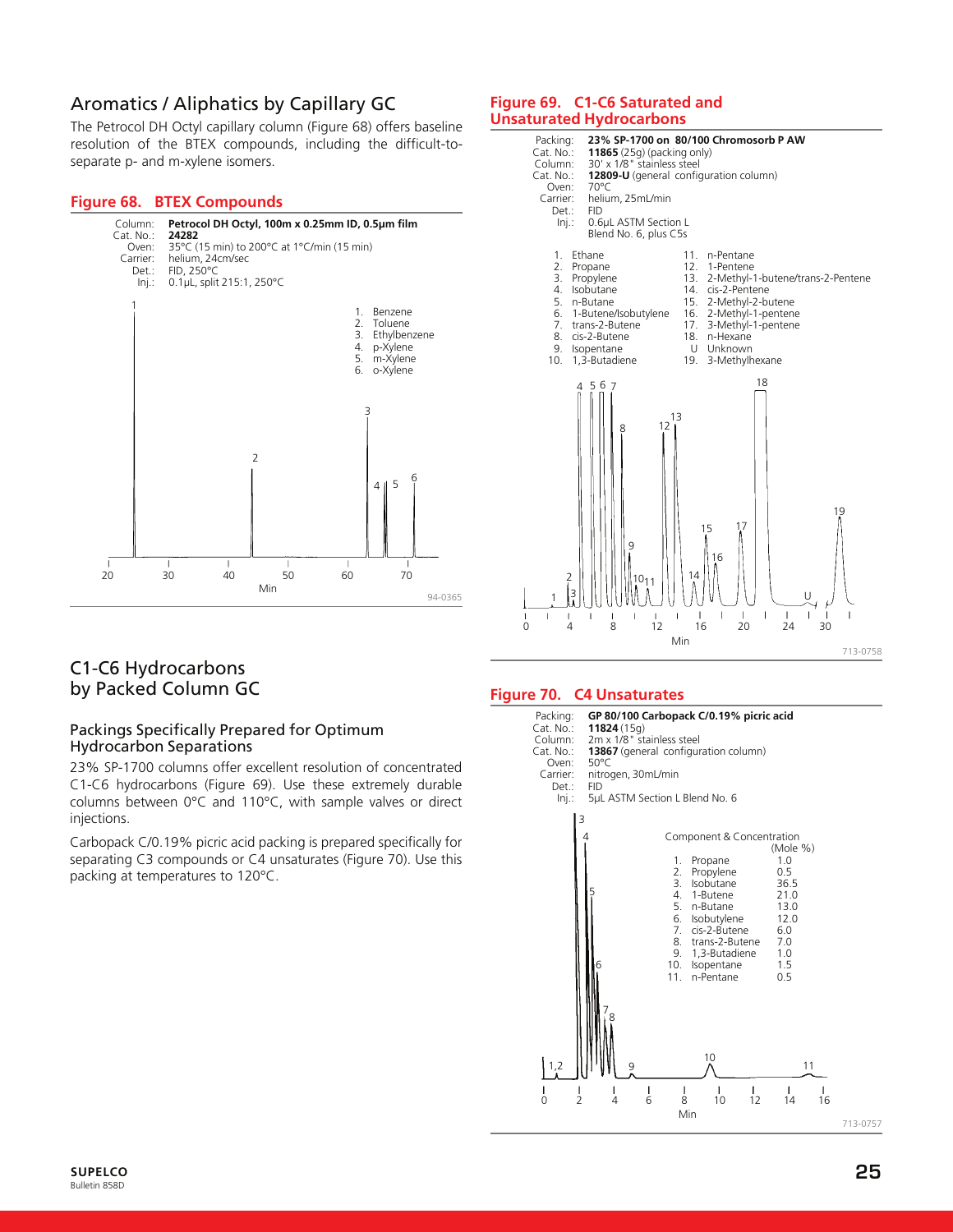## Aromatics / Aliphatics by Capillary GC

The Petrocol DH Octyl capillary column (Figure 68) offers baseline resolution of the BTEX compounds, including the difficult-to-separate p- and m-xylene isomers.

**Figure 68. BTEX Compounds**

Column: **Petrocol DH Octyl, 100m x 0.25mm ID, 0.5µm film**
Cat. No.: **24282**
Oven: 35°C (15 min) to 200°C at 1°C/min (15 min)
Carrier: helium, 24cm/sec
Det.: FID, 250°C
Inj.: 0.1µL, split 215:1, 250°C

1. Benzene
2. Toluene
3. Ethylbenzene
4. p-Xylene
5. m-Xylene
6. o-Xylene

94-0365

## C1-C6 Hydrocarbons by Packed Column GC

### Packings Specifically Prepared for Optimum Hydrocarbon Separations

23% SP-1700 columns offer excellent resolution of concentrated C1-C6 hydrocarbons (Figure 69). Use these extremely durable columns between 0°C and 110°C, with sample valves or direct injections.

Carbopack C/0.19% picric acid packing is prepared specifically for separating C3 compounds or C4 unsaturates (Figure 70). Use this packing at temperatures to 120°C.

**Figure 69. C1-C6 Saturated and Unsaturated Hydrocarbons**

Packing: **23% SP-1700 on 80/100 Chromosorb P AW**
Cat. No.: **11865** (25g) (packing only)
Column: 30' x 1/8" stainless steel
Cat. No.: **12809-U** (general configuration column)
Oven: 70°C
Carrier: helium, 25mL/min
Det.: FID
Inj.: 0.6µL ASTM Section L Blend No. 6, plus C5s

1. Ethane
2. Propane
3. Propylene
4. Isobutane
5. n-Butane
6. 1-Butene/Isobutylene
7. trans-2-Butene
8. cis-2-Butene
9. Isopentane
10. 1,3-Butadiene
11. n-Pentane
12. 1-Pentene
13. 2-Methyl-1-butene/trans-2-Pentene
14. cis-2-Pentene
15. 2-Methyl-2-butene
16. 2-Methyl-1-pentene
17. 3-Methyl-1-pentene
18. n-Hexane
U Unknown
19. 3-Methylhexane

713-0758

**Figure 70. C4 Unsaturates**

Packing: **GP 80/100 Carbopack C/0.19% picric acid**
Cat. No.: **11824** (15g)
Column: 2m x 1/8" stainless steel
Cat. No.: **13867** (general configuration column)
Oven: 50°C
Carrier: nitrogen, 30mL/min
Det.: FID
Inj.: 5µL ASTM Section L Blend No. 6

| | Component | Concentration (Mole %) |
|---|---|---|
| 1. | Propane | 1.0 |
| 2. | Propylene | 0.5 |
| 3. | Isobutane | 36.5 |
| 4. | 1-Butene | 21.0 |
| 5. | n-Butane | 13.0 |
| 6. | Isobutylene | 12.0 |
| 7. | cis-2-Butene | 6.0 |
| 8. | trans-2-Butene | 7.0 |
| 9. | 1,3-Butadiene | 1.0 |
| 10. | Isopentane | 1.5 |
| 11. | n-Pentane | 0.5 |

713-0757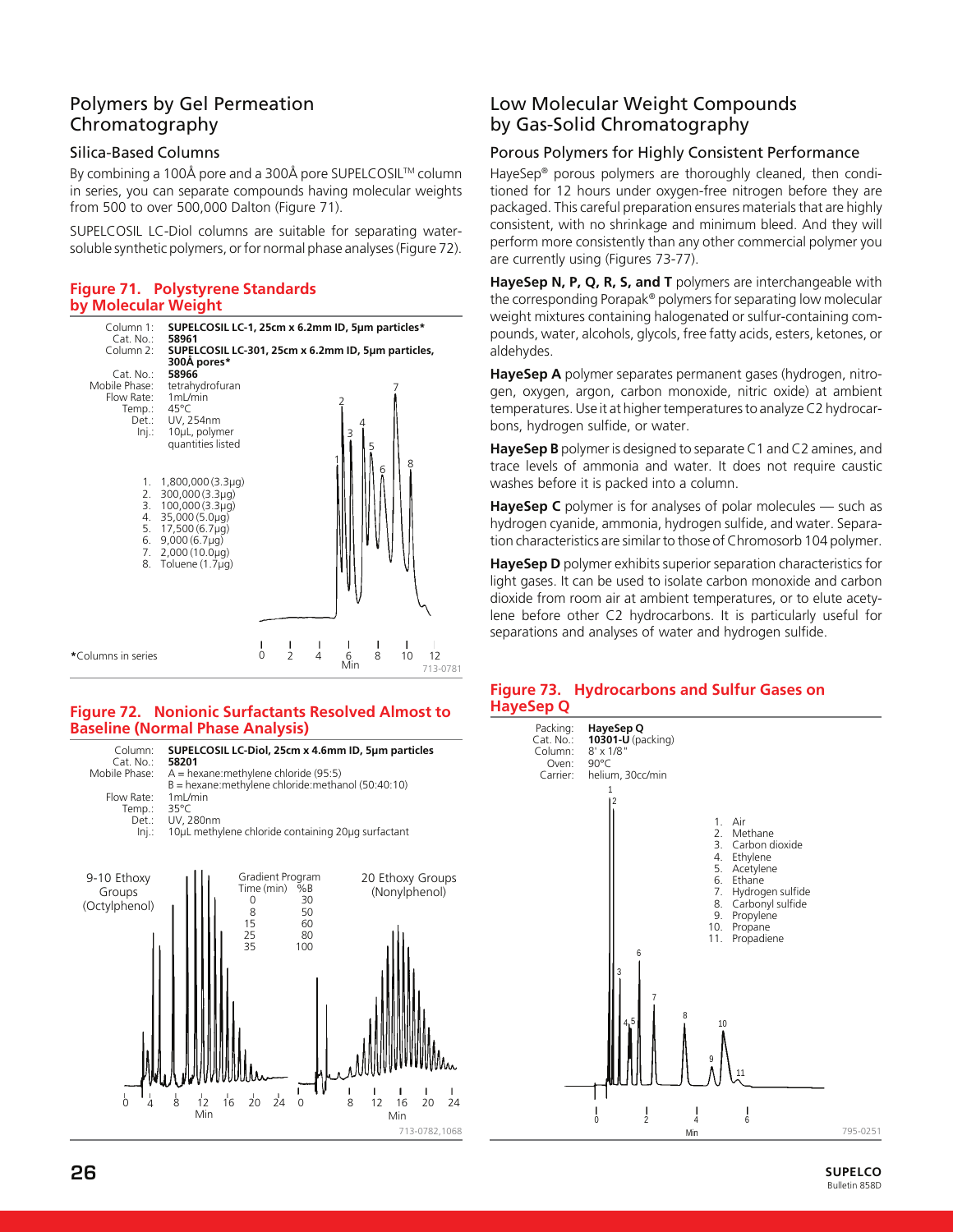## Polymers by Gel Permeation Chromatography

### Silica-Based Columns

By combining a 100Å pore and a 300Å pore SUPELCOSIL™ column in series, you can separate compounds having molecular weights from 500 to over 500,000 Dalton (Figure 71).

SUPELCOSIL LC-Diol columns are suitable for separating water-soluble synthetic polymers, or for normal phase analyses (Figure 72).

#### Figure 71. Polystyrene Standards by Molecular Weight

Column 1: **SUPELCOSIL LC-1, 25cm x 6.2mm ID, 5µm particles***
Cat. No.: **58961**
Column 2: **SUPELCOSIL LC-301, 25cm x 6.2mm ID, 5µm particles, 300Å pores***
Cat. No.: **58966**
Mobile Phase: tetrahydrofuran
Flow Rate: 1mL/min
Temp.: 45°C
Det.: UV, 254nm
Inj.: 10µL, polymer quantities listed

1. 1,800,000 (3.3µg)
2. 300,000 (3.3µg)
3. 100,000 (3.3µg)
4. 35,000 (5.0µg)
5. 17,500 (6.7µg)
6. 9,000 (6.7µg)
7. 2,000 (10.0µg)
8. Toluene (1.7µg)

*Columns in series

713-0781

#### Figure 72. Nonionic Surfactants Resolved Almost to Baseline (Normal Phase Analysis)

Column: **SUPELCOSIL LC-Diol, 25cm x 4.6mm ID, 5µm particles**
Cat. No.: **58201**
Mobile Phase: A = hexane:methylene chloride (95:5)
B = hexane:methylene chloride:methanol (50:40:10)
Flow Rate: 1mL/min
Temp.: 35°C
Det.: UV, 280nm
Inj.: 10µL methylene chloride containing 20µg surfactant

9-10 Ethoxy Groups (Octylphenol) — 20 Ethoxy Groups (Nonylphenol)

Gradient Program

| Time (min) | %B |
|---|---|
| 0 | 30 |
| 8 | 50 |
| 15 | 60 |
| 25 | 80 |
| 35 | 100 |

713-0782,1068

## Low Molecular Weight Compounds by Gas-Solid Chromatography

### Porous Polymers for Highly Consistent Performance

HayeSep® porous polymers are thoroughly cleaned, then conditioned for 12 hours under oxygen-free nitrogen before they are packaged. This careful preparation ensures materials that are highly consistent, with no shrinkage and minimum bleed. And they will perform more consistently than any other commercial polymer you are currently using (Figures 73-77).

**HayeSep N, P, Q, R, S, and T** polymers are interchangeable with the corresponding Porapak® polymers for separating low molecular weight mixtures containing halogenated or sulfur-containing compounds, water, alcohols, glycols, free fatty acids, esters, ketones, or aldehydes.

**HayeSep A** polymer separates permanent gases (hydrogen, nitrogen, oxygen, argon, carbon monoxide, nitric oxide) at ambient temperatures. Use it at higher temperatures to analyze C2 hydrocarbons, hydrogen sulfide, or water.

**HayeSep B** polymer is designed to separate C1 and C2 amines, and trace levels of ammonia and water. It does not require caustic washes before it is packed into a column.

**HayeSep C** polymer is for analyses of polar molecules — such as hydrogen cyanide, ammonia, hydrogen sulfide, and water. Separation characteristics are similar to those of Chromosorb 104 polymer.

**HayeSep D** polymer exhibits superior separation characteristics for light gases. It can be used to isolate carbon monoxide and carbon dioxide from room air at ambient temperatures, or to elute acetylene before other C2 hydrocarbons. It is particularly useful for separations and analyses of water and hydrogen sulfide.

#### Figure 73. Hydrocarbons and Sulfur Gases on HayeSep Q

Packing: **HayeSep Q**
Cat. No.: **10301-U** (packing)
Column: 8' x 1/8"
Oven: 90°C
Carrier: helium, 30cc/min

1. Air
2. Methane
3. Carbon dioxide
4. Ethylene
5. Acetylene
6. Ethane
7. Hydrogen sulfide
8. Carbonyl sulfide
9. Propylene
10. Propane
11. Propadiene

795-0251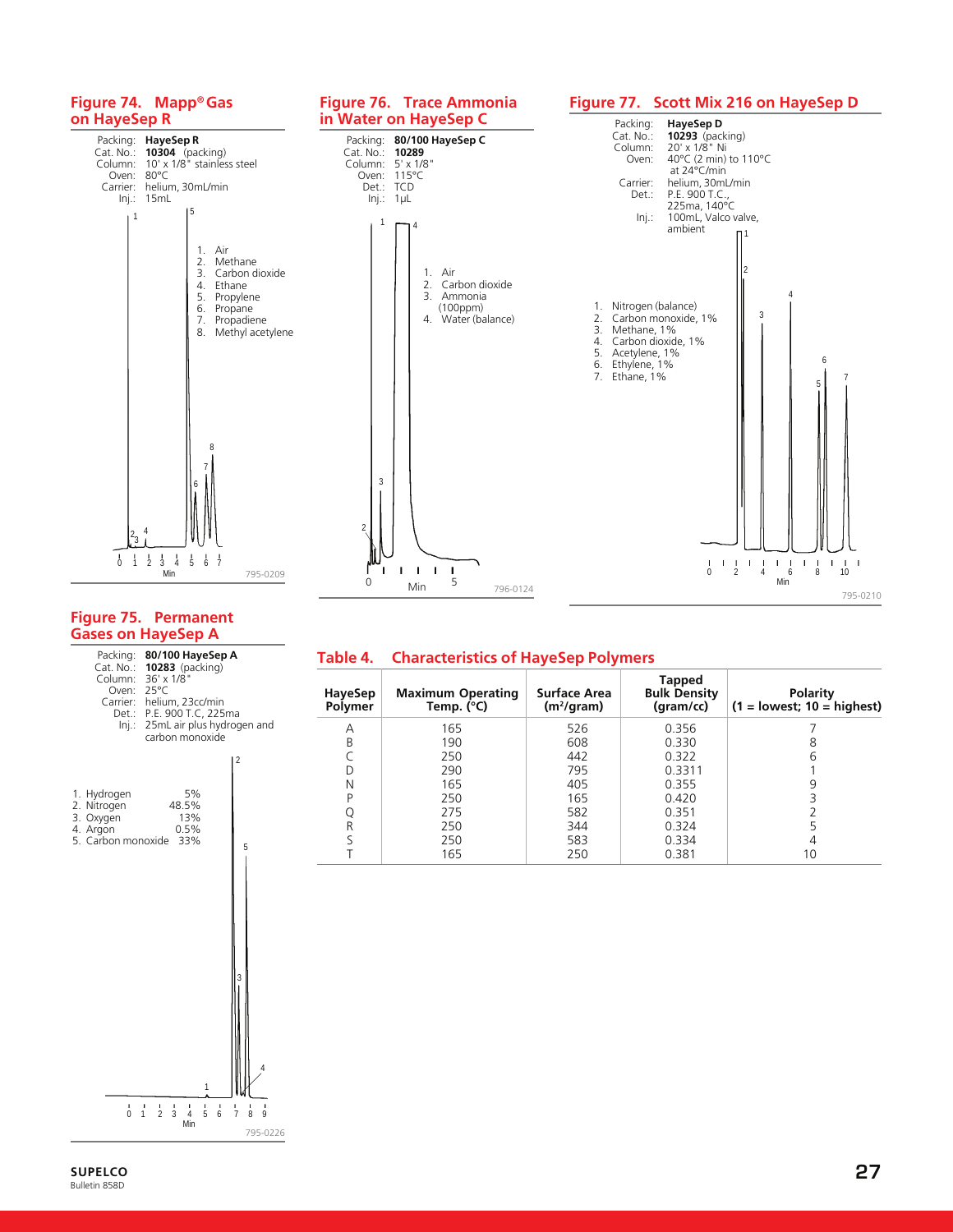## Figure 74. Mapp® Gas on HayeSep R

Packing: **HayeSep R**
Cat. No.: **10304** (packing)
Column: 10' x 1/8" stainless steel
Oven: 80°C
Carrier: helium, 30mL/min
Inj.: 15mL

1. Air
2. Methane
3. Carbon dioxide
4. Ethane
5. Propylene
6. Propane
7. Propadiene
8. Methyl acetylene

795-0209

## Figure 75. Permanent Gases on HayeSep A

Packing: **80/100 HayeSep A**
Cat. No.: **10283** (packing)
Column: 36' x 1/8"
Oven: 25°C
Carrier: helium, 23cc/min
Det.: P.E. 900 T.C, 225ma
Inj.: 25mL air plus hydrogen and carbon monoxide

1. Hydrogen 5%
2. Nitrogen 48.5%
3. Oxygen 13%
4. Argon 0.5%
5. Carbon monoxide 33%

795-0226

## Figure 76. Trace Ammonia in Water on HayeSep C

Packing: **80/100 HayeSep C**
Cat. No.: **10289**
Column: 5' x 1/8"
Oven: 115°C
Det.: TCD
Inj.: 1µL

1. Air
2. Carbon dioxide
3. Ammonia (100ppm)
4. Water (balance)

796-0124

## Figure 77. Scott Mix 216 on HayeSep D

Packing: **HayeSep D**
Cat. No.: **10293** (packing)
Column: 20' x 1/8" Ni
Oven: 40°C (2 min) to 110°C at 24°C/min
Carrier: helium, 30mL/min
Det.: P.E. 900 T.C., 225ma, 140°C
Inj.: 100mL, Valco valve, ambient

1. Nitrogen (balance)
2. Carbon monoxide, 1%
3. Methane, 1%
4. Carbon dioxide, 1%
5. Acetylene, 1%
6. Ethylene, 1%
7. Ethane, 1%

795-0210

## Table 4. Characteristics of HayeSep Polymers

| HayeSep Polymer | Maximum Operating Temp. (°C) | Surface Area ($m^2$/gram) | Tapped Bulk Density (gram/cc) | Polarity (1 = lowest; 10 = highest) |
|---|---|---|---|---|
| A | 165 | 526 | 0.356 | 7 |
| B | 190 | 608 | 0.330 | 8 |
| C | 250 | 442 | 0.322 | 6 |
| D | 290 | 795 | 0.3311 | 1 |
| N | 165 | 405 | 0.355 | 9 |
| P | 250 | 165 | 0.420 | 3 |
| Q | 275 | 582 | 0.351 | 2 |
| R | 250 | 344 | 0.324 | 5 |
| S | 250 | 583 | 0.334 | 4 |
| T | 165 | 250 | 0.381 | 10 |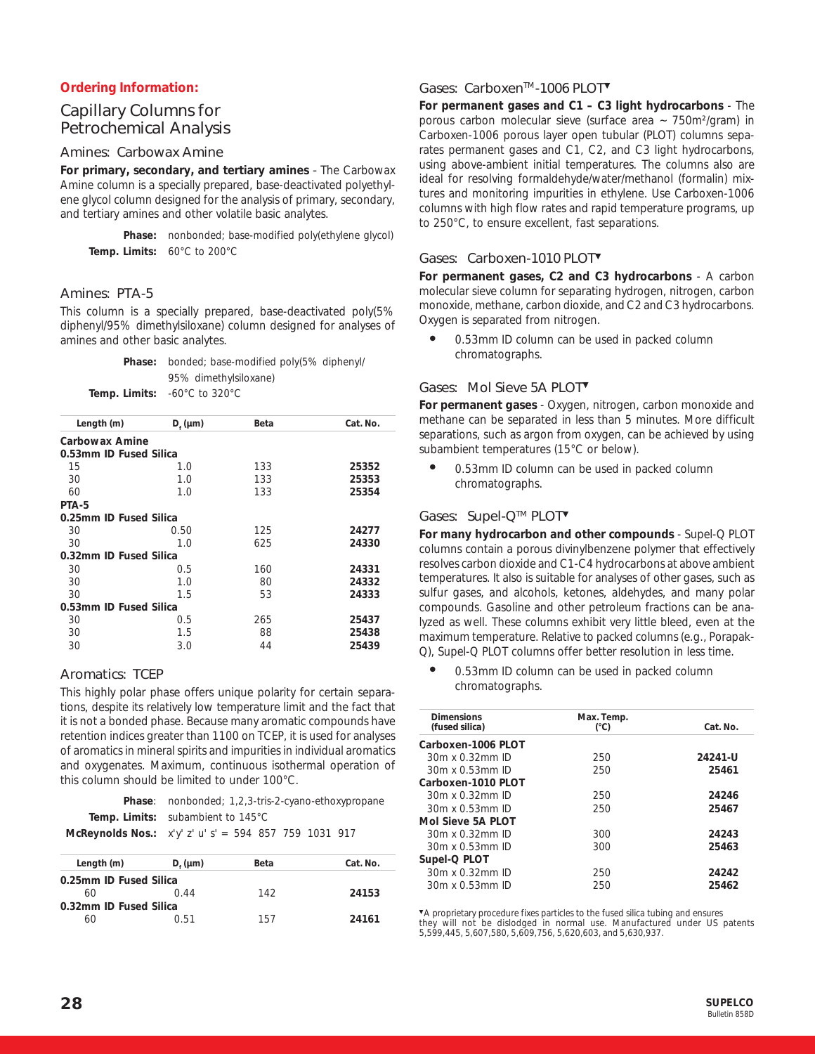**Ordering Information:**

# Capillary Columns for Petrochemical Analysis

## Amines: Carbowax Amine

**For primary, secondary, and tertiary amines** - The Carbowax Amine column is a specially prepared, base-deactivated polyethylene glycol column designed for the analysis of primary, secondary, and tertiary amines and other volatile basic analytes.

**Phase:** nonbonded; base-modified poly(ethylene glycol)
**Temp. Limits:** 60°C to 200°C

## Amines: PTA-5

This column is a specially prepared, base-deactivated poly(5% diphenyl/95% dimethylsiloxane) column designed for analyses of amines and other basic analytes.

**Phase:** bonded; base-modified poly(5% diphenyl/ 95% dimethylsiloxane)
**Temp. Limits:** -60°C to 320°C

| Length (m) | $D_f$ (µm) | Beta | Cat. No. |
|---|---|---|---|
| **Carbowax Amine** | | | |
| **0.53mm ID Fused Silica** | | | |
| 15 | 1.0 | 133 | **25352** |
| 30 | 1.0 | 133 | **25353** |
| 60 | 1.0 | 133 | **25354** |
| **PTA-5** | | | |
| **0.25mm ID Fused Silica** | | | |
| 30 | 0.50 | 125 | **24277** |
| 30 | 1.0 | 625 | **24330** |
| **0.32mm ID Fused Silica** | | | |
| 30 | 0.5 | 160 | **24331** |
| 30 | 1.0 | 80 | **24332** |
| 30 | 1.5 | 53 | **24333** |
| **0.53mm ID Fused Silica** | | | |
| 30 | 0.5 | 265 | **25437** |
| 30 | 1.5 | 88 | **25438** |
| 30 | 3.0 | 44 | **25439** |

## Aromatics: TCEP

This highly polar phase offers unique polarity for certain separations, despite its relatively low temperature limit and the fact that it is not a bonded phase. Because many aromatic compounds have retention indices greater than 1100 on TCEP, it is used for analyses of aromatics in mineral spirits and impurities in individual aromatics and oxygenates. Maximum, continuous isothermal operation of this column should be limited to under 100°C.

**Phase**: nonbonded; 1,2,3-tris-2-cyano-ethoxypropane
**Temp. Limits:** subambient to 145°C
**McReynolds Nos.:** x'y' z' u' s' = 594 857 759 1031 917

| Length (m) | $D_f$ (µm) | Beta | Cat. No. |
|---|---|---|---|
| **0.25mm ID Fused Silica** | | | |
| 60 | 0.44 | 142 | **24153** |
| **0.32mm ID Fused Silica** | | | |
| 60 | 0.51 | 157 | **24161** |

## Gases: Carboxen™-1006 PLOT▼

**For permanent gases and C1 – C3 light hydrocarbons** - The porous carbon molecular sieve (surface area ~ 750m²/gram) in Carboxen-1006 porous layer open tubular (PLOT) columns separates permanent gases and C1, C2, and C3 light hydrocarbons, using above-ambient initial temperatures. The columns also are ideal for resolving formaldehyde/water/methanol (formalin) mixtures and monitoring impurities in ethylene. Use Carboxen-1006 columns with high flow rates and rapid temperature programs, up to 250°C, to ensure excellent, fast separations.

## Gases: Carboxen-1010 PLOT▼

**For permanent gases, C2 and C3 hydrocarbons** - A carbon molecular sieve column for separating hydrogen, nitrogen, carbon monoxide, methane, carbon dioxide, and C2 and C3 hydrocarbons. Oxygen is separated from nitrogen.

- 0.53mm ID column can be used in packed column chromatographs.

## Gases: Mol Sieve 5A PLOT▼

**For permanent gases** - Oxygen, nitrogen, carbon monoxide and methane can be separated in less than 5 minutes. More difficult separations, such as argon from oxygen, can be achieved by using subambient temperatures (15°C or below).

- 0.53mm ID column can be used in packed column chromatographs.

## Gases: Supel-Q™ PLOT▼

**For many hydrocarbon and other compounds** - Supel-Q PLOT columns contain a porous divinylbenzene polymer that effectively resolves carbon dioxide and C1-C4 hydrocarbons at above ambient temperatures. It also is suitable for analyses of other gases, such as sulfur gases, and alcohols, ketones, aldehydes, and many polar compounds. Gasoline and other petroleum fractions can be analyzed as well. These columns exhibit very little bleed, even at the maximum temperature. Relative to packed columns (e.g., Porapak-Q), Supel-Q PLOT columns offer better resolution in less time.

- 0.53mm ID column can be used in packed column chromatographs.

| Dimensions (fused silica) | Max. Temp. (°C) | Cat. No. |
|---|---|---|
| **Carboxen-1006 PLOT** | | |
| 30m x 0.32mm ID | 250 | **24241-U** |
| 30m x 0.53mm ID | 250 | **25461** |
| **Carboxen-1010 PLOT** | | |
| 30m x 0.32mm ID | 250 | **24246** |
| 30m x 0.53mm ID | 250 | **25467** |
| **Mol Sieve 5A PLOT** | | |
| 30m x 0.32mm ID | 300 | **24243** |
| 30m x 0.53mm ID | 300 | **25463** |
| **Supel-Q PLOT** | | |
| 30m x 0.32mm ID | 250 | **24242** |
| 30m x 0.53mm ID | 250 | **25462** |

▼A proprietary procedure fixes particles to the fused silica tubing and ensures they will not be dislodged in normal use. Manufactured under US patents 5,599,445, 5,607,580, 5,609,756, 5,620,603, and 5,630,937.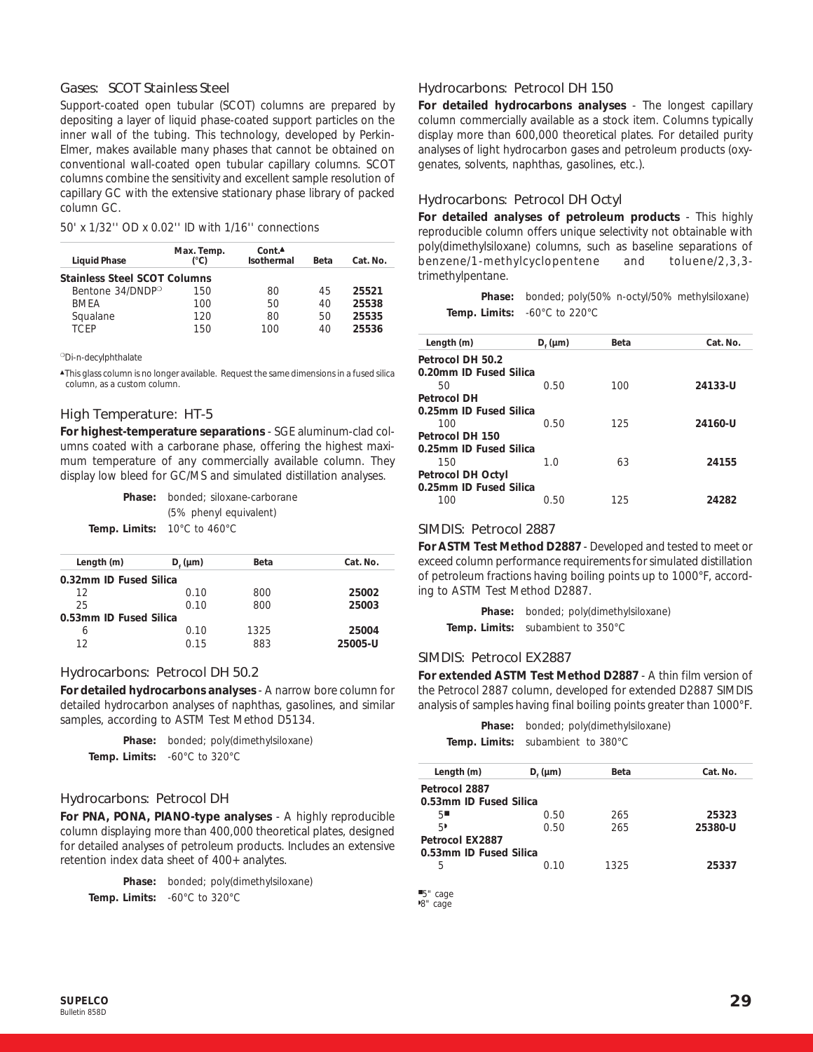## Gases: SCOT Stainless Steel

Support-coated open tubular (SCOT) columns are prepared by depositing a layer of liquid phase-coated support particles on the inner wall of the tubing. This technology, developed by Perkin-Elmer, makes available many phases that cannot be obtained on conventional wall-coated open tubular capillary columns. SCOT columns combine the sensitivity and excellent sample resolution of capillary GC with the extensive stationary phase library of packed column GC.

50' x 1/32'' OD x 0.02'' ID with 1/16'' connections

| Liquid Phase | Max. Temp. (°C) | Cont.▲ Isothermal | Beta | Cat. No. |
|---|---|---|---|---|
| **Stainless Steel SCOT Columns** | | | | |
| Bentone 34/DNDP○ | 150 | 80 | 45 | **25521** |
| BMEA | 100 | 50 | 40 | **25538** |
| Squalane | 120 | 80 | 50 | **25535** |
| TCEP | 150 | 100 | 40 | **25536** |

○Di-n-decylphthalate

▲This glass column is no longer available. Request the same dimensions in a fused silica column, as a custom column.

## High Temperature: HT-5

**For highest-temperature separations** - SGE aluminum-clad columns coated with a carborane phase, offering the highest maximum temperature of any commercially available column. They display low bleed for GC/MS and simulated distillation analyses.

**Phase:** bonded; siloxane-carborane (5% phenyl equivalent)
**Temp. Limits:** 10°C to 460°C

| Length (m) | $D_f$ (µm) | Beta | Cat. No. |
|---|---|---|---|
| **0.32mm ID Fused Silica** | | | |
| 12 | 0.10 | 800 | **25002** |
| 25 | 0.10 | 800 | **25003** |
| **0.53mm ID Fused Silica** | | | |
| 6 | 0.10 | 1325 | **25004** |
| 12 | 0.15 | 883 | **25005-U** |

## Hydrocarbons: Petrocol DH 50.2

**For detailed hydrocarbons analyses** - A narrow bore column for detailed hydrocarbon analyses of naphthas, gasolines, and similar samples, according to ASTM Test Method D5134.

**Phase:** bonded; poly(dimethylsiloxane)
**Temp. Limits:** -60°C to 320°C

## Hydrocarbons: Petrocol DH

**For PNA, PONA, PIANO-type analyses** - A highly reproducible column displaying more than 400,000 theoretical plates, designed for detailed analyses of petroleum products. Includes an extensive retention index data sheet of 400+ analytes.

**Phase:** bonded; poly(dimethylsiloxane)
**Temp. Limits:** -60°C to 320°C

## Hydrocarbons: Petrocol DH 150

**For detailed hydrocarbons analyses** - The longest capillary column commercially available as a stock item. Columns typically display more than 600,000 theoretical plates. For detailed purity analyses of light hydrocarbon gases and petroleum products (oxygenates, solvents, naphthas, gasolines, etc.).

## Hydrocarbons: Petrocol DH Octyl

**For detailed analyses of petroleum products** - This highly reproducible column offers unique selectivity not obtainable with poly(dimethylsiloxane) columns, such as baseline separations of benzene/1-methylcyclopentene and toluene/2,3,3-trimethylpentane.

**Phase:** bonded; poly(50% n-octyl/50% methylsiloxane)
**Temp. Limits:** -60°C to 220°C

| Length (m) | $D_f$ (µm) | Beta | Cat. No. |
|---|---|---|---|
| **Petrocol DH 50.2** | | | |
| **0.20mm ID Fused Silica** | | | |
| 50 | 0.50 | 100 | **24133-U** |
| **Petrocol DH** | | | |
| **0.25mm ID Fused Silica** | | | |
| 100 | 0.50 | 125 | **24160-U** |
| **Petrocol DH 150** | | | |
| **0.25mm ID Fused Silica** | | | |
| 150 | 1.0 | 63 | **24155** |
| **Petrocol DH Octyl** | | | |
| **0.25mm ID Fused Silica** | | | |
| 100 | 0.50 | 125 | **24282** |

## SIMDIS: Petrocol 2887

**For ASTM Test Method D2887** - Developed and tested to meet or exceed column performance requirements for simulated distillation of petroleum fractions having boiling points up to 1000°F, according to ASTM Test Method D2887.

**Phase:** bonded; poly(dimethylsiloxane)
**Temp. Limits:** subambient to 350°C

## SIMDIS: Petrocol EX2887

**For extended ASTM Test Method D2887** - A thin film version of the Petrocol 2887 column, developed for extended D2887 SIMDIS analysis of samples having final boiling points greater than 1000°F.

**Phase:** bonded; poly(dimethylsiloxane)
**Temp. Limits:** subambient to 380°C

| Length (m) | $D_f$ (µm) | Beta | Cat. No. |
|---|---|---|---|
| **Petrocol 2887** | | | |
| **0.53mm ID Fused Silica** | | | |
| 5■ | 0.50 | 265 | **25323** |
| 5◗ | 0.50 | 265 | **25380-U** |
| **Petrocol EX2887** | | | |
| **0.53mm ID Fused Silica** | | | |
| 5 | 0.10 | 1325 | **25337** |

■5" cage
◗8" cage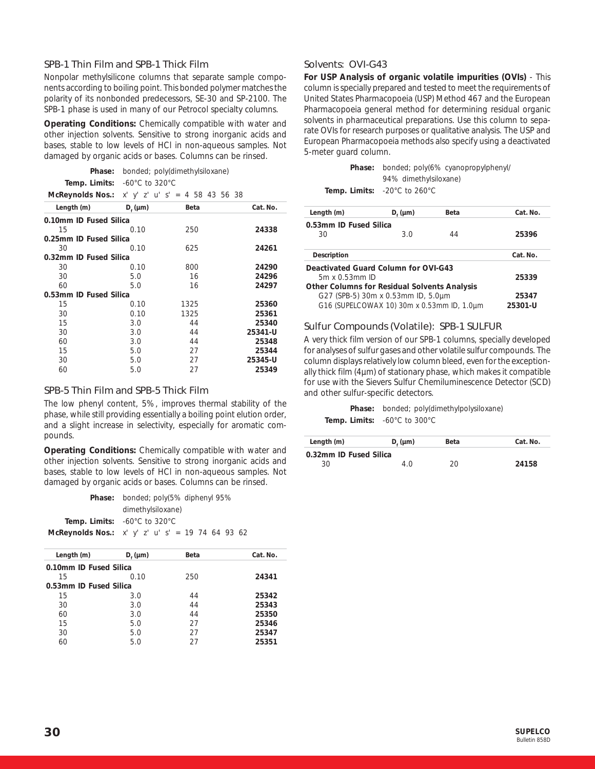## SPB-1 Thin Film and SPB-1 Thick Film

Nonpolar methylsilicone columns that separate sample components according to boiling point. This bonded polymer matches the polarity of its nonbonded predecessors, SE-30 and SP-2100. The SPB-1 phase is used in many of our Petrocol specialty columns.

**Operating Conditions:** Chemically compatible with water and other injection solvents. Sensitive to strong inorganic acids and bases, stable to low levels of HCl in non-aqueous samples. Not damaged by organic acids or bases. Columns can be rinsed.

**Phase:** bonded; poly(dimethylsiloxane)
**Temp. Limits:** -60°C to 320°C
**McReynolds Nos.:** x' y' z' u' s' = 4 58 43 56 38

| Length (m) | $D_f$ (µm) | Beta | Cat. No. |
|---|---|---|---|
| **0.10mm ID Fused Silica** | | | |
| 15 | 0.10 | 250 | **24338** |
| **0.25mm ID Fused Silica** | | | |
| 30 | 0.10 | 625 | **24261** |
| **0.32mm ID Fused Silica** | | | |
| 30 | 0.10 | 800 | **24290** |
| 30 | 5.0 | 16 | **24296** |
| 60 | 5.0 | 16 | **24297** |
| **0.53mm ID Fused Silica** | | | |
| 15 | 0.10 | 1325 | **25360** |
| 30 | 0.10 | 1325 | **25361** |
| 15 | 3.0 | 44 | **25340** |
| 30 | 3.0 | 44 | **25341-U** |
| 60 | 3.0 | 44 | **25348** |
| 15 | 5.0 | 27 | **25344** |
| 30 | 5.0 | 27 | **25345-U** |
| 60 | 5.0 | 27 | **25349** |

## SPB-5 Thin Film and SPB-5 Thick Film

The low phenyl content, 5%, improves thermal stability of the phase, while still providing essentially a boiling point elution order, and a slight increase in selectivity, especially for aromatic compounds.

**Operating Conditions:** Chemically compatible with water and other injection solvents. Sensitive to strong inorganic acids and bases, stable to low levels of HCl in non-aqueous samples. Not damaged by organic acids or bases. Columns can be rinsed.

**Phase:** bonded; poly(5% diphenyl 95% dimethylsiloxane)
**Temp. Limits:** -60°C to 320°C
**McReynolds Nos.:** x' y' z' u' s' = 19 74 64 93 62

| Length (m) | $D_f$ (µm) | Beta | Cat. No. |
|---|---|---|---|
| **0.10mm ID Fused Silica** | | | |
| 15 | 0.10 | 250 | **24341** |
| **0.53mm ID Fused Silica** | | | |
| 15 | 3.0 | 44 | **25342** |
| 30 | 3.0 | 44 | **25343** |
| 60 | 3.0 | 44 | **25350** |
| 15 | 5.0 | 27 | **25346** |
| 30 | 5.0 | 27 | **25347** |
| 60 | 5.0 | 27 | **25351** |

## Solvents: OVI-G43

**For USP Analysis of organic volatile impurities (OVIs)** - This column is specially prepared and tested to meet the requirements of United States Pharmacopoeia (USP) Method 467 and the European Pharmacopoeia general method for determining residual organic solvents in pharmaceutical preparations. Use this column to separate OVIs for research purposes or qualitative analysis. The USP and European Pharmacopoeia methods also specify using a deactivated 5-meter guard column.

**Phase:** bonded; poly(6% cyanopropylphenyl/ 94% dimethylsiloxane)
**Temp. Limits:** -20°C to 260°C

| Length (m) | $D_f$ (µm) | Beta | Cat. No. |
|---|---|---|---|
| **0.53mm ID Fused Silica** | | | |
| 30 | 3.0 | 44 | **25396** |

| Description | Cat. No. |
|---|---|
| **Deactivated Guard Column for OVI-G43** | |
| 5m x 0.53mm ID | **25339** |
| **Other Columns for Residual Solvents Analysis** | |
| G27 (SPB-5) 30m x 0.53mm ID, 5.0µm | **25347** |
| G16 (SUPELCOWAX 10) 30m x 0.53mm ID, 1.0µm | **25301-U** |

## Sulfur Compounds (Volatile): SPB-1 SULFUR

A very thick film version of our SPB-1 columns, specially developed for analyses of sulfur gases and other volatile sulfur compounds. The column displays relatively low column bleed, even for the exceptionally thick film (4µm) of stationary phase, which makes it compatible for use with the Sievers Sulfur Chemiluminescence Detector (SCD) and other sulfur-specific detectors.

**Phase:** bonded; poly(dimethylpolysiloxane)
**Temp. Limits:** -60°C to 300°C

| Length (m) | $D_f$ (µm) | Beta | Cat. No. |
|---|---|---|---|
| **0.32mm ID Fused Silica** | | | |
| 30 | 4.0 | 20 | **24158** |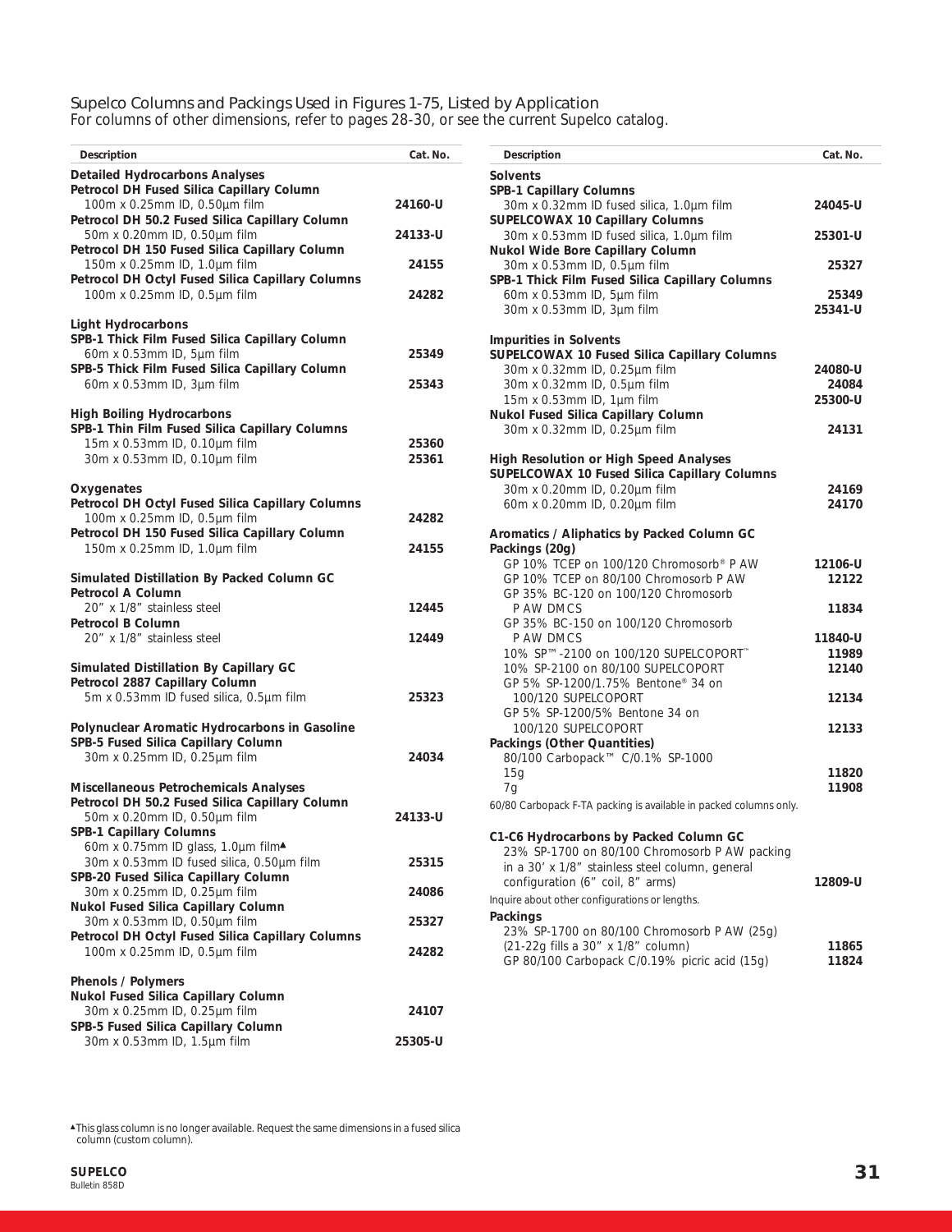# Supelco Columns and Packings Used in Figures 1-75, Listed by Application

For columns of other dimensions, refer to pages 28-30, or see the current Supelco catalog.

| Description | Cat. No. |
|---|---|
| **Detailed Hydrocarbons Analyses** | |
| **Petrocol DH Fused Silica Capillary Column** | |
| 100m x 0.25mm ID, 0.50µm film | 24160-U |
| **Petrocol DH 50.2 Fused Silica Capillary Column** | |
| 50m x 0.20mm ID, 0.50µm film | 24133-U |
| **Petrocol DH 150 Fused Silica Capillary Column** | |
| 150m x 0.25mm ID, 1.0µm film | 24155 |
| **Petrocol DH Octyl Fused Silica Capillary Columns** | |
| 100m x 0.25mm ID, 0.5µm film | 24282 |
| **Light Hydrocarbons** | |
| **SPB-1 Thick Film Fused Silica Capillary Column** | |
| 60m x 0.53mm ID, 5µm film | 25349 |
| **SPB-5 Thick Film Fused Silica Capillary Column** | |
| 60m x 0.53mm ID, 3µm film | 25343 |
| **High Boiling Hydrocarbons** | |
| **SPB-1 Thin Film Fused Silica Capillary Columns** | |
| 15m x 0.53mm ID, 0.10µm film | 25360 |
| 30m x 0.53mm ID, 0.10µm film | 25361 |
| **Oxygenates** | |
| **Petrocol DH Octyl Fused Silica Capillary Columns** | |
| 100m x 0.25mm ID, 0.5µm film | 24282 |
| **Petrocol DH 150 Fused Silica Capillary Column** | |
| 150m x 0.25mm ID, 1.0µm film | 24155 |
| **Simulated Distillation By Packed Column GC** | |
| **Petrocol A Column** | |
| 20" x 1/8" stainless steel | 12445 |
| **Petrocol B Column** | |
| 20" x 1/8" stainless steel | 12449 |
| **Simulated Distillation By Capillary GC** | |
| **Petrocol 2887 Capillary Column** | |
| 5m x 0.53mm ID fused silica, 0.5µm film | 25323 |
| **Polynuclear Aromatic Hydrocarbons in Gasoline** | |
| **SPB-5 Fused Silica Capillary Column** | |
| 30m x 0.25mm ID, 0.25µm film | 24034 |
| **Miscellaneous Petrochemicals Analyses** | |
| **Petrocol DH 50.2 Fused Silica Capillary Column** | |
| 50m x 0.20mm ID, 0.50µm film | 24133-U |
| **SPB-1 Capillary Columns** | |
| 60m x 0.75mm ID glass, 1.0µm film▲ | |
| 30m x 0.53mm ID fused silica, 0.50µm film | 25315 |
| **SPB-20 Fused Silica Capillary Column** | |
| 30m x 0.25mm ID, 0.25µm film | 24086 |
| **Nukol Fused Silica Capillary Column** | |
| 30m x 0.53mm ID, 0.50µm film | 25327 |
| **Petrocol DH Octyl Fused Silica Capillary Columns** | |
| 100m x 0.25mm ID, 0.5µm film | 24282 |
| **Phenols / Polymers** | |
| **Nukol Fused Silica Capillary Column** | |
| 30m x 0.25mm ID, 0.25µm film | 24107 |
| **SPB-5 Fused Silica Capillary Column** | |
| 30m x 0.53mm ID, 1.5µm film | 25305-U |

| Description | Cat. No. |
|---|---|
| **Solvents** | |
| **SPB-1 Capillary Columns** | |
| 30m x 0.32mm ID fused silica, 1.0µm film | 24045-U |
| **SUPELCOWAX 10 Capillary Columns** | |
| 30m x 0.53mm ID fused silica, 1.0µm film | 25301-U |
| **Nukol Wide Bore Capillary Column** | |
| 30m x 0.53mm ID, 0.5µm film | 25327 |
| **SPB-1 Thick Film Fused Silica Capillary Columns** | |
| 60m x 0.53mm ID, 5µm film | 25349 |
| 30m x 0.53mm ID, 3µm film | 25341-U |
| **Impurities in Solvents** | |
| **SUPELCOWAX 10 Fused Silica Capillary Columns** | |
| 30m x 0.32mm ID, 0.25µm film | 24080-U |
| 30m x 0.32mm ID, 0.5µm film | 24084 |
| 15m x 0.53mm ID, 1µm film | 25300-U |
| **Nukol Fused Silica Capillary Column** | |
| 30m x 0.32mm ID, 0.25µm film | 24131 |
| **High Resolution or High Speed Analyses** | |
| **SUPELCOWAX 10 Fused Silica Capillary Columns** | |
| 30m x 0.20mm ID, 0.20µm film | 24169 |
| 60m x 0.20mm ID, 0.20µm film | 24170 |
| **Aromatics / Aliphatics by Packed Column GC** | |
| **Packings (20g)** | |
| GP 10% TCEP on 100/120 Chromosorb® P AW | 12106-U |
| GP 10% TCEP on 80/100 Chromosorb P AW | 12122 |
| GP 35% BC-120 on 100/120 Chromosorb P AW DMCS | 11834 |
| GP 35% BC-150 on 100/120 Chromosorb P AW DMCS | 11840-U |
| 10% SP™-2100 on 100/120 SUPELCOPORT™ | 11989 |
| 10% SP-2100 on 80/100 SUPELCOPORT | 12140 |
| GP 5% SP-1200/1.75% Bentone® 34 on 100/120 SUPELCOPORT | 12134 |
| GP 5% SP-1200/5% Bentone 34 on 100/120 SUPELCOPORT | 12133 |
| **Packings (Other Quantities)** | |
| 80/100 Carbopack™ C/0.1% SP-1000 | |
| 15g | 11820 |
| 7g | 11908 |
| 60/80 Carbopack F-TA packing is available in packed columns only. | |
| **C1-C6 Hydrocarbons by Packed Column GC** | |
| 23% SP-1700 on 80/100 Chromosorb P AW packing in a 30' x 1/8" stainless steel column, general configuration (6" coil, 8" arms) | 12809-U |
| Inquire about other configurations or lengths. | |
| **Packings** | |
| 23% SP-1700 on 80/100 Chromosorb P AW (25g) (21-22g fills a 30" x 1/8" column) | 11865 |
| GP 80/100 Carbopack C/0.19% picric acid (15g) | 11824 |

▲This glass column is no longer available. Request the same dimensions in a fused silica column (custom column).

SUPELCO
Bulletin 858D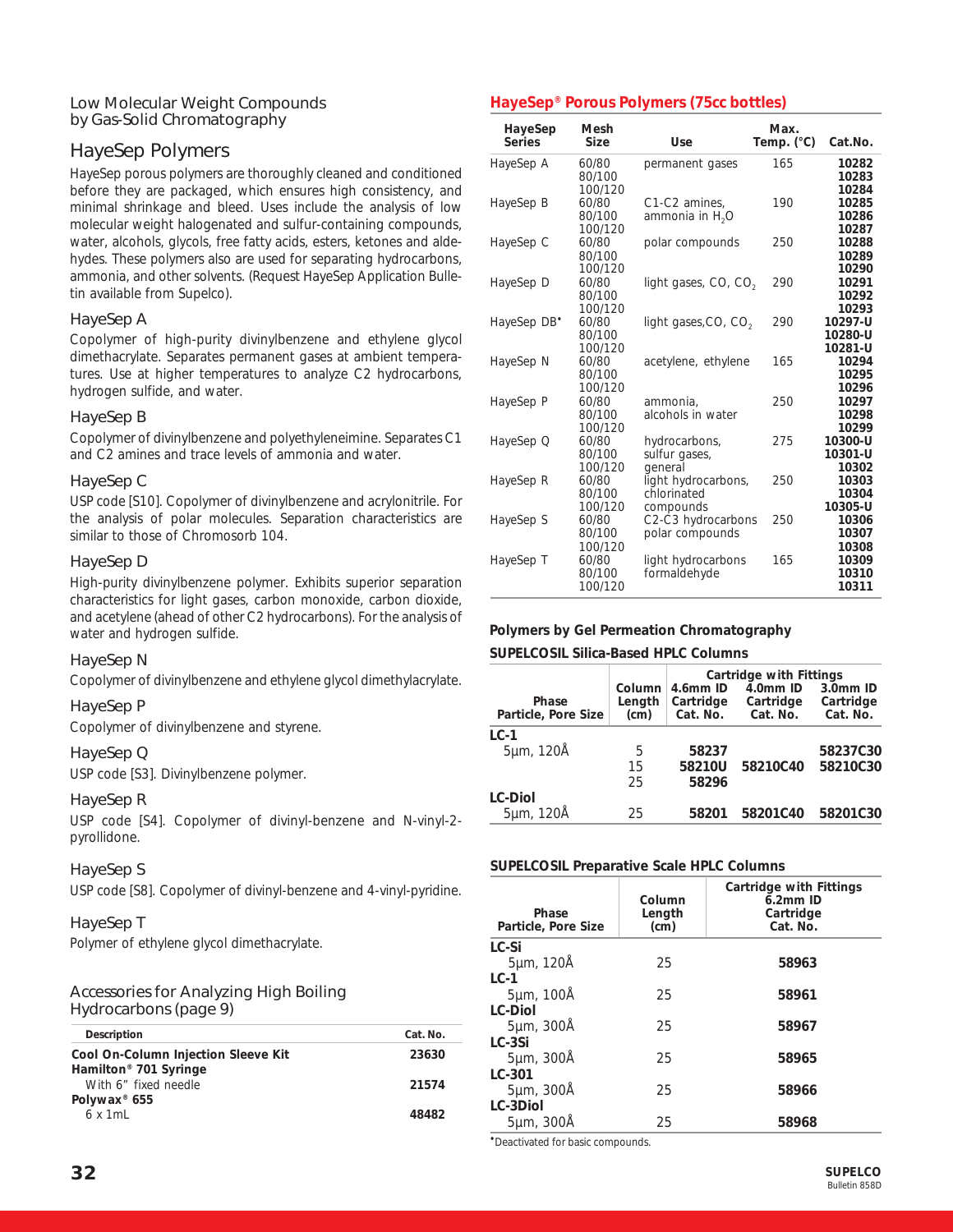## Low Molecular Weight Compounds by Gas-Solid Chromatography

## HayeSep Polymers

HayeSep porous polymers are thoroughly cleaned and conditioned before they are packaged, which ensures high consistency, and minimal shrinkage and bleed. Uses include the analysis of low molecular weight halogenated and sulfur-containing compounds, water, alcohols, glycols, free fatty acids, esters, ketones and aldehydes. These polymers also are used for separating hydrocarbons, ammonia, and other solvents. (Request HayeSep Application Bulletin available from Supelco).

### HayeSep A

Copolymer of high-purity divinylbenzene and ethylene glycol dimethacrylate. Separates permanent gases at ambient temperatures. Use at higher temperatures to analyze C2 hydrocarbons, hydrogen sulfide, and water.

### HayeSep B

Copolymer of divinylbenzene and polyethyleneimine. Separates C1 and C2 amines and trace levels of ammonia and water.

### HayeSep C

USP code [S10]. Copolymer of divinylbenzene and acrylonitrile. For the analysis of polar molecules. Separation characteristics are similar to those of Chromosorb 104.

### HayeSep D

High-purity divinylbenzene polymer. Exhibits superior separation characteristics for light gases, carbon monoxide, carbon dioxide, and acetylene (ahead of other C2 hydrocarbons). For the analysis of water and hydrogen sulfide.

### HayeSep N

Copolymer of divinylbenzene and ethylene glycol dimethylacrylate.

### HayeSep P

Copolymer of divinylbenzene and styrene.

### HayeSep Q

USP code [S3]. Divinylbenzene polymer.

### HayeSep R

USP code [S4]. Copolymer of divinyl-benzene and N-vinyl-2-pyrollidone.

### HayeSep S

USP code [S8]. Copolymer of divinyl-benzene and 4-vinyl-pyridine.

### HayeSep T

Polymer of ethylene glycol dimethacrylate.

### Accessories for Analyzing High Boiling Hydrocarbons (page 9)

| Description | Cat. No. |
|---|---|
| **Cool On-Column Injection Sleeve Kit** | **23630** |
| **Hamilton® 701 Syringe** | |
| With 6" fixed needle | **21574** |
| **Polywax® 655** | |
| 6 x 1mL | **48482** |

## HayeSep® Porous Polymers (75cc bottles)

| HayeSep Series | Mesh Size | Use | Max. Temp. (°C) | Cat.No. |
|---|---|---|---|---|
| HayeSep A | 60/80 | permanent gases | 165 | **10282** |
| | 80/100 | | | **10283** |
| | 100/120 | | | **10284** |
| HayeSep B | 60/80 | C1-C2 amines, | 190 | **10285** |
| | 80/100 | ammonia in $H_2O$ | | **10286** |
| | 100/120 | | | **10287** |
| HayeSep C | 60/80 | polar compounds | 250 | **10288** |
| | 80/100 | | | **10289** |
| | 100/120 | | | **10290** |
| HayeSep D | 60/80 | light gases, CO, $CO_2$ | 290 | **10291** |
| | 80/100 | | | **10292** |
| | 100/120 | | | **10293** |
| HayeSep DB* | 60/80 | light gases,CO, $CO_2$ | 290 | **10297-U** |
| | 80/100 | | | **10280-U** |
| | 100/120 | | | **10281-U** |
| HayeSep N | 60/80 | acetylene, ethylene | 165 | **10294** |
| | 80/100 | | | **10295** |
| | 100/120 | | | **10296** |
| HayeSep P | 60/80 | ammonia, | 250 | **10297** |
| | 80/100 | alcohols in water | | **10298** |
| | 100/120 | | | **10299** |
| HayeSep Q | 60/80 | hydrocarbons, | 275 | **10300-U** |
| | 80/100 | sulfur gases, | | **10301-U** |
| | 100/120 | general | | **10302** |
| HayeSep R | 60/80 | light hydrocarbons, | 250 | **10303** |
| | 80/100 | chlorinated | | **10304** |
| | 100/120 | compounds | | **10305-U** |
| HayeSep S | 60/80 | C2-C3 hydrocarbons | 250 | **10306** |
| | 80/100 | polar compounds | | **10307** |
| | 100/120 | | | **10308** |
| HayeSep T | 60/80 | light hydrocarbons | 165 | **10309** |
| | 80/100 | formaldehyde | | **10310** |
| | 100/120 | | | **10311** |

### Polymers by Gel Permeation Chromatography

#### SUPELCOSIL Silica-Based HPLC Columns

| Phase Particle, Pore Size | Column Length (cm) | Cartridge with Fittings 4.6mm ID Cartridge Cat. No. | 4.0mm ID Cartridge Cat. No. | 3.0mm ID Cartridge Cat. No. |
|---|---|---|---|---|
| **LC-1** | | | | |
| 5µm, 120Å | 5 | **58237** | | **58237C30** |
| | 15 | **58210U** | **58210C40** | **58210C30** |
| | 25 | **58296** | | |
| **LC-Diol** | | | | |
| 5µm, 120Å | 25 | **58201** | **58201C40** | **58201C30** |

#### SUPELCOSIL Preparative Scale HPLC Columns

| Phase Particle, Pore Size | Column Length (cm) | Cartridge with Fittings 6.2mm ID Cartridge Cat. No. |
|---|---|---|
| **LC-Si** | | |
| 5µm, 120Å | 25 | **58963** |
| **LC-1** | | |
| 5µm, 100Å | 25 | **58961** |
| **LC-Diol** | | |
| 5µm, 300Å | 25 | **58967** |
| **LC-3Si** | | |
| 5µm, 300Å | 25 | **58965** |
| **LC-301** | | |
| 5µm, 300Å | 25 | **58966** |
| **LC-3Diol** | | |
| 5µm, 300Å | 25 | **58968** |

*Deactivated for basic compounds.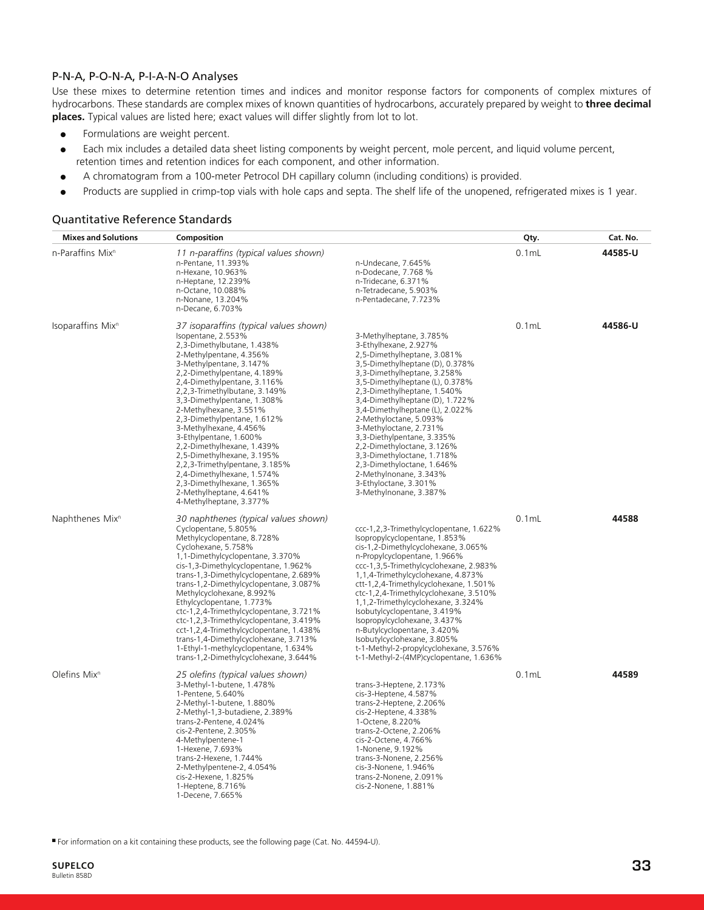## P-N-A, P-O-N-A, P-I-A-N-O Analyses

Use these mixes to determine retention times and indices and monitor response factors for components of complex mixtures of hydrocarbons. These standards are complex mixes of known quantities of hydrocarbons, accurately prepared by weight to **three decimal places.** Typical values are listed here; exact values will differ slightly from lot to lot.

- Formulations are weight percent.
- Each mix includes a detailed data sheet listing components by weight percent, mole percent, and liquid volume percent, retention times and retention indices for each component, and other information.
- A chromatogram from a 100-meter Petrocol DH capillary column (including conditions) is provided.
- Products are supplied in crimp-top vials with hole caps and septa. The shelf life of the unopened, refrigerated mixes is 1 year.

### Quantitative Reference Standards

| Mixes and Solutions | Composition | | Qty. | Cat. No. |
|---|---|---|---|---|
| n-Paraffins Mix[n] | *11 n-paraffins (typical values shown)*<br>n-Pentane, 11.393%<br>n-Hexane, 10.963%<br>n-Heptane, 12.239%<br>n-Octane, 10.088%<br>n-Nonane, 13.204%<br>n-Decane, 6.703% | n-Undecane, 7.645%<br>n-Dodecane, 7.768 %<br>n-Tridecane, 6.371%<br>n-Tetradecane, 5.903%<br>n-Pentadecane, 7.723% | 0.1mL | **44585-U** |
| Isoparaffins Mix[n] | *37 isoparaffins (typical values shown)*<br>Isopentane, 2.553%<br>2,3-Dimethylbutane, 1.438%<br>2-Methylpentane, 4.356%<br>3-Methylpentane, 3.147%<br>2,2-Dimethylpentane, 4.189%<br>2,4-Dimethylpentane, 3.116%<br>2,2,3-Trimethylbutane, 3.149%<br>3,3-Dimethylpentane, 1.308%<br>2-Methylhexane, 3.551%<br>2,3-Dimethylpentane, 1.612%<br>3-Methylhexane, 4.456%<br>3-Ethylpentane, 1.600%<br>2,2-Dimethylhexane, 1.439%<br>2,5-Dimethylhexane, 3.195%<br>2,2,3-Trimethylpentane, 3.185%<br>2,4-Dimethylhexane, 1.574%<br>2,3-Dimethylhexane, 1.365%<br>2-Methylheptane, 4.641%<br>4-Methylheptane, 3.377% | 3-Methylheptane, 3.785%<br>3-Ethylhexane, 2.927%<br>2,5-Dimethylheptane, 3.081%<br>3,5-Dimethylheptane (D), 0.378%<br>3,3-Dimethylheptane, 3.258%<br>3,5-Dimethylheptane (L), 0.378%<br>2,3-Dimethylheptane, 1.540%<br>3,4-Dimethylheptane (D), 1.722%<br>3,4-Dimethylheptane (L), 2.022%<br>2-Methyloctane, 5.093%<br>3-Methyloctane, 2.731%<br>3,3-Diethylpentane, 3.335%<br>2,2-Dimethyloctane, 3.126%<br>3,3-Dimethyloctane, 1.718%<br>2,3-Dimethyloctane, 1.646%<br>2-Methylnonane, 3.343%<br>3-Ethyloctane, 3.301%<br>3-Methylnonane, 3.387% | 0.1mL | **44586-U** |
| Naphthenes Mix[n] | *30 naphthenes (typical values shown)*<br>Cyclopentane, 5.805%<br>Methylcyclopentane, 8.728%<br>Cyclohexane, 5.758%<br>1,1-Dimethylcyclopentane, 3.370%<br>cis-1,3-Dimethylcyclopentane, 1.962%<br>trans-1,3-Dimethylcyclopentane, 2.689%<br>trans-1,2-Dimethylcyclopentane, 3.087%<br>Methylcyclohexane, 8.992%<br>Ethylcyclopentane, 1.773%<br>ctc-1,2,4-Trimethylcyclopentane, 3.721%<br>ctc-1,2,3-Trimethylcyclopentane, 3.419%<br>cct-1,2,4-Trimethylcyclopentane, 1.438%<br>trans-1,4-Dimethylcyclohexane, 3.713%<br>1-Ethyl-1-methylcyclopentane, 1.634%<br>trans-1,2-Dimethylcyclohexane, 3.644% | ccc-1,2,3-Trimethylcyclopentane, 1.622%<br>Isopropylcyclopentane, 1.853%<br>cis-1,2-Dimethylcyclohexane, 3.065%<br>n-Propylcyclopentane, 1.966%<br>ccc-1,3,5-Trimethylcyclohexane, 2.983%<br>1,1,4-Trimethylcyclohexane, 4.873%<br>ctt-1,2,4-Trimethylcyclohexane, 1.501%<br>ctc-1,2,4-Trimethylcyclohexane, 3.510%<br>1,1,2-Trimethylcyclohexane, 3.324%<br>Isobutylcyclopentane, 3.419%<br>Isopropylcyclohexane, 3.437%<br>n-Butylcyclopentane, 3.420%<br>Isobutylcyclohexane, 3.805%<br>t-1-Methyl-2-propylcyclohexane, 3.576%<br>t-1-Methyl-2-(4MP)cyclopentane, 1.636% | 0.1mL | **44588** |
| Olefins Mix[n] | *25 olefins (typical values shown)*<br>3-Methyl-1-butene, 1.478%<br>1-Pentene, 5.640%<br>2-Methyl-1-butene, 1.880%<br>2-Methyl-1,3-butadiene, 2.389%<br>trans-2-Pentene, 4.024%<br>cis-2-Pentene, 2.305%<br>4-Methylpentene-1<br>1-Hexene, 7.693%<br>trans-2-Hexene, 1.744%<br>2-Methylpentene-2, 4.054%<br>cis-2-Hexene, 1.825%<br>1-Heptene, 8.716%<br>1-Decene, 7.665% | trans-3-Heptene, 2.173%<br>cis-3-Heptene, 4.587%<br>trans-2-Heptene, 2.206%<br>cis-2-Heptene, 4.338%<br>1-Octene, 8.220%<br>trans-2-Octene, 2.206%<br>cis-2-Octene, 4.766%<br>1-Nonene, 9.192%<br>trans-3-Nonene, 2.256%<br>cis-3-Nonene, 1.946%<br>trans-2-Nonene, 2.091%<br>cis-2-Nonene, 1.881% | 0.1mL | **44589** |

[n] For information on a kit containing these products, see the following page (Cat. No. 44594-U).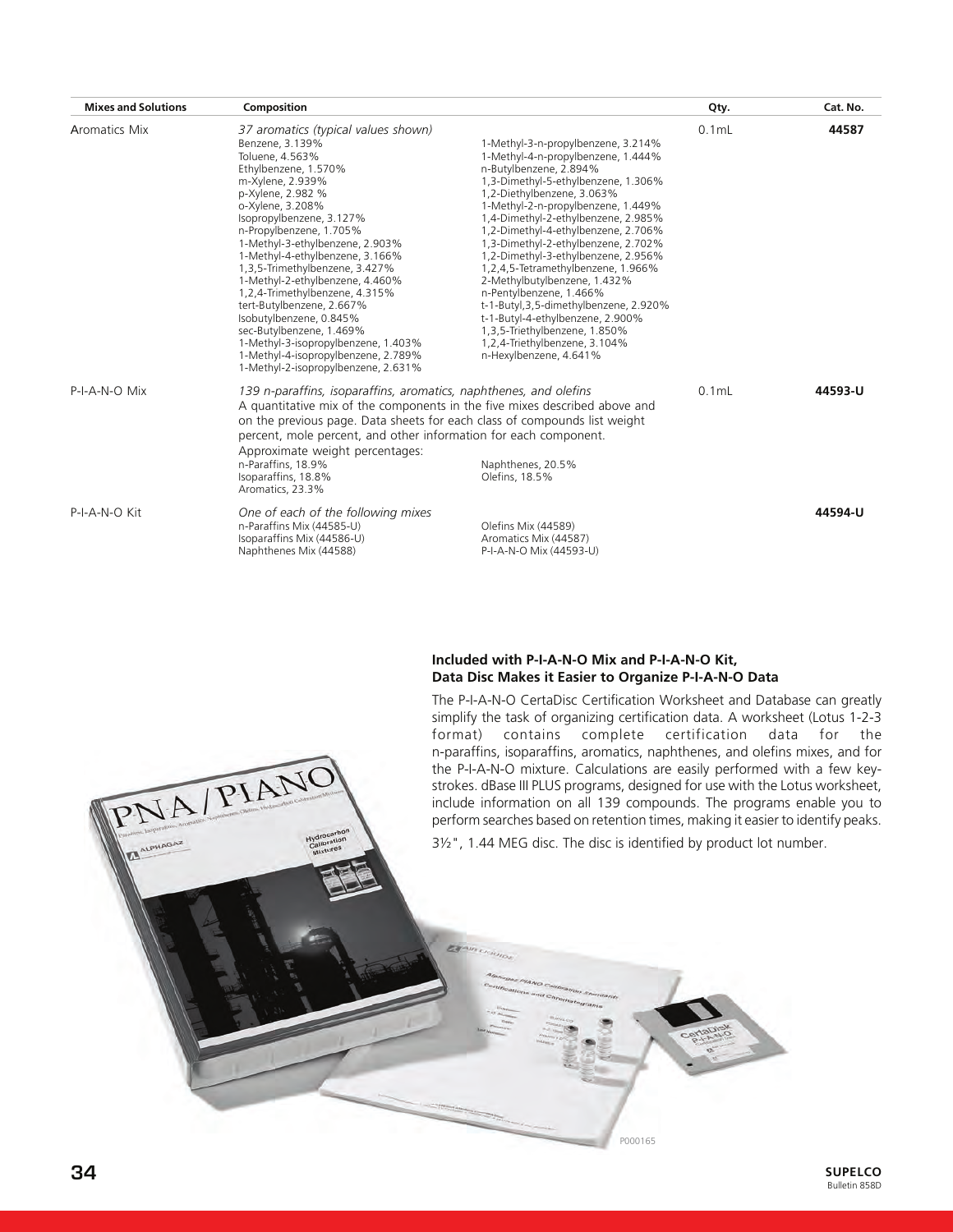| Mixes and Solutions | Composition | | Qty. | Cat. No. |
|---|---|---|---|---|
| Aromatics Mix | *37 aromatics (typical values shown)*<br>Benzene, 3.139%<br>Toluene, 4.563%<br>Ethylbenzene, 1.570%<br>m-Xylene, 2.939%<br>p-Xylene, 2.982 %<br>o-Xylene, 3.208%<br>Isopropylbenzene, 3.127%<br>n-Propylbenzene, 1.705%<br>1-Methyl-3-ethylbenzene, 2.903%<br>1-Methyl-4-ethylbenzene, 3.166%<br>1,3,5-Trimethylbenzene, 3.427%<br>1-Methyl-2-ethylbenzene, 4.460%<br>1,2,4-Trimethylbenzene, 4.315%<br>tert-Butylbenzene, 2.667%<br>Isobutylbenzene, 0.845%<br>sec-Butylbenzene, 1.469%<br>1-Methyl-3-isopropylbenzene, 1.403%<br>1-Methyl-4-isopropylbenzene, 2.789%<br>1-Methyl-2-isopropylbenzene, 2.631% | 1-Methyl-3-n-propylbenzene, 3.214%<br>1-Methyl-4-n-propylbenzene, 1.444%<br>n-Butylbenzene, 2.894%<br>1,3-Dimethyl-5-ethylbenzene, 1.306%<br>1,2-Diethylbenzene, 3.063%<br>1-Methyl-2-n-propylbenzene, 1.449%<br>1,4-Dimethyl-2-ethylbenzene, 2.985%<br>1,2-Dimethyl-4-ethylbenzene, 2.706%<br>1,3-Dimethyl-2-ethylbenzene, 2.702%<br>1,2-Dimethyl-3-ethylbenzene, 2.956%<br>1,2,4,5-Tetramethylbenzene, 1.966%<br>2-Methylbutylbenzene, 1.432%<br>n-Pentylbenzene, 1.466%<br>t-1-Butyl,3,5-dimethylbenzene, 2.920%<br>t-1-Butyl-4-ethylbenzene, 2.900%<br>1,3,5-Triethylbenzene, 1.850%<br>1,2,4-Triethylbenzene, 3.104%<br>n-Hexylbenzene, 4.641% | 0.1mL | **44587** |
| P-I-A-N-O Mix | *139 n-paraffins, isoparaffins, aromatics, naphthenes, and olefins*<br>A quantitative mix of the components in the five mixes described above and on the previous page. Data sheets for each class of compounds list weight percent, mole percent, and other information for each component.<br>Approximate weight percentages:<br>n-Paraffins, 18.9%<br>Isoparaffins, 18.8%<br>Aromatics, 23.3% | Naphthenes, 20.5%<br>Olefins, 18.5% | 0.1mL | **44593-U** |
| P-I-A-N-O Kit | *One of each of the following mixes*<br>n-Paraffins Mix (44585-U)<br>Isoparaffins Mix (44586-U)<br>Naphthenes Mix (44588) | Olefins Mix (44589)<br>Aromatics Mix (44587)<br>P-I-A-N-O Mix (44593-U) | | **44594-U** |

### Included with P-I-A-N-O Mix and P-I-A-N-O Kit, Data Disc Makes it Easier to Organize P-I-A-N-O Data

The P-I-A-N-O CertaDisc Certification Worksheet and Database can greatly simplify the task of organizing certification data. A worksheet (Lotus 1-2-3 format) contains complete certification data for the n-paraffins, isoparaffins, aromatics, naphthenes, and olefins mixes, and for the P-I-A-N-O mixture. Calculations are easily performed with a few keystrokes. dBase III PLUS programs, designed for use with the Lotus worksheet, include information on all 139 compounds. The programs enable you to perform searches based on retention times, making it easier to identify peaks.

3½", 1.44 MEG disc. The disc is identified by product lot number.

P000165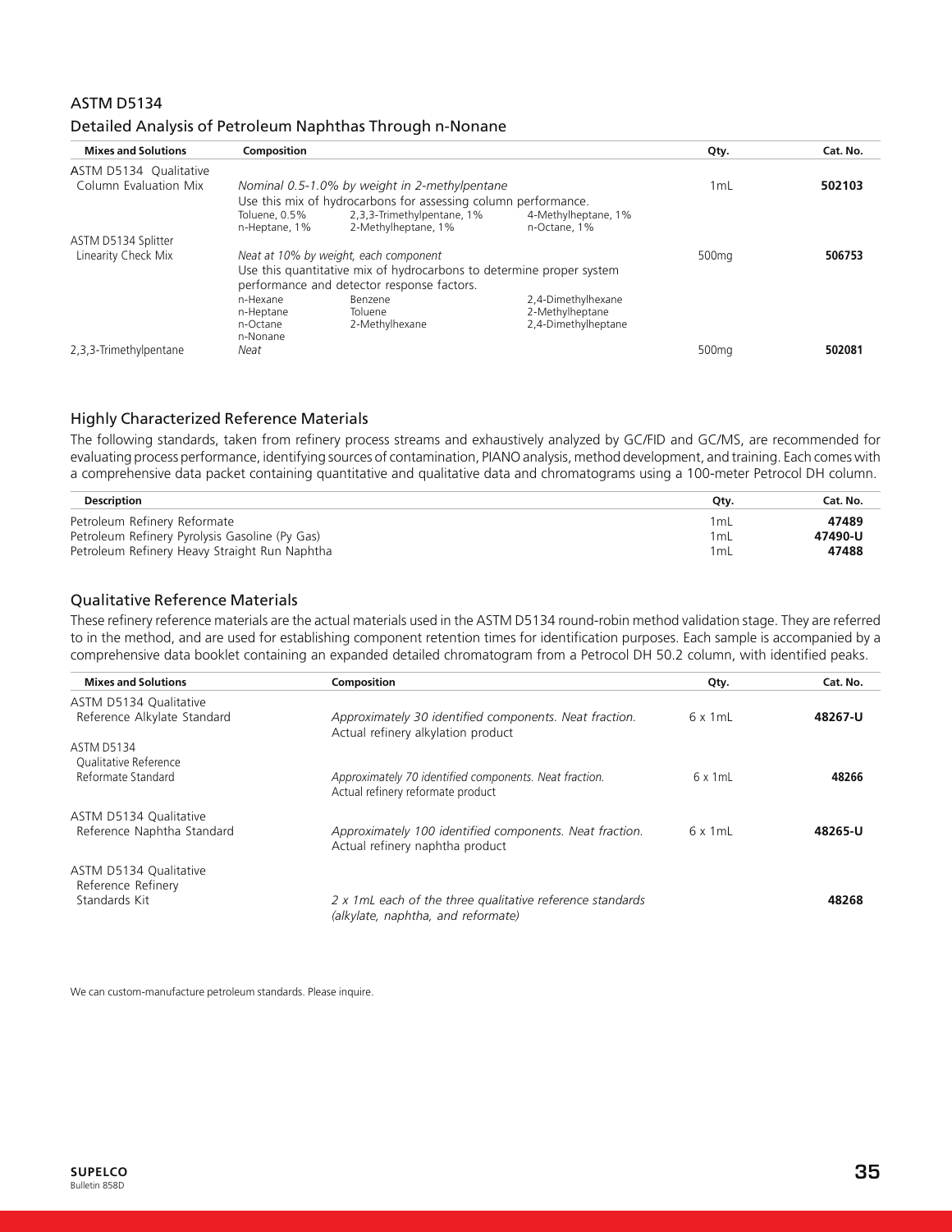## ASTM D5134

### Detailed Analysis of Petroleum Naphthas Through n-Nonane

| Mixes and Solutions | Composition | Qty. | Cat. No. |
|---|---|---|---|
| ASTM D5134 Qualitative Column Evaluation Mix | *Nominal 0.5-1.0% by weight in 2-methylpentane*<br>Use this mix of hydrocarbons for assessing column performance.<br>Toluene, 0.5%; 2,3,3-Trimethylpentane, 1%; 4-Methylheptane, 1%; n-Heptane, 1%; 2-Methylheptane, 1%; n-Octane, 1% | 1mL | **502103** |
| ASTM D5134 Splitter Linearity Check Mix | *Neat at 10% by weight, each component*<br>Use this quantitative mix of hydrocarbons to determine proper system performance and detector response factors.<br>n-Hexane; Benzene; 2,4-Dimethylhexane; n-Heptane; Toluene; 2-Methylheptane; n-Octane; 2-Methylhexane; 2,4-Dimethylheptane; n-Nonane | 500mg | **506753** |
| 2,3,3-Trimethylpentane | *Neat* | 500mg | **502081** |

### Highly Characterized Reference Materials

The following standards, taken from refinery process streams and exhaustively analyzed by GC/FID and GC/MS, are recommended for evaluating process performance, identifying sources of contamination, PIANO analysis, method development, and training. Each comes with a comprehensive data packet containing quantitative and qualitative data and chromatograms using a 100-meter Petrocol DH column.

| Description | Qty. | Cat. No. |
|---|---|---|
| Petroleum Refinery Reformate | 1mL | **47489** |
| Petroleum Refinery Pyrolysis Gasoline (Py Gas) | 1mL | **47490-U** |
| Petroleum Refinery Heavy Straight Run Naphtha | 1mL | **47488** |

### Qualitative Reference Materials

These refinery reference materials are the actual materials used in the ASTM D5134 round-robin method validation stage. They are referred to in the method, and are used for establishing component retention times for identification purposes. Each sample is accompanied by a comprehensive data booklet containing an expanded detailed chromatogram from a Petrocol DH 50.2 column, with identified peaks.

| Mixes and Solutions | Composition | Qty. | Cat. No. |
|---|---|---|---|
| ASTM D5134 Qualitative Reference Alkylate Standard | *Approximately 30 identified components. Neat fraction.*<br>Actual refinery alkylation product | 6 x 1mL | **48267-U** |
| ASTM D5134 Qualitative Reference Reformate Standard | *Approximately 70 identified components. Neat fraction.*<br>Actual refinery reformate product | 6 x 1mL | **48266** |
| ASTM D5134 Qualitative Reference Naphtha Standard | *Approximately 100 identified components. Neat fraction.*<br>Actual refinery naphtha product | 6 x 1mL | **48265-U** |
| ASTM D5134 Qualitative Reference Refinery Standards Kit | *2 x 1mL each of the three qualitative reference standards (alkylate, naphtha, and reformate)* | | **48268** |

We can custom-manufacture petroleum standards. Please inquire.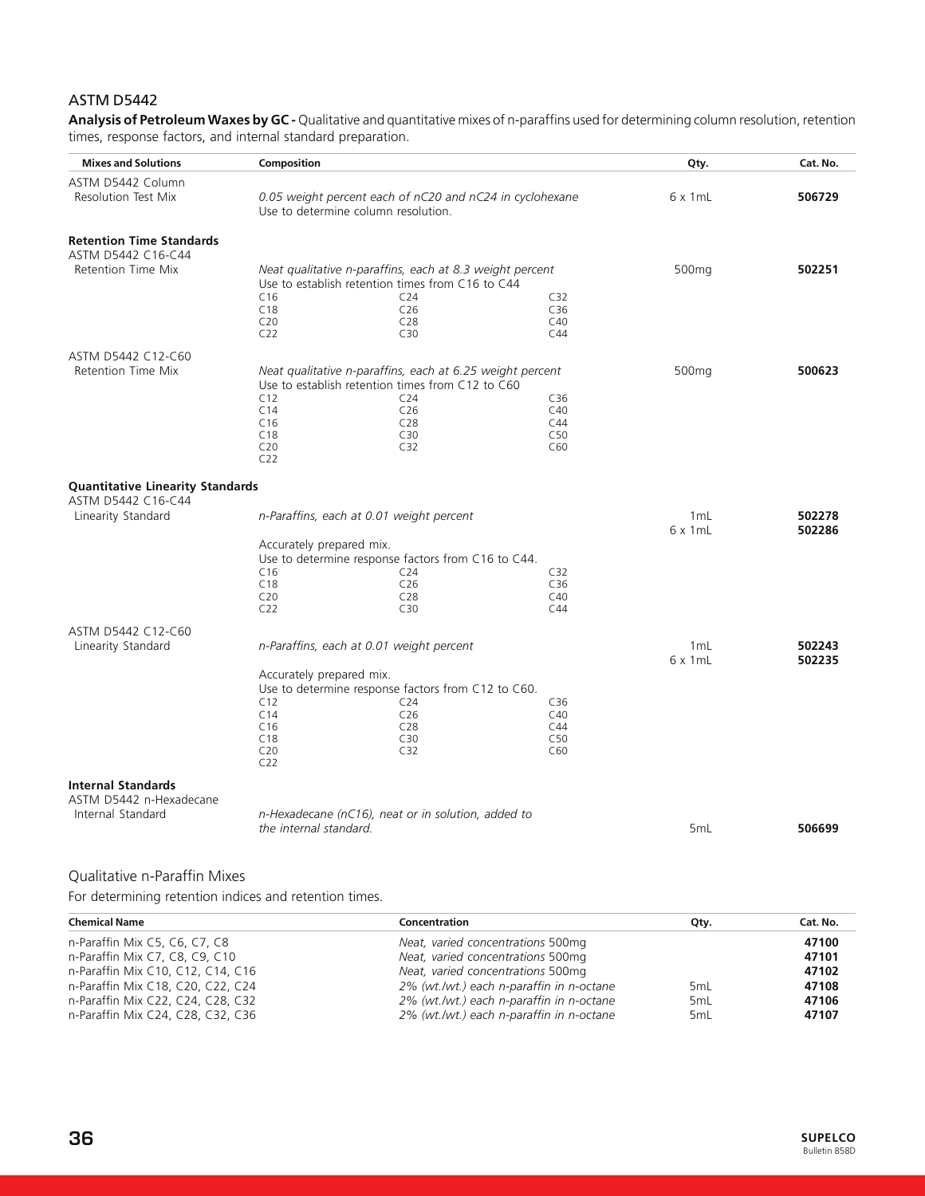## ASTM D5442

**Analysis of Petroleum Waxes by GC -** Qualitative and quantitative mixes of n-paraffins used for determining column resolution, retention times, response factors, and internal standard preparation.

| Mixes and Solutions | Composition | Qty. | Cat. No. |
|---|---|---|---|
| ASTM D5442 Column Resolution Test Mix | *0.05 weight percent each of nC20 and nC24 in cyclohexane*<br>Use to determine column resolution. | 6 x 1mL | **506729** |
| **Retention Time Standards** | | | |
| ASTM D5442 C16-C44 Retention Time Mix | *Neat qualitative n-paraffins, each at 8.3 weight percent*<br>Use to establish retention times from C16 to C44<br>C16, C18, C20, C22, C24, C26, C28, C30, C32, C36, C40, C44 | 500mg | **502251** |
| ASTM D5442 C12-C60 Retention Time Mix | *Neat qualitative n-paraffins, each at 6.25 weight percent*<br>Use to establish retention times from C12 to C60<br>C12, C14, C16, C18, C20, C22, C24, C26, C28, C30, C32, C36, C40, C44, C50, C60 | 500mg | **500623** |
| **Quantitative Linearity Standards** | | | |
| ASTM D5442 C16-C44 Linearity Standard | *n-Paraffins, each at 0.01 weight percent*<br>Accurately prepared mix.<br>Use to determine response factors from C16 to C44.<br>C16, C18, C20, C22, C24, C26, C28, C30, C32, C36, C40, C44 | 1mL<br>6 x 1mL | **502278**<br>**502286** |
| ASTM D5442 C12-C60 Linearity Standard | *n-Paraffins, each at 0.01 weight percent*<br>Accurately prepared mix.<br>Use to determine response factors from C12 to C60.<br>C12, C14, C16, C18, C20, C22, C24, C26, C28, C30, C32, C36, C40, C44, C50, C60 | 1mL<br>6 x 1mL | **502243**<br>**502235** |
| **Internal Standards** | | | |
| ASTM D5442 n-Hexadecane Internal Standard | *n-Hexadecane (nC16), neat or in solution, added to the internal standard.* | 5mL | **506699** |

## Qualitative n-Paraffin Mixes

For determining retention indices and retention times.

| Chemical Name | Concentration | Qty. | Cat. No. |
|---|---|---|---|
| n-Paraffin Mix C5, C6, C7, C8 | *Neat, varied concentrations* 500mg | | **47100** |
| n-Paraffin Mix C7, C8, C9, C10 | *Neat, varied concentrations* 500mg | | **47101** |
| n-Paraffin Mix C10, C12, C14, C16 | *Neat, varied concentrations* 500mg | | **47102** |
| n-Paraffin Mix C18, C20, C22, C24 | *2% (wt./wt.) each n-paraffin in n-octane* | 5mL | **47108** |
| n-Paraffin Mix C22, C24, C28, C32 | *2% (wt./wt.) each n-paraffin in n-octane* | 5mL | **47106** |
| n-Paraffin Mix C24, C28, C32, C36 | *2% (wt./wt.) each n-paraffin in n-octane* | 5mL | **47107** |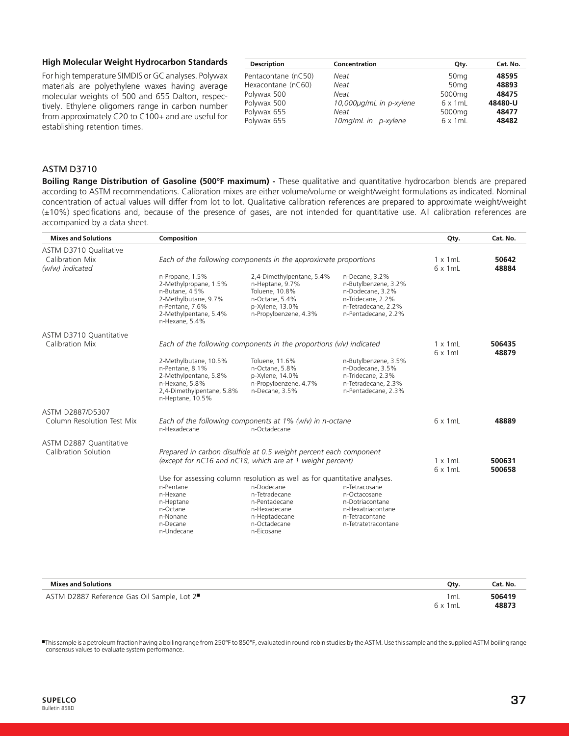### High Molecular Weight Hydrocarbon Standards

For high temperature SIMDIS or GC analyses. Polywax materials are polyethylene waxes having average molecular weights of 500 and 655 Dalton, respectively. Ethylene oligomers range in carbon number from approximately C20 to C100+ and are useful for establishing retention times.

| Description | Concentration | Qty. | Cat. No. |
|---|---|---|---|
| Pentacontane (nC50) | *Neat* | 50mg | **48595** |
| Hexacontane (nC60) | *Neat* | 50mg | **48893** |
| Polywax 500 | *Neat* | 5000mg | **48475** |
| Polywax 500 | *10,000µg/mL in p-xylene* | 6 x 1mL | **48480-U** |
| Polywax 655 | *Neat* | 5000mg | **48477** |
| Polywax 655 | *10mg/mL in p-xylene* | 6 x 1mL | **48482** |

## ASTM D3710

**Boiling Range Distribution of Gasoline (500°F maximum) -** These qualitative and quantitative hydrocarbon blends are prepared according to ASTM recommendations. Calibration mixes are either volume/volume or weight/weight formulations as indicated. Nominal concentration of actual values will differ from lot to lot. Qualitative calibration references are prepared to approximate weight/weight (±10%) specifications and, because of the presence of gases, are not intended for quantitative use. All calibration references are accompanied by a data sheet.

| Mixes and Solutions | Composition | | | Qty. | Cat. No. |
|---|---|---|---|---|---|
| ASTM D3710 Qualitative Calibration Mix *(w/w) indicated* | *Each of the following components in the approximate proportions* | | | 1 x 1mL<br>6 x 1mL | **50642**<br>**48884** |
| | n-Propane, 1.5%<br>2-Methylpropane, 1.5%<br>n-Butane, 4 5%<br>2-Methylbutane, 9.7%<br>n-Pentane, 7.6%<br>2-Methylpentane, 5.4%<br>n-Hexane, 5.4% | 2,4-Dimethylpentane, 5.4%<br>n-Heptane, 9.7%<br>Toluene, 10.8%<br>n-Octane, 5.4%<br>p-Xylene, 13.0%<br>n-Propylbenzene, 4.3% | n-Decane, 3.2%<br>n-Butylbenzene, 3.2%<br>n-Dodecane, 3.2%<br>n-Tridecane, 2.2%<br>n-Tetradecane, 2.2%<br>n-Pentadecane, 2.2% | | |
| ASTM D3710 Quantitative Calibration Mix | *Each of the following components in the proportions (v/v) indicated* | | | 1 x 1mL<br>6 x 1mL | **506435**<br>**48879** |
| | 2-Methylbutane, 10.5%<br>n-Pentane, 8.1%<br>2-Methylpentane, 5.8%<br>n-Hexane, 5.8%<br>2,4-Dimethylpentane, 5.8%<br>n-Heptane, 10.5% | Toluene, 11.6%<br>n-Octane, 5.8%<br>p-Xylene, 14.0%<br>n-Propylbenzene, 4.7%<br>n-Decane, 3.5% | n-Butylbenzene, 3.5%<br>n-Dodecane, 3.5%<br>n-Tridecane, 2.3%<br>n-Tetradecane, 2.3%<br>n-Pentadecane, 2.3% | | |
| ASTM D2887/D5307 Column Resolution Test Mix | *Each of the following components at 1% (w/v) in n-octane* | | | 6 x 1mL | **48889** |
| | n-Hexadecane | n-Octadecane | | | |
| ASTM D2887 Quantitative Calibration Solution | *Prepared in carbon disulfide at 0.5 weight percent each component (except for nC16 and nC18, which are at 1 weight percent)* | | | 1 x 1mL<br>6 x 1mL | **500631**<br>**500658** |
| | Use for assessing column resolution as well as for quantitative analyses. | | | | |
| | n-Pentane<br>n-Hexane<br>n-Heptane<br>n-Octane<br>n-Nonane<br>n-Decane<br>n-Undecane | n-Dodecane<br>n-Tetradecane<br>n-Pentadecane<br>n-Hexadecane<br>n-Heptadecane<br>n-Octadecane<br>n-Eicosane | n-Tetracosane<br>n-Octacosane<br>n-Dotriacontane<br>n-Hexatriacontane<br>n-Tetracontane<br>n-Tetratetracontane | | |

| Mixes and Solutions | Qty. | Cat. No. |
|---|---|---|
| ASTM D2887 Reference Gas Oil Sample, Lot 2■ | 1mL<br>6 x 1mL | **506419**<br>**48873** |

■This sample is a petroleum fraction having a boiling range from 250°F to 850°F, evaluated in round-robin studies by the ASTM. Use this sample and the supplied ASTM boiling range consensus values to evaluate system performance.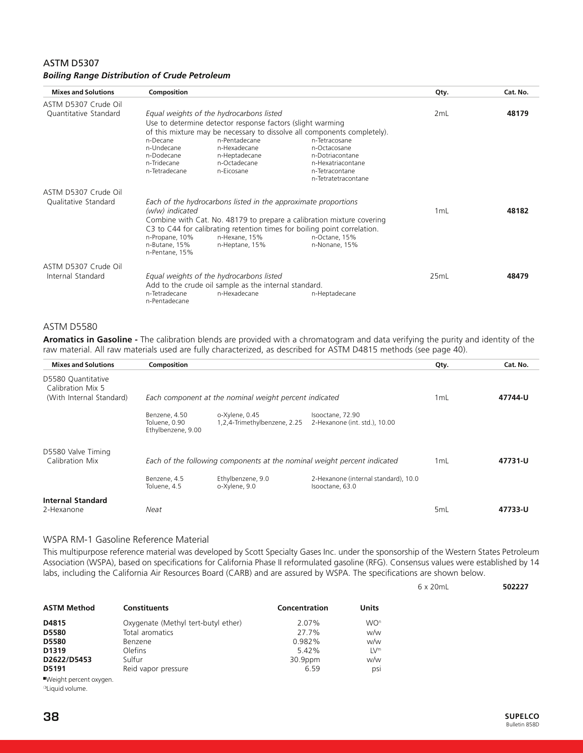## ASTM D5307

### *Boiling Range Distribution of Crude Petroleum*

| Mixes and Solutions | Composition | Qty. | Cat. No. |
|---|---|---|---|
| ASTM D5307 Crude Oil Quantitative Standard | *Equal weights of the hydrocarbons listed*<br>Use to determine detector response factors (slight warming of this mixture may be necessary to dissolve all components completely).<br>n-Decane, n-Undecane, n-Dodecane, n-Tridecane, n-Tetradecane, n-Pentadecane, n-Hexadecane, n-Heptadecane, n-Octadecane, n-Eicosane, n-Tetracosane, n-Octacosane, n-Dotriacontane, n-Hexatriacontane, n-Tetracontane, n-Tetratetracontane | 2mL | **48179** |
| ASTM D5307 Crude Oil Qualitative Standard | *Each of the hydrocarbons listed in the approximate proportions (w/w) indicated*<br>Combine with Cat. No. 48179 to prepare a calibration mixture covering C3 to C44 for calibrating retention times for boiling point correlation.<br>n-Propane, 10%; n-Butane, 15%; n-Pentane, 15%; n-Hexane, 15%; n-Heptane, 15%; n-Octane, 15%; n-Nonane, 15% | 1mL | **48182** |
| ASTM D5307 Crude Oil Internal Standard | *Equal weights of the hydrocarbons listed*<br>Add to the crude oil sample as the internal standard.<br>n-Tetradecane, n-Pentadecane, n-Hexadecane, n-Heptadecane | 25mL | **48479** |

## ASTM D5580

**Aromatics in Gasoline -** The calibration blends are provided with a chromatogram and data verifying the purity and identity of the raw material. All raw materials used are fully characterized, as described for ASTM D4815 methods (see page 40).

| Mixes and Solutions | Composition | Qty. | Cat. No. |
|---|---|---|---|
| D5580 Quantitative Calibration Mix 5 (With Internal Standard) | *Each component at the nominal weight percent indicated*<br>Benzene, 4.50; Toluene, 0.90; Ethylbenzene, 9.00; o-Xylene, 0.45; 1,2,4-Trimethylbenzene, 2.25; Isooctane, 72.90; 2-Hexanone (int. std.), 10.00 | 1mL | **47744-U** |
| D5580 Valve Timing Calibration Mix | *Each of the following components at the nominal weight percent indicated*<br>Benzene, 4.5; Toluene, 4.5; Ethylbenzene, 9.0; o-Xylene, 9.0; 2-Hexanone (internal standard), 10.0; Isooctane, 63.0 | 1mL | **47731-U** |
| **Internal Standard**<br>2-Hexanone | *Neat* | 5mL | **47733-U** |

## WSPA RM-1 Gasoline Reference Material

This multipurpose reference material was developed by Scott Specialty Gases Inc. under the sponsorship of the Western States Petroleum Association (WSPA), based on specifications for California Phase II reformulated gasoline (RFG). Consensus values were established by 14 labs, including the California Air Resources Board (CARB) and are assured by WSPA. The specifications are shown below.

6 x 20mL **502227**

| ASTM Method | Constituents | Concentration | Units |
|---|---|---|---|
| **D4815** | Oxygenate (Methyl tert-butyl ether) | 2.07% | WO[n] |
| **D5580** | Total aromatics | 27.7% | w/w |
| **D5580** | Benzene | 0.982% | w/w |
| **D1319** | Olefins | 5.42% | LV[m] |
| **D2622/D5453** | Sulfur | 30.9ppm | w/w |
| **D5191** | Reid vapor pressure | 6.59 | psi |

[n] Weight percent oxygen.
[m] Liquid volume.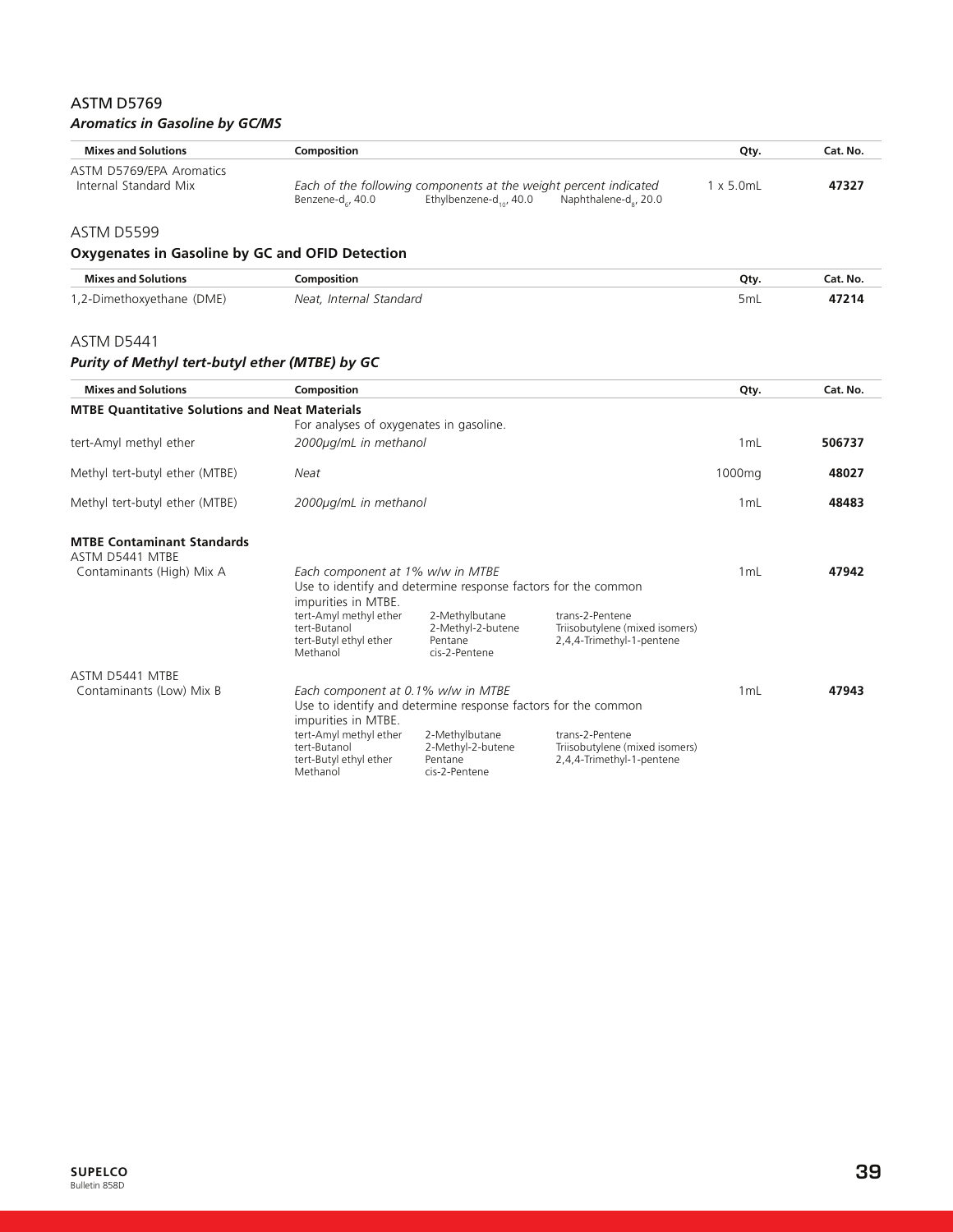## ASTM D5769

### *Aromatics in Gasoline by GC/MS*

| Mixes and Solutions | Composition | Qty. | Cat. No. |
|---|---|---|---|
| ASTM D5769/EPA Aromatics Internal Standard Mix | *Each of the following components at the weight percent indicated*<br>Benzene-$d_6$, 40.0 Ethylbenzene-$d_{10}$, 40.0 Naphthalene-$d_8$, 20.0 | 1 x 5.0mL | **47327** |

## ASTM D5599

### Oxygenates in Gasoline by GC and OFID Detection

| Mixes and Solutions | Composition | Qty. | Cat. No. |
|---|---|---|---|
| 1,2-Dimethoxyethane (DME) | *Neat, Internal Standard* | 5mL | **47214** |

## ASTM D5441

### *Purity of Methyl tert-butyl ether (MTBE) by GC*

| Mixes and Solutions | Composition | Qty. | Cat. No. |
|---|---|---|---|
| **MTBE Quantitative Solutions and Neat Materials** | For analyses of oxygenates in gasoline. | | |
| tert-Amyl methyl ether | *2000µg/mL in methanol* | 1mL | **506737** |
| Methyl tert-butyl ether (MTBE) | *Neat* | 1000mg | **48027** |
| Methyl tert-butyl ether (MTBE) | *2000µg/mL in methanol* | 1mL | **48483** |
| **MTBE Contaminant Standards** | | | |
| ASTM D5441 MTBE Contaminants (High) Mix A | *Each component at 1% w/w in MTBE*<br>Use to identify and determine response factors for the common impurities in MTBE.<br>tert-Amyl methyl ether, tert-Butanol, tert-Butyl ethyl ether, Methanol, 2-Methylbutane, 2-Methyl-2-butene, Pentane, cis-2-Pentene, trans-2-Pentene, Triisobutylene (mixed isomers), 2,4,4-Trimethyl-1-pentene | 1mL | **47942** |
| ASTM D5441 MTBE Contaminants (Low) Mix B | *Each component at 0.1% w/w in MTBE*<br>Use to identify and determine response factors for the common impurities in MTBE.<br>tert-Amyl methyl ether, tert-Butanol, tert-Butyl ethyl ether, Methanol, 2-Methylbutane, 2-Methyl-2-butene, Pentane, cis-2-Pentene, trans-2-Pentene, Triisobutylene (mixed isomers), 2,4,4-Trimethyl-1-pentene | 1mL | **47943** |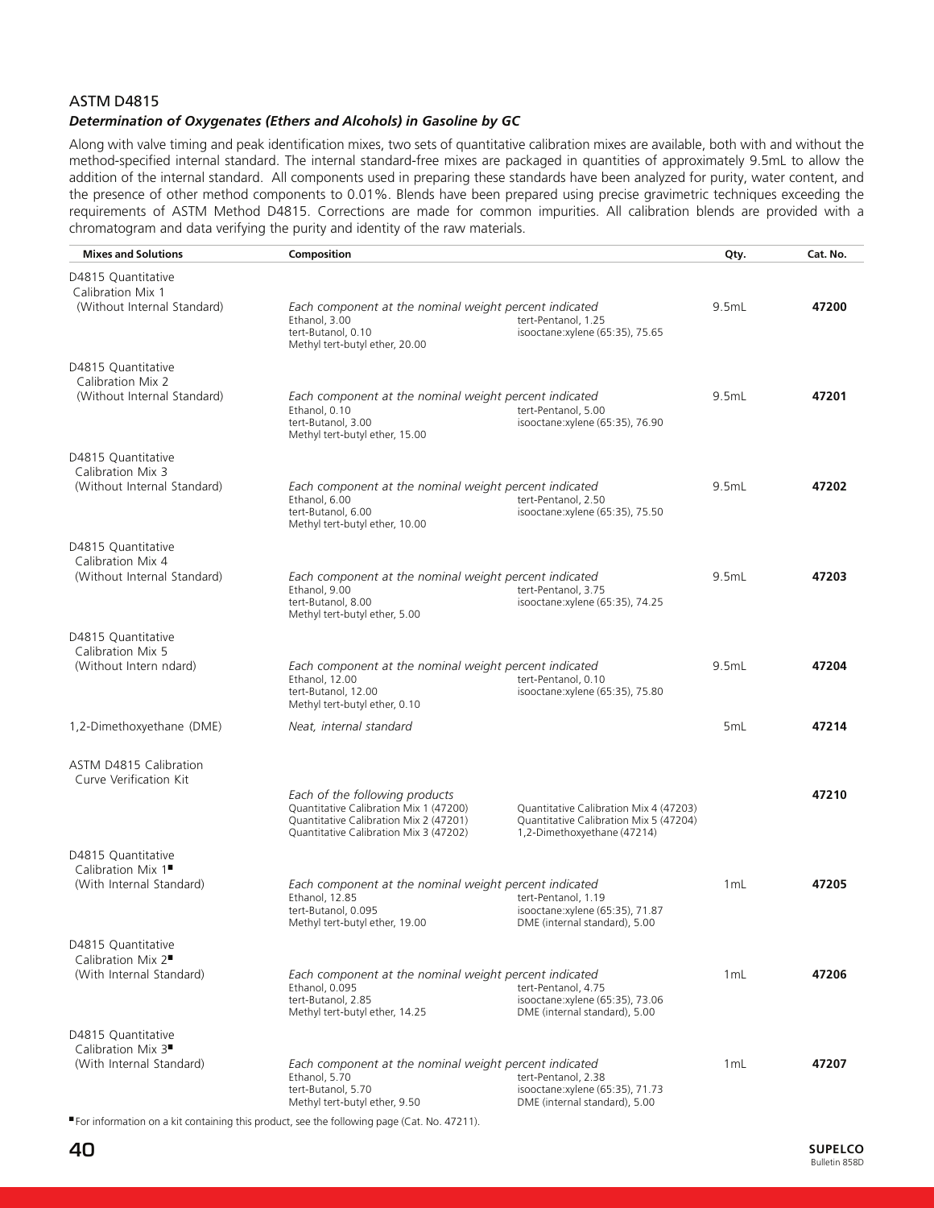## ASTM D4815

### *Determination of Oxygenates (Ethers and Alcohols) in Gasoline by GC*

Along with valve timing and peak identification mixes, two sets of quantitative calibration mixes are available, both with and without the method-specified internal standard. The internal standard-free mixes are packaged in quantities of approximately 9.5mL to allow the addition of the internal standard. All components used in preparing these standards have been analyzed for purity, water content, and the presence of other method components to 0.01%. Blends have been prepared using precise gravimetric techniques exceeding the requirements of ASTM Method D4815. Corrections are made for common impurities. All calibration blends are provided with a chromatogram and data verifying the purity and identity of the raw materials.

| Mixes and Solutions | Composition | Qty. | Cat. No. |
|---|---|---|---|
| D4815 Quantitative Calibration Mix 1 (Without Internal Standard) | *Each component at the nominal weight percent indicated*<br>Ethanol, 3.00<br>tert-Butanol, 0.10<br>Methyl tert-butyl ether, 20.00<br>tert-Pentanol, 1.25<br>isooctane:xylene (65:35), 75.65 | 9.5mL | **47200** |
| D4815 Quantitative Calibration Mix 2 (Without Internal Standard) | *Each component at the nominal weight percent indicated*<br>Ethanol, 0.10<br>tert-Butanol, 3.00<br>Methyl tert-butyl ether, 15.00<br>tert-Pentanol, 5.00<br>isooctane:xylene (65:35), 76.90 | 9.5mL | **47201** |
| D4815 Quantitative Calibration Mix 3 (Without Internal Standard) | *Each component at the nominal weight percent indicated*<br>Ethanol, 6.00<br>tert-Butanol, 6.00<br>Methyl tert-butyl ether, 10.00<br>tert-Pentanol, 2.50<br>isooctane:xylene (65:35), 75.50 | 9.5mL | **47202** |
| D4815 Quantitative Calibration Mix 4 (Without Internal Standard) | *Each component at the nominal weight percent indicated*<br>Ethanol, 9.00<br>tert-Butanol, 8.00<br>Methyl tert-butyl ether, 5.00<br>tert-Pentanol, 3.75<br>isooctane:xylene (65:35), 74.25 | 9.5mL | **47203** |
| D4815 Quantitative Calibration Mix 5 (Without Intern ndard) | *Each component at the nominal weight percent indicated*<br>Ethanol, 12.00<br>tert-Butanol, 12.00<br>Methyl tert-butyl ether, 0.10<br>tert-Pentanol, 0.10<br>isooctane:xylene (65:35), 75.80 | 9.5mL | **47204** |
| 1,2-Dimethoxyethane (DME) | *Neat, internal standard* | 5mL | **47214** |
| ASTM D4815 Calibration Curve Verification Kit | *Each of the following products*<br>Quantitative Calibration Mix 1 (47200)<br>Quantitative Calibration Mix 2 (47201)<br>Quantitative Calibration Mix 3 (47202)<br>Quantitative Calibration Mix 4 (47203)<br>Quantitative Calibration Mix 5 (47204)<br>1,2-Dimethoxyethane (47214) | | **47210** |
| D4815 Quantitative Calibration Mix 1■ (With Internal Standard) | *Each component at the nominal weight percent indicated*<br>Ethanol, 12.85<br>tert-Butanol, 0.095<br>Methyl tert-butyl ether, 19.00<br>tert-Pentanol, 1.19<br>isooctane:xylene (65:35), 71.87<br>DME (internal standard), 5.00 | 1mL | **47205** |
| D4815 Quantitative Calibration Mix 2■ (With Internal Standard) | *Each component at the nominal weight percent indicated*<br>Ethanol, 0.095<br>tert-Butanol, 2.85<br>Methyl tert-butyl ether, 14.25<br>tert-Pentanol, 4.75<br>isooctane:xylene (65:35), 73.06<br>DME (internal standard), 5.00 | 1mL | **47206** |
| D4815 Quantitative Calibration Mix 3■ (With Internal Standard) | *Each component at the nominal weight percent indicated*<br>Ethanol, 5.70<br>tert-Butanol, 5.70<br>Methyl tert-butyl ether, 9.50<br>tert-Pentanol, 2.38<br>isooctane:xylene (65:35), 71.73<br>DME (internal standard), 5.00 | 1mL | **47207** |

■For information on a kit containing this product, see the following page (Cat. No. 47211).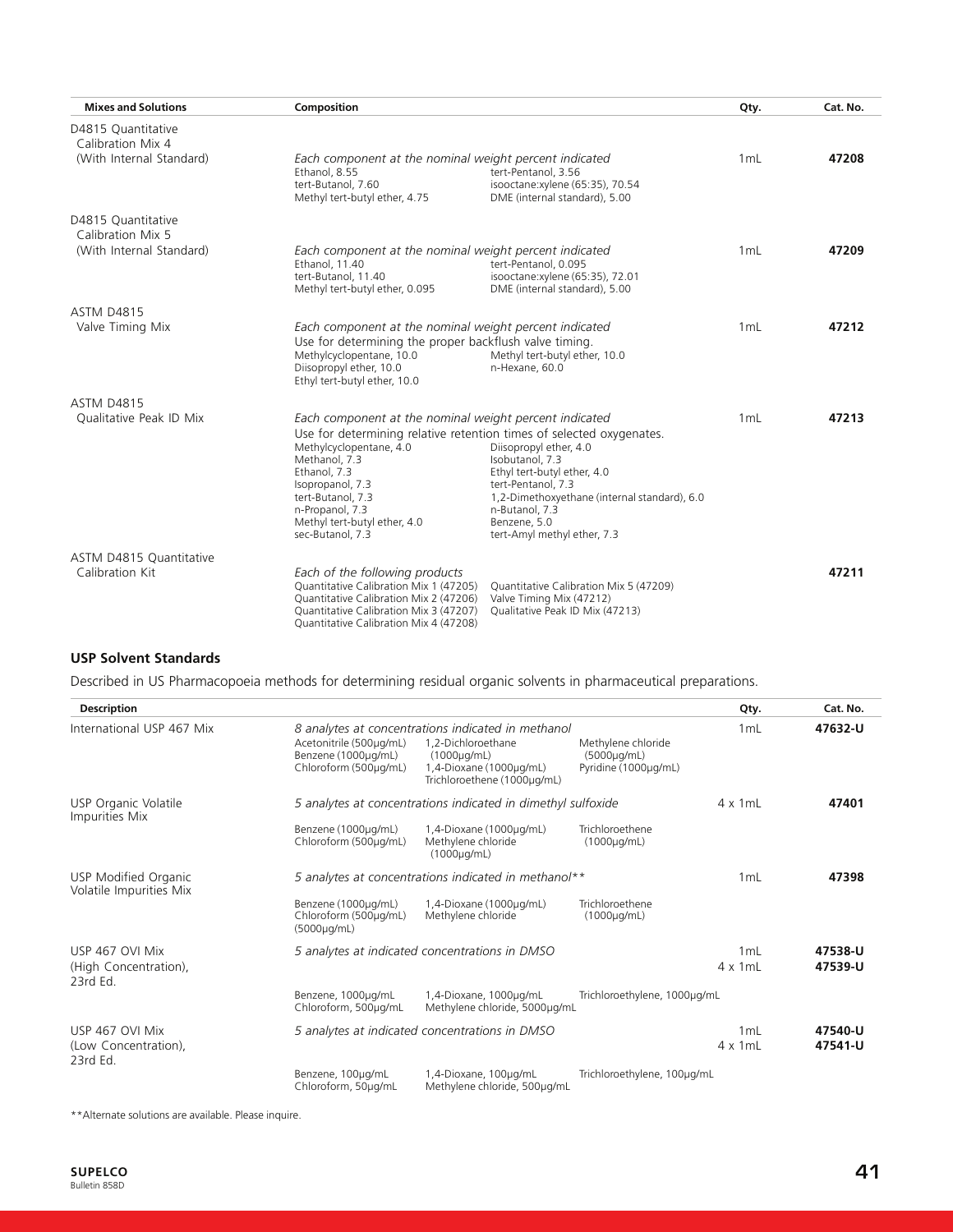| Mixes and Solutions | Composition | Qty. | Cat. No. |
|---|---|---|---|
| D4815 Quantitative Calibration Mix 4 (With Internal Standard) | *Each component at the nominal weight percent indicated*<br>Ethanol, 8.55<br>tert-Butanol, 7.60<br>Methyl tert-butyl ether, 4.75<br>tert-Pentanol, 3.56<br>isooctane:xylene (65:35), 70.54<br>DME (internal standard), 5.00 | 1mL | **47208** |
| D4815 Quantitative Calibration Mix 5 (With Internal Standard) | *Each component at the nominal weight percent indicated*<br>Ethanol, 11.40<br>tert-Butanol, 11.40<br>Methyl tert-butyl ether, 0.095<br>tert-Pentanol, 0.095<br>isooctane:xylene (65:35), 72.01<br>DME (internal standard), 5.00 | 1mL | **47209** |
| ASTM D4815 Valve Timing Mix | *Each component at the nominal weight percent indicated*<br>Use for determining the proper backflush valve timing.<br>Methylcyclopentane, 10.0<br>Diisopropyl ether, 10.0<br>Ethyl tert-butyl ether, 10.0<br>Methyl tert-butyl ether, 10.0<br>n-Hexane, 60.0 | 1mL | **47212** |
| ASTM D4815 Qualitative Peak ID Mix | *Each component at the nominal weight percent indicated*<br>Use for determining relative retention times of selected oxygenates.<br>Methylcyclopentane, 4.0<br>Methanol, 7.3<br>Ethanol, 7.3<br>Isopropanol, 7.3<br>tert-Butanol, 7.3<br>n-Propanol, 7.3<br>Methyl tert-butyl ether, 4.0<br>sec-Butanol, 7.3<br>Diisopropyl ether, 4.0<br>Isobutanol, 7.3<br>Ethyl tert-butyl ether, 4.0<br>tert-Pentanol, 7.3<br>1,2-Dimethoxyethane (internal standard), 6.0<br>n-Butanol, 7.3<br>Benzene, 5.0<br>tert-Amyl methyl ether, 7.3 | 1mL | **47213** |
| ASTM D4815 Quantitative Calibration Kit | *Each of the following products*<br>Quantitative Calibration Mix 1 (47205)<br>Quantitative Calibration Mix 2 (47206)<br>Quantitative Calibration Mix 3 (47207)<br>Quantitative Calibration Mix 4 (47208)<br>Quantitative Calibration Mix 5 (47209)<br>Valve Timing Mix (47212)<br>Qualitative Peak ID Mix (47213) | | **47211** |

### USP Solvent Standards

Described in US Pharmacopoeia methods for determining residual organic solvents in pharmaceutical preparations.

| Description | | Qty. | Cat. No. |
|---|---|---|---|
| International USP 467 Mix | *8 analytes at concentrations indicated in methanol*<br>Acetonitrile (500µg/mL)<br>Benzene (1000µg/mL)<br>Chloroform (500µg/mL)<br>1,2-Dichloroethane (1000µg/mL)<br>1,4-Dioxane (1000µg/mL)<br>Trichloroethene (1000µg/mL)<br>Methylene chloride (5000µg/mL)<br>Pyridine (1000µg/mL) | 1mL | **47632-U** |
| USP Organic Volatile Impurities Mix | *5 analytes at concentrations indicated in dimethyl sulfoxide*<br>Benzene (1000µg/mL)<br>Chloroform (500µg/mL)<br>1,4-Dioxane (1000µg/mL)<br>Methylene chloride (1000µg/mL)<br>Trichloroethene (1000µg/mL) | 4 x 1mL | **47401** |
| USP Modified Organic Volatile Impurities Mix | *5 analytes at concentrations indicated in methanol***<br>Benzene (1000µg/mL)<br>Chloroform (500µg/mL)<br>(5000µg/mL)<br>1,4-Dioxane (1000µg/mL)<br>Methylene chloride<br>Trichloroethene (1000µg/mL) | 1mL | **47398** |
| USP 467 OVI Mix (High Concentration), 23rd Ed. | *5 analytes at indicated concentrations in DMSO*<br>Benzene, 1000µg/mL<br>Chloroform, 500µg/mL<br>1,4-Dioxane, 1000µg/mL<br>Methylene chloride, 5000µg/mL<br>Trichloroethylene, 1000µg/mL | 1mL<br>4 x 1mL | **47538-U**<br>**47539-U** |
| USP 467 OVI Mix (Low Concentration), 23rd Ed. | *5 analytes at indicated concentrations in DMSO*<br>Benzene, 100µg/mL<br>Chloroform, 50µg/mL<br>1,4-Dioxane, 100µg/mL<br>Methylene chloride, 500µg/mL<br>Trichloroethylene, 100µg/mL | 1mL<br>4 x 1mL | **47540-U**<br>**47541-U** |

**Alternate solutions are available. Please inquire.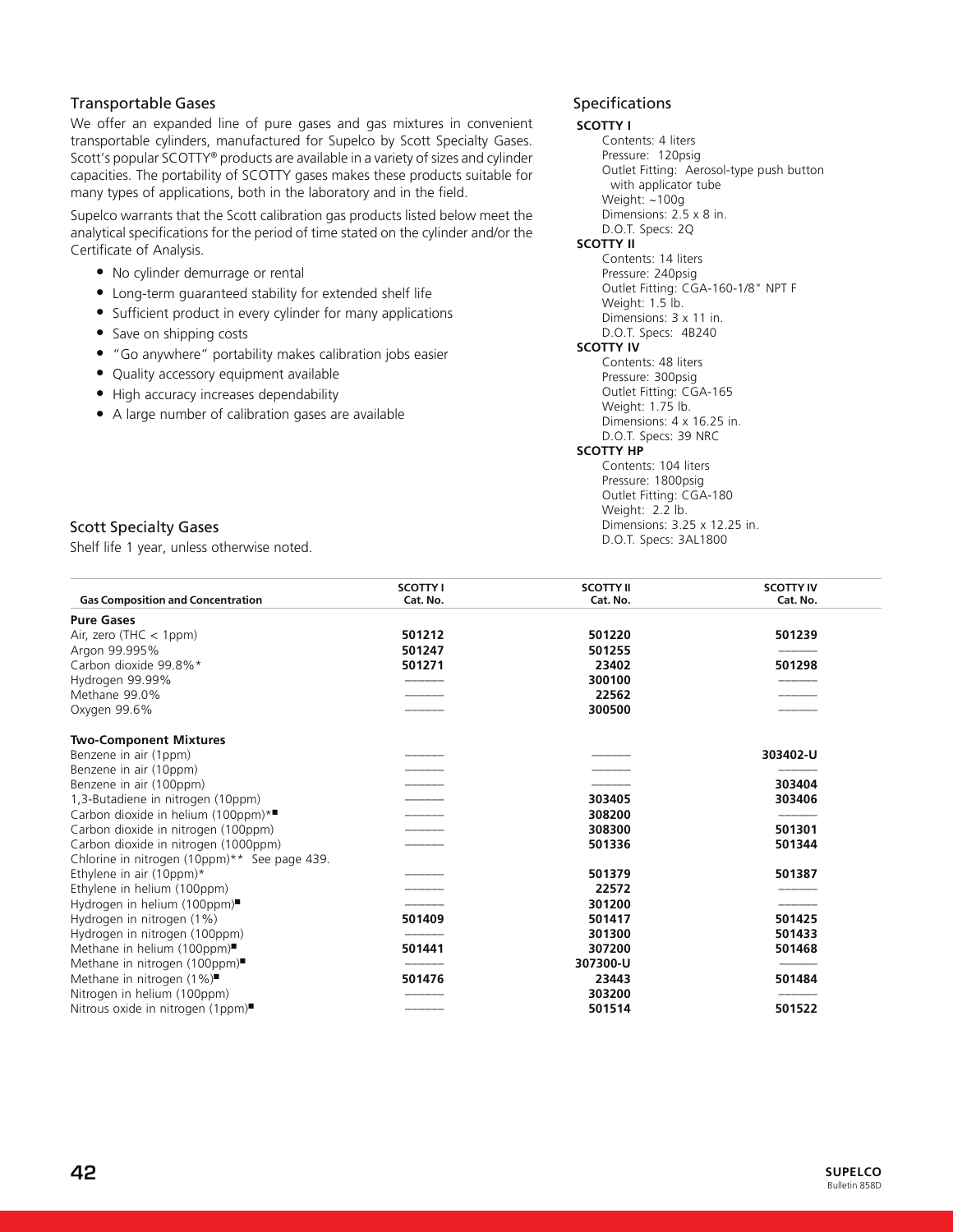## Transportable Gases

We offer an expanded line of pure gases and gas mixtures in convenient transportable cylinders, manufactured for Supelco by Scott Specialty Gases. Scott's popular SCOTTY® products are available in a variety of sizes and cylinder capacities. The portability of SCOTTY gases makes these products suitable for many types of applications, both in the laboratory and in the field.

Supelco warrants that the Scott calibration gas products listed below meet the analytical specifications for the period of time stated on the cylinder and/or the Certificate of Analysis.

- No cylinder demurrage or rental
- Long-term guaranteed stability for extended shelf life
- Sufficient product in every cylinder for many applications
- Save on shipping costs
- "Go anywhere" portability makes calibration jobs easier
- Quality accessory equipment available
- High accuracy increases dependability
- A large number of calibration gases are available

## Specifications

**SCOTTY I**

Contents: 4 liters
Pressure: 120psig
Outlet Fitting: Aerosol-type push button with applicator tube
Weight: ~100g
Dimensions: 2.5 x 8 in.
D.O.T. Specs: 2Q

**SCOTTY II**

Contents: 14 liters
Pressure: 240psig
Outlet Fitting: CGA-160-1/8" NPT F
Weight: 1.5 lb.
Dimensions: 3 x 11 in.
D.O.T. Specs: 4B240

**SCOTTY IV**

Contents: 48 liters
Pressure: 300psig
Outlet Fitting: CGA-165
Weight: 1.75 lb.
Dimensions: 4 x 16.25 in.
D.O.T. Specs: 39 NRC

**SCOTTY HP**

Contents: 104 liters
Pressure: 1800psig
Outlet Fitting: CGA-180
Weight: 2.2 lb.
Dimensions: 3.25 x 12.25 in.
D.O.T. Specs: 3AL1800

## Scott Specialty Gases

Shelf life 1 year, unless otherwise noted.

| Gas Composition and Concentration | SCOTTY I Cat. No. | SCOTTY II Cat. No. | SCOTTY IV Cat. No. |
|---|---|---|---|
| **Pure Gases** | | | |
| Air, zero (THC < 1ppm) | **501212** | **501220** | **501239** |
| Argon 99.995% | **501247** | **501255** | ——— |
| Carbon dioxide 99.8%* | **501271** | **23402** | **501298** |
| Hydrogen 99.99% | ——— | **300100** | ——— |
| Methane 99.0% | ——— | **22562** | ——— |
| Oxygen 99.6% | ——— | **300500** | ——— |
| **Two-Component Mixtures** | | | |
| Benzene in air (1ppm) | ——— | ——— | **303402-U** |
| Benzene in air (10ppm) | ——— | ——— | ——— |
| Benzene in air (100ppm) | ——— | ——— | **303404** |
| 1,3-Butadiene in nitrogen (10ppm) | ——— | **303405** | **303406** |
| Carbon dioxide in helium (100ppm)*■ | ——— | **308200** | ——— |
| Carbon dioxide in nitrogen (100ppm) | ——— | **308300** | **501301** |
| Carbon dioxide in nitrogen (1000ppm) | ——— | **501336** | **501344** |
| Chlorine in nitrogen (10ppm)** See page 439. | | | |
| Ethylene in air (10ppm)* | ——— | **501379** | **501387** |
| Ethylene in helium (100ppm) | ——— | **22572** | ——— |
| Hydrogen in helium (100ppm)■ | ——— | **301200** | ——— |
| Hydrogen in nitrogen (1%) | **501409** | **501417** | **501425** |
| Hydrogen in nitrogen (100ppm) | ——— | **301300** | **501433** |
| Methane in helium (100ppm)■ | **501441** | **307200** | **501468** |
| Methane in nitrogen (100ppm)■ | ——— | **307300-U** | ——— |
| Methane in nitrogen (1%)■ | **501476** | **23443** | **501484** |
| Nitrogen in helium (100ppm) | ——— | **303200** | ——— |
| Nitrous oxide in nitrogen (1ppm)■ | ——— | **501514** | **501522** |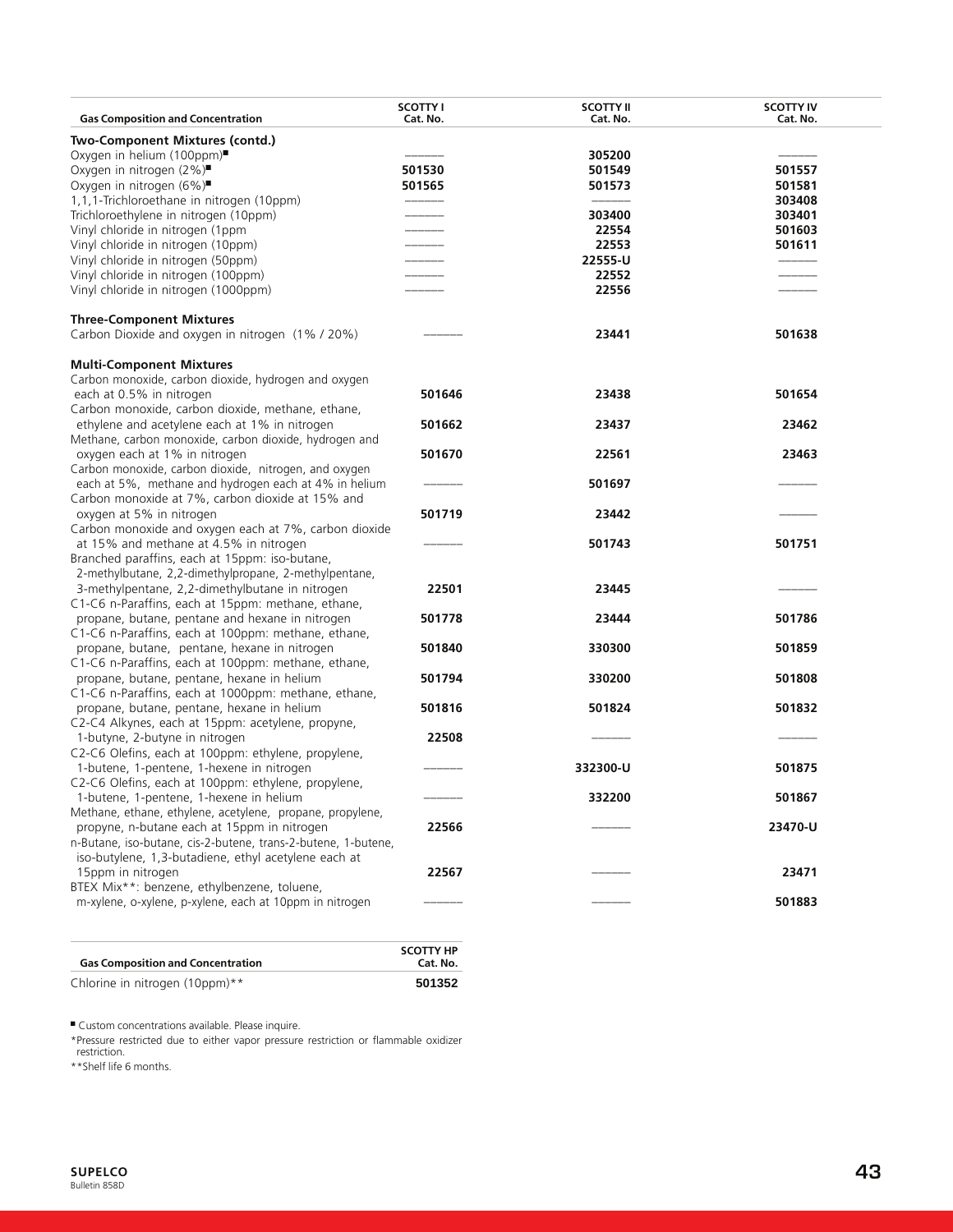| Gas Composition and Concentration | SCOTTY I Cat. No. | SCOTTY II Cat. No. | SCOTTY IV Cat. No. |
|---|---|---|---|
| **Two-Component Mixtures (contd.)** | | | |
| Oxygen in helium (100ppm)■ | ——— | **305200** | ——— |
| Oxygen in nitrogen (2%)■ | **501530** | **501549** | **501557** |
| Oxygen in nitrogen (6%)■ | **501565** | **501573** | **501581** |
| 1,1,1-Trichloroethane in nitrogen (10ppm) | ——— | ——— | **303408** |
| Trichloroethylene in nitrogen (10ppm) | ——— | **303400** | **303401** |
| Vinyl chloride in nitrogen (1ppm | ——— | **22554** | **501603** |
| Vinyl chloride in nitrogen (10ppm) | ——— | **22553** | **501611** |
| Vinyl chloride in nitrogen (50ppm) | ——— | **22555-U** | ——— |
| Vinyl chloride in nitrogen (100ppm) | ——— | **22552** | ——— |
| Vinyl chloride in nitrogen (1000ppm) | ——— | **22556** | ——— |
| **Three-Component Mixtures** | | | |
| Carbon Dioxide and oxygen in nitrogen (1% / 20%) | ——— | **23441** | **501638** |
| **Multi-Component Mixtures** | | | |
| Carbon monoxide, carbon dioxide, hydrogen and oxygen each at 0.5% in nitrogen | **501646** | **23438** | **501654** |
| Carbon monoxide, carbon dioxide, methane, ethane, ethylene and acetylene each at 1% in nitrogen | **501662** | **23437** | **23462** |
| Methane, carbon monoxide, carbon dioxide, hydrogen and oxygen each at 1% in nitrogen | **501670** | **22561** | **23463** |
| Carbon monoxide, carbon dioxide, nitrogen, and oxygen each at 5%, methane and hydrogen each at 4% in helium | ——— | **501697** | ——— |
| Carbon monoxide at 7%, carbon dioxide at 15% and oxygen at 5% in nitrogen | **501719** | **23442** | ——— |
| Carbon monoxide and oxygen each at 7%, carbon dioxide at 15% and methane at 4.5% in nitrogen | ——— | **501743** | **501751** |
| Branched paraffins, each at 15ppm: iso-butane, 2-methylbutane, 2,2-dimethylpropane, 2-methylpentane, 3-methylpentane, 2,2-dimethylbutane in nitrogen | **22501** | **23445** | ——— |
| C1-C6 n-Paraffins, each at 15ppm: methane, ethane, propane, butane, pentane and hexane in nitrogen | **501778** | **23444** | **501786** |
| C1-C6 n-Paraffins, each at 100ppm: methane, ethane, propane, butane, pentane, hexane in nitrogen | **501840** | **330300** | **501859** |
| C1-C6 n-Paraffins, each at 100ppm: methane, ethane, propane, butane, pentane, hexane in helium | **501794** | **330200** | **501808** |
| C1-C6 n-Paraffins, each at 1000ppm: methane, ethane, propane, butane, pentane, hexane in helium | **501816** | **501824** | **501832** |
| C2-C4 Alkynes, each at 15ppm: acetylene, propyne, 1-butyne, 2-butyne in nitrogen | **22508** | ——— | ——— |
| C2-C6 Olefins, each at 100ppm: ethylene, propylene, 1-butene, 1-pentene, 1-hexene in nitrogen | ——— | **332300-U** | **501875** |
| C2-C6 Olefins, each at 100ppm: ethylene, propylene, 1-butene, 1-pentene, 1-hexene in helium | ——— | **332200** | **501867** |
| Methane, ethane, ethylene, acetylene, propane, propylene, propyne, n-butane each at 15ppm in nitrogen | **22566** | ——— | **23470-U** |
| n-Butane, iso-butane, cis-2-butene, trans-2-butene, 1-butene, iso-butylene, 1,3-butadiene, ethyl acetylene each at 15ppm in nitrogen | **22567** | ——— | **23471** |
| BTEX Mix**: benzene, ethylbenzene, toluene, m-xylene, o-xylene, p-xylene, each at 10ppm in nitrogen | ——— | ——— | **501883** |

| Gas Composition and Concentration | SCOTTY HP Cat. No. |
|---|---|
| Chlorine in nitrogen (10ppm)** | **501352** |

■ Custom concentrations available. Please inquire.

*Pressure restricted due to either vapor pressure restriction or flammable oxidizer restriction.

**Shelf life 6 months.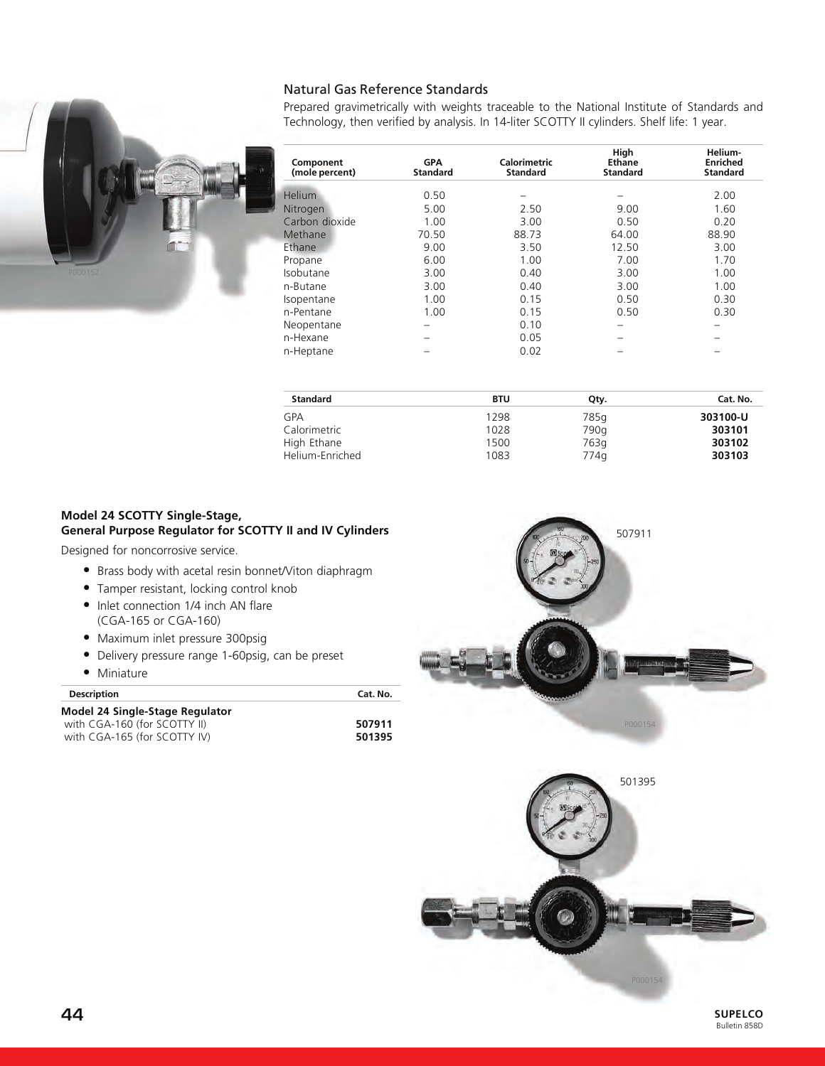## Natural Gas Reference Standards

Prepared gravimetrically with weights traceable to the National Institute of Standards and Technology, then verified by analysis. In 14-liter SCOTTY II cylinders. Shelf life: 1 year.

| Component (mole percent) | GPA Standard | Calorimetric Standard | High Ethane Standard | Helium-Enriched Standard |
|---|---|---|---|---|
| Helium | 0.50 | – | – | 2.00 |
| Nitrogen | 5.00 | 2.50 | 9.00 | 1.60 |
| Carbon dioxide | 1.00 | 3.00 | 0.50 | 0.20 |
| Methane | 70.50 | 88.73 | 64.00 | 88.90 |
| Ethane | 9.00 | 3.50 | 12.50 | 3.00 |
| Propane | 6.00 | 1.00 | 7.00 | 1.70 |
| Isobutane | 3.00 | 0.40 | 3.00 | 1.00 |
| n-Butane | 3.00 | 0.40 | 3.00 | 1.00 |
| Isopentane | 1.00 | 0.15 | 0.50 | 0.30 |
| n-Pentane | 1.00 | 0.15 | 0.50 | 0.30 |
| Neopentane | – | 0.10 | – | – |
| n-Hexane | – | 0.05 | – | – |
| n-Heptane | – | 0.02 | – | – |

| Standard | BTU | Qty. | Cat. No. |
|---|---|---|---|
| GPA | 1298 | 785g | **303100-U** |
| Calorimetric | 1028 | 790g | **303101** |
| High Ethane | 1500 | 763g | **303102** |
| Helium-Enriched | 1083 | 774g | **303103** |

### Model 24 SCOTTY Single-Stage, General Purpose Regulator for SCOTTY II and IV Cylinders

Designed for noncorrosive service.

- Brass body with acetal resin bonnet/Viton diaphragm
- Tamper resistant, locking control knob
- Inlet connection 1/4 inch AN flare (CGA-165 or CGA-160)
- Maximum inlet pressure 300psig
- Delivery pressure range 1-60psig, can be preset
- Miniature

| Description | Cat. No. |
|---|---|
| **Model 24 Single-Stage Regulator** | |
| with CGA-160 (for SCOTTY II) | **507911** |
| with CGA-165 (for SCOTTY IV) | **501395** |

507911

501395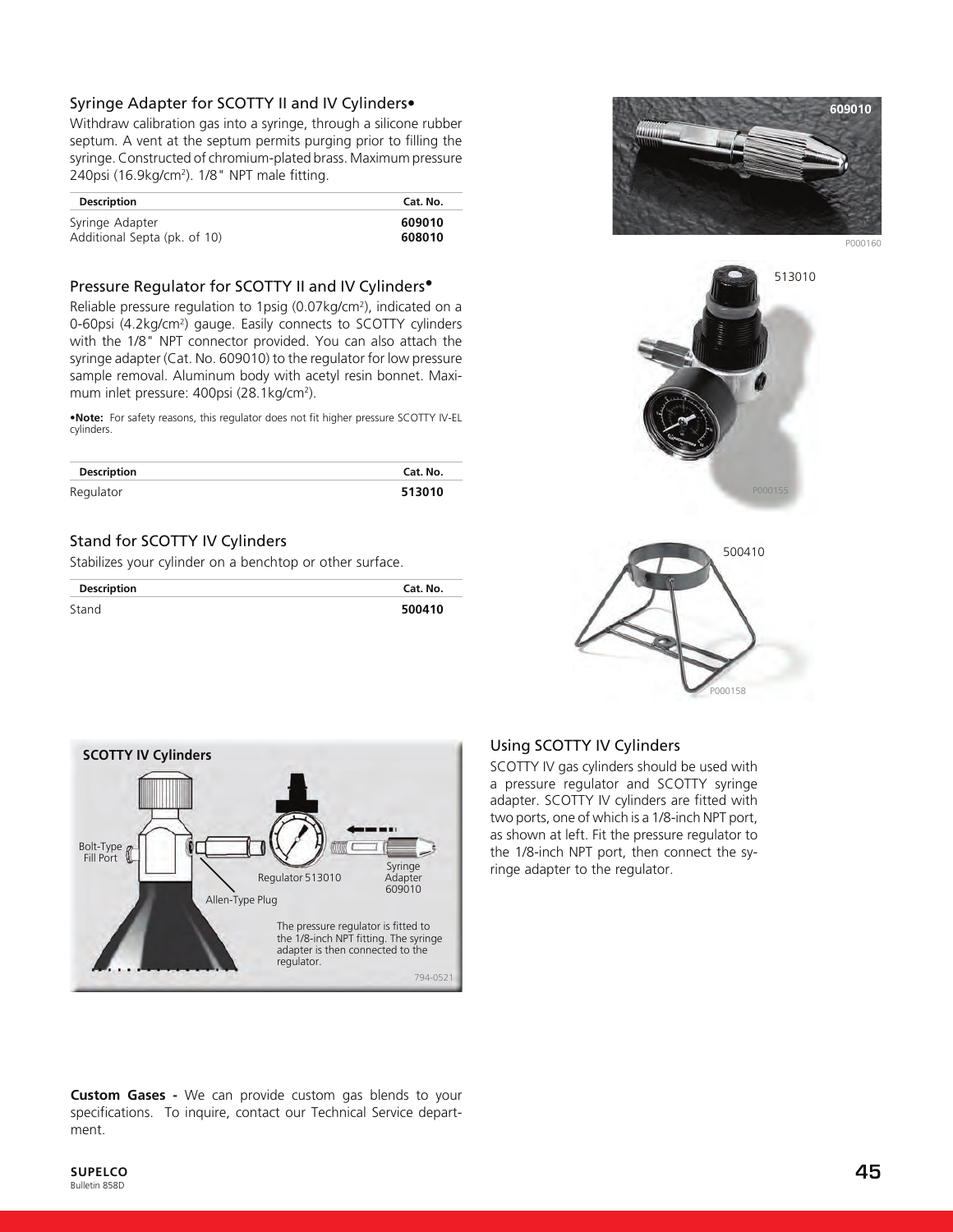## Syringe Adapter for SCOTTY II and IV Cylinders•

Withdraw calibration gas into a syringe, through a silicone rubber septum. A vent at the septum permits purging prior to filling the syringe. Constructed of chromium-plated brass. Maximum pressure 240psi (16.9kg/cm$^2$). 1/8" NPT male fitting.

| Description | Cat. No. |
|---|---|
| Syringe Adapter | **609010** |
| Additional Septa (pk. of 10) | **608010** |

## Pressure Regulator for SCOTTY II and IV Cylinders•

Reliable pressure regulation to 1psig (0.07kg/cm$^2$), indicated on a 0-60psi (4.2kg/cm$^2$) gauge. Easily connects to SCOTTY cylinders with the 1/8" NPT connector provided. You can also attach the syringe adapter (Cat. No. 609010) to the regulator for low pressure sample removal. Aluminum body with acetyl resin bonnet. Maximum inlet pressure: 400psi (28.1kg/cm$^2$).

**•Note:** For safety reasons, this regulator does not fit higher pressure SCOTTY IV-EL cylinders.

| Description | Cat. No. |
|---|---|
| Regulator | **513010** |

## Stand for SCOTTY IV Cylinders

Stabilizes your cylinder on a benchtop or other surface.

| Description | Cat. No. |
|---|---|
| Stand | **500410** |

**SCOTTY IV Cylinders**

The pressure regulator is fitted to the 1/8-inch NPT fitting. The syringe adapter is then connected to the regulator.

## Using SCOTTY IV Cylinders

SCOTTY IV gas cylinders should be used with a pressure regulator and SCOTTY syringe adapter. SCOTTY IV cylinders are fitted with two ports, one of which is a 1/8-inch NPT port, as shown at left. Fit the pressure regulator to the 1/8-inch NPT port, then connect the syringe adapter to the regulator.

**Custom Gases -** We can provide custom gas blends to your specifications. To inquire, contact our Technical Service department.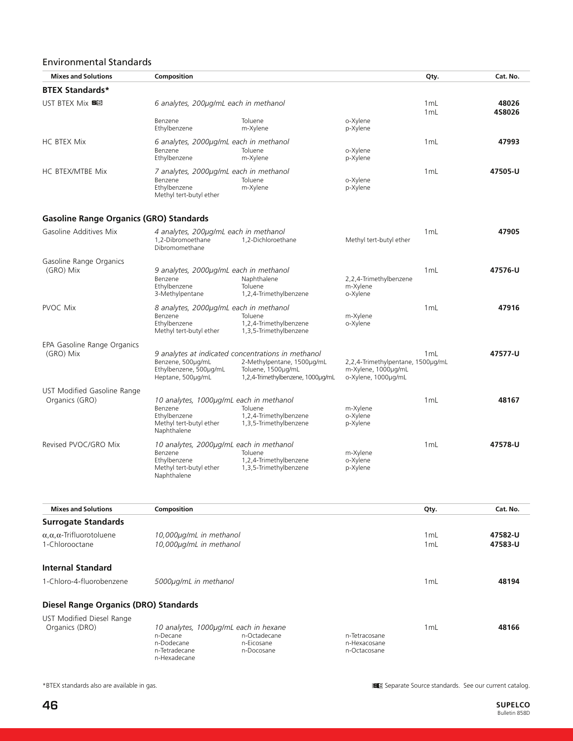## Environmental Standards

| Mixes and Solutions | Composition | Qty. | Cat. No. |
|---|---|---|---|
| **BTEX Standards*** | | | |
| UST BTEX Mix SS | *6 analytes, 200µg/mL each in methanol*<br>Benzene, Toluene, o-Xylene<br>Ethylbenzene, m-Xylene, p-Xylene | 1mL<br>1mL | **48026**<br>**4S8026** |
| HC BTEX Mix | *6 analytes, 2000µg/mL each in methanol*<br>Benzene, Toluene, o-Xylene<br>Ethylbenzene, m-Xylene, p-Xylene | 1mL | **47993** |
| HC BTEX/MTBE Mix | *7 analytes, 2000µg/mL each in methanol*<br>Benzene, Toluene, o-Xylene<br>Ethylbenzene, m-Xylene, p-Xylene<br>Methyl tert-butyl ether | 1mL | **47505-U** |
| **Gasoline Range Organics (GRO) Standards** | | | |
| Gasoline Additives Mix | *4 analytes, 200µg/mL each in methanol*<br>1,2-Dibromoethane, 1,2-Dichloroethane, Methyl tert-butyl ether<br>Dibromomethane | 1mL | **47905** |
| Gasoline Range Organics (GRO) Mix | *9 analytes, 2000µg/mL each in methanol*<br>Benzene, Naphthalene, 2,2,4-Trimethylbenzene<br>Ethylbenzene, Toluene, m-Xylene<br>3-Methylpentane, 1,2,4-Trimethylbenzene, o-Xylene | 1mL | **47576-U** |
| PVOC Mix | *8 analytes, 2000µg/mL each in methanol*<br>Benzene, Toluene, m-Xylene<br>Ethylbenzene, 1,2,4-Trimethylbenzene, o-Xylene<br>Methyl tert-butyl ether, 1,3,5-Trimethylbenzene | 1mL | **47916** |
| EPA Gasoline Range Organics (GRO) Mix | *9 analytes at indicated concentrations in methanol*<br>Benzene, 500µg/mL; 2-Methylpentane, 1500µg/mL; 2,2,4-Trimethylpentane, 1500µg/mL<br>Ethylbenzene, 500µg/mL; Toluene, 1500µg/mL; m-Xylene, 1000µg/mL<br>Heptane, 500µg/mL; 1,2,4-Trimethylbenzene, 1000µg/mL; o-Xylene, 1000µg/mL | 1mL | **47577-U** |
| UST Modified Gasoline Range Organics (GRO) | *10 analytes, 1000µg/mL each in methanol*<br>Benzene, Toluene, m-Xylene<br>Ethylbenzene, 1,2,4-Trimethylbenzene, o-Xylene<br>Methyl tert-butyl ether, 1,3,5-Trimethylbenzene, p-Xylene<br>Naphthalene | 1mL | **48167** |
| Revised PVOC/GRO Mix | *10 analytes, 2000µg/mL each in methanol*<br>Benzene, Toluene, m-Xylene<br>Ethylbenzene, 1,2,4-Trimethylbenzene, o-Xylene<br>Methyl tert-butyl ether, 1,3,5-Trimethylbenzene, p-Xylene<br>Naphthalene | 1mL | **47578-U** |

| Mixes and Solutions | Composition | Qty. | Cat. No. |
|---|---|---|---|
| **Surrogate Standards** | | | |
| α,α,α-Trifluorotoluene | *10,000µg/mL in methanol* | 1mL | **47582-U** |
| 1-Chlorooctane | *10,000µg/mL in methanol* | 1mL | **47583-U** |
| **Internal Standard** | | | |
| 1-Chloro-4-fluorobenzene | *5000µg/mL in methanol* | 1mL | **48194** |
| **Diesel Range Organics (DRO) Standards** | | | |
| UST Modified Diesel Range Organics (DRO) | *10 analytes, 1000µg/mL each in hexane*<br>n-Decane, n-Octadecane, n-Tetracosane<br>n-Dodecane, n-Eicosane, n-Hexacosane<br>n-Tetradecane, n-Docosane, n-Octacosane<br>n-Hexadecane | 1mL | **48166** |

*BTEX standards also are available in gas.

SS Separate Source standards. See our current catalog.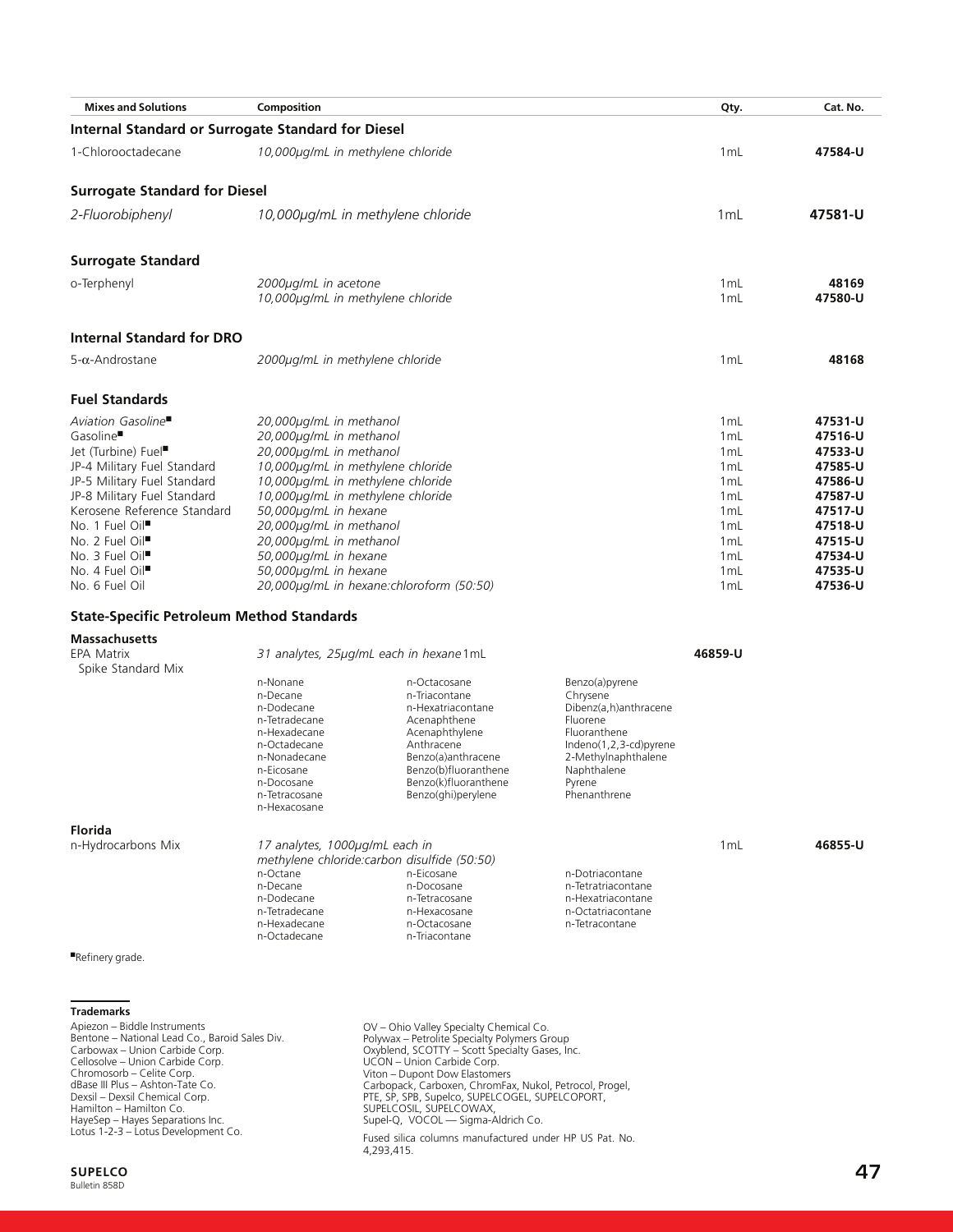| Mixes and Solutions | Composition | Qty. | Cat. No. |
|---|---|---|---|
| **Internal Standard or Surrogate Standard for Diesel** | | | |
| 1-Chlorooctadecane | *10,000µg/mL in methylene chloride* | 1mL | **47584-U** |
| **Surrogate Standard for Diesel** | | | |
| *2-Fluorobiphenyl* | *10,000µg/mL in methylene chloride* | 1mL | **47581-U** |
| **Surrogate Standard** | | | |
| o-Terphenyl | *2000µg/mL in acetone* | 1mL | **48169** |
| | *10,000µg/mL in methylene chloride* | 1mL | **47580-U** |
| **Internal Standard for DRO** | | | |
| 5-α-Androstane | *2000µg/mL in methylene chloride* | 1mL | **48168** |
| **Fuel Standards** | | | |
| *Aviation Gasoline*■ | *20,000µg/mL in methanol* | 1mL | **47531-U** |
| Gasoline■ | *20,000µg/mL in methanol* | 1mL | **47516-U** |
| Jet (Turbine) Fuel■ | *20,000µg/mL in methanol* | 1mL | **47533-U** |
| JP-4 Military Fuel Standard | *10,000µg/mL in methylene chloride* | 1mL | **47585-U** |
| JP-5 Military Fuel Standard | *10,000µg/mL in methylene chloride* | 1mL | **47586-U** |
| JP-8 Military Fuel Standard | *10,000µg/mL in methylene chloride* | 1mL | **47587-U** |
| Kerosene Reference Standard | *50,000µg/mL in hexane* | 1mL | **47517-U** |
| No. 1 Fuel Oil■ | *20,000µg/mL in methanol* | 1mL | **47518-U** |
| No. 2 Fuel Oil■ | *20,000µg/mL in methanol* | 1mL | **47515-U** |
| No. 3 Fuel Oil■ | *50,000µg/mL in hexane* | 1mL | **47534-U** |
| No. 4 Fuel Oil■ | *50,000µg/mL in hexane* | 1mL | **47535-U** |
| No. 6 Fuel Oil | *20,000µg/mL in hexane:chloroform (50:50)* | 1mL | **47536-U** |

### State-Specific Petroleum Method Standards

**Massachusetts**

EPA Matrix Spike Standard Mix — *31 analytes, 25µg/mL each in hexane* 1mL — **46859-U**

| | | |
|---|---|---|
| n-Nonane | n-Octacosane | Benzo(a)pyrene |
| n-Decane | n-Triacontane | Chrysene |
| n-Dodecane | n-Hexatriacontane | Dibenz(a,h)anthracene |
| n-Tetradecane | Acenaphthene | Fluorene |
| n-Hexadecane | Acenaphthylene | Fluoranthene |
| n-Octadecane | Anthracene | Indeno(1,2,3-cd)pyrene |
| n-Nonadecane | Benzo(a)anthracene | 2-Methylnaphthalene |
| n-Eicosane | Benzo(b)fluoranthene | Naphthalene |
| n-Docosane | Benzo(k)fluoranthene | Pyrene |
| n-Tetracosane | Benzo(ghi)perylene | Phenanthrene |
| n-Hexacosane | | |

**Florida**

n-Hydrocarbons Mix — *17 analytes, 1000µg/mL each in methylene chloride:carbon disulfide (50:50)* — 1mL — **46855-U**

| | | |
|---|---|---|
| n-Octane | n-Eicosane | n-Dotriacontane |
| n-Decane | n-Docosane | n-Tetratriacontane |
| n-Dodecane | n-Tetracosane | n-Hexatriacontane |
| n-Tetradecane | n-Hexacosane | n-Octatriacontane |
| n-Hexadecane | n-Octacosane | n-Tetracontane |
| n-Octadecane | n-Triacontane | |

■Refinery grade.

**Trademarks**

Apiezon – Biddle Instruments
Bentone – National Lead Co., Baroid Sales Div.
Carbowax – Union Carbide Corp.
Cellosolve – Union Carbide Corp.
Chromosorb – Celite Corp.
dBase III Plus – Ashton-Tate Co.
Dexsil – Dexsil Chemical Corp.
Hamilton – Hamilton Co.
HayeSep – Hayes Separations Inc.
Lotus 1-2-3 – Lotus Development Co.
OV – Ohio Valley Specialty Chemical Co.
Polywax – Petrolite Specialty Polymers Group
Oxyblend, SCOTTY – Scott Specialty Gases, Inc.
UCON – Union Carbide Corp.
Viton – Dupont Dow Elastomers
Carbopack, Carboxen, ChromFax, Nukol, Petrocol, Progel, PTE, SP, SPB, Supelco, SUPELCOGEL, SUPELCOPORT, SUPELCOSIL, SUPELCOWAX, Supel-Q, VOCOL — Sigma-Aldrich Co.

Fused silica columns manufactured under HP US Pat. No. 4,293,415.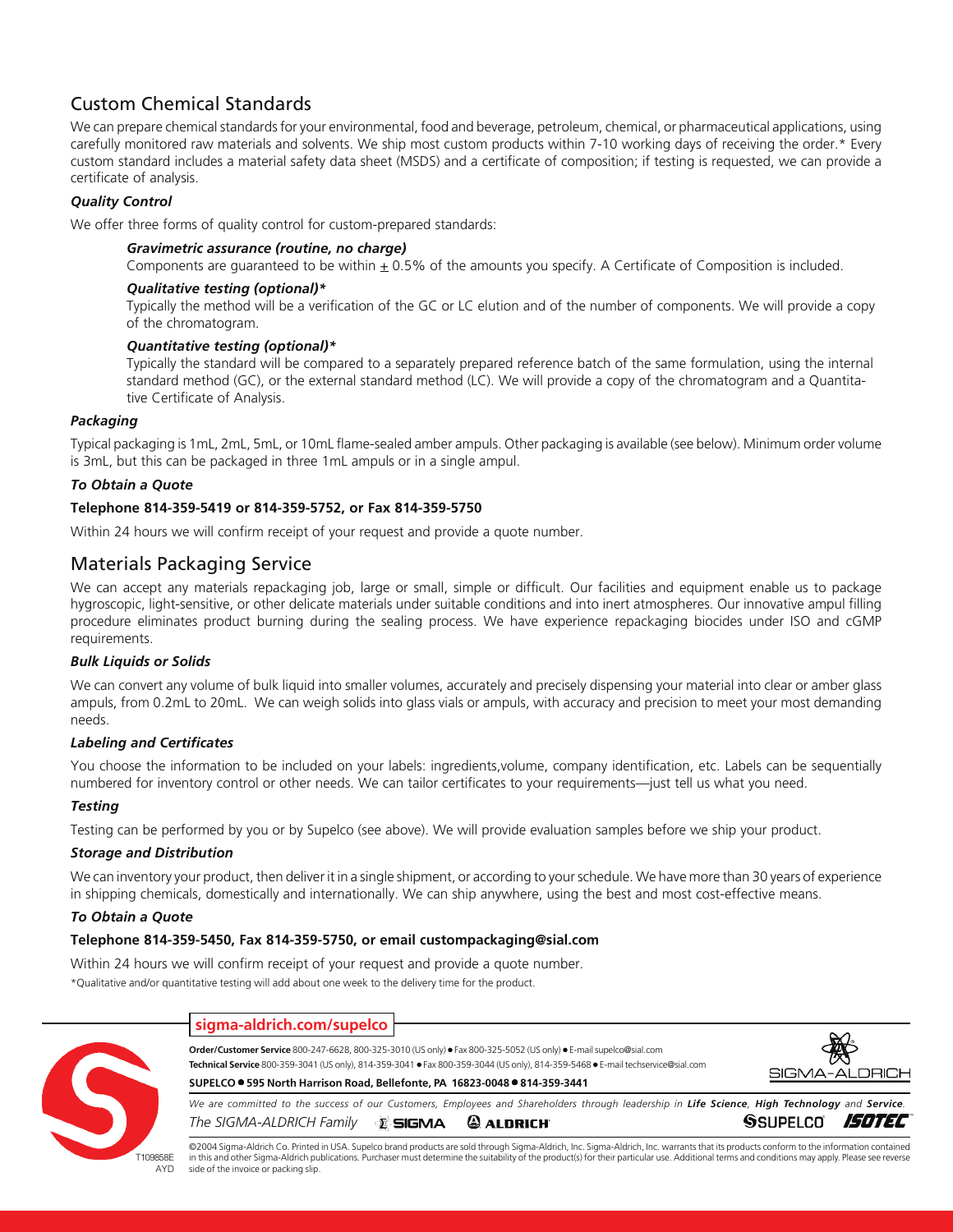## Custom Chemical Standards

We can prepare chemical standards for your environmental, food and beverage, petroleum, chemical, or pharmaceutical applications, using carefully monitored raw materials and solvents. We ship most custom products within 7-10 working days of receiving the order.* Every custom standard includes a material safety data sheet (MSDS) and a certificate of composition; if testing is requested, we can provide a certificate of analysis.

### *Quality Control*

We offer three forms of quality control for custom-prepared standards:

***Gravimetric assurance (routine, no charge)***

Components are guaranteed to be within ± 0.5% of the amounts you specify. A Certificate of Composition is included.

***Qualitative testing (optional)****

Typically the method will be a verification of the GC or LC elution and of the number of components. We will provide a copy of the chromatogram.

***Quantitative testing (optional)****

Typically the standard will be compared to a separately prepared reference batch of the same formulation, using the internal standard method (GC), or the external standard method (LC). We will provide a copy of the chromatogram and a Quantitative Certificate of Analysis.

### *Packaging*

Typical packaging is 1mL, 2mL, 5mL, or 10mL flame-sealed amber ampuls. Other packaging is available (see below). Minimum order volume is 3mL, but this can be packaged in three 1mL ampuls or in a single ampul.

### *To Obtain a Quote*

**Telephone 814-359-5419 or 814-359-5752, or Fax 814-359-5750**

Within 24 hours we will confirm receipt of your request and provide a quote number.

## Materials Packaging Service

We can accept any materials repackaging job, large or small, simple or difficult. Our facilities and equipment enable us to package hygroscopic, light-sensitive, or other delicate materials under suitable conditions and into inert atmospheres. Our innovative ampul filling procedure eliminates product burning during the sealing process. We have experience repackaging biocides under ISO and cGMP requirements.

### *Bulk Liquids or Solids*

We can convert any volume of bulk liquid into smaller volumes, accurately and precisely dispensing your material into clear or amber glass ampuls, from 0.2mL to 20mL. We can weigh solids into glass vials or ampuls, with accuracy and precision to meet your most demanding needs.

### *Labeling and Certificates*

You choose the information to be included on your labels: ingredients,volume, company identification, etc. Labels can be sequentially numbered for inventory control or other needs. We can tailor certificates to your requirements—just tell us what you need.

### *Testing*

Testing can be performed by you or by Supelco (see above). We will provide evaluation samples before we ship your product.

### *Storage and Distribution*

We can inventory your product, then deliver it in a single shipment, or according to your schedule. We have more than 30 years of experience in shipping chemicals, domestically and internationally. We can ship anywhere, using the best and most cost-effective means.

### *To Obtain a Quote*

**Telephone 814-359-5450, Fax 814-359-5750, or email custompackaging@sial.com**

Within 24 hours we will confirm receipt of your request and provide a quote number.

*Qualitative and/or quantitative testing will add about one week to the delivery time for the product.

**sigma-aldrich.com/supelco**

**Order/Customer Service** 800-247-6628, 800-325-3010 (US only) • Fax 800-325-5052 (US only) • E-mail supelco@sial.com
**Technical Service** 800-359-3041 (US only), 814-359-3041 • Fax 800-359-3044 (US only), 814-359-5468 • E-mail techservice@sial.com
**SUPELCO • 595 North Harrison Road, Bellefonte, PA 16823-0048 • 814-359-3441**

*We are committed to the success of our Customers, Employees and Shareholders through leadership in **Life Science**, **High Technology** and **Service**.*

*The SIGMA-ALDRICH Family* SIGMA ALDRICH SUPELCO ISOTEC

©2004 Sigma-Aldrich Co. Printed in USA. Supelco brand products are sold through Sigma-Aldrich, Inc. Sigma-Aldrich, Inc. warrants that its products conform to the information contained in this and other Sigma-Aldrich publications. Purchaser must determine the suitability of the product(s) for their particular use. Additional terms and conditions may apply. Please see reverse side of the invoice or packing slip.

T109858E
AYD